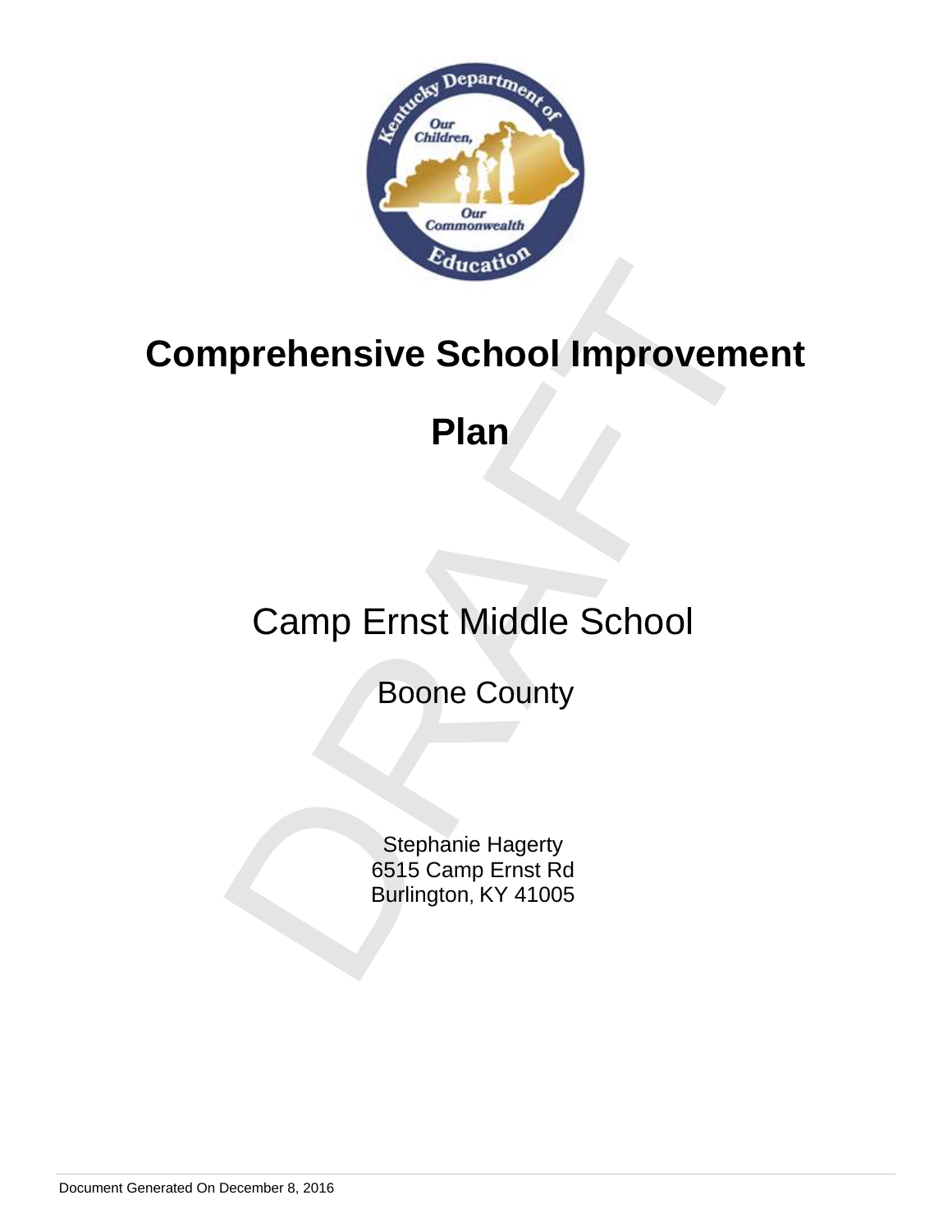# Comprehensive School Improvement Plan

## Camp Ernst Middle School

### Boone County

Stephanie Hagerty
6515 Camp Ernst Rd
Burlington, KY 41005

Document Generated On December 8, 2016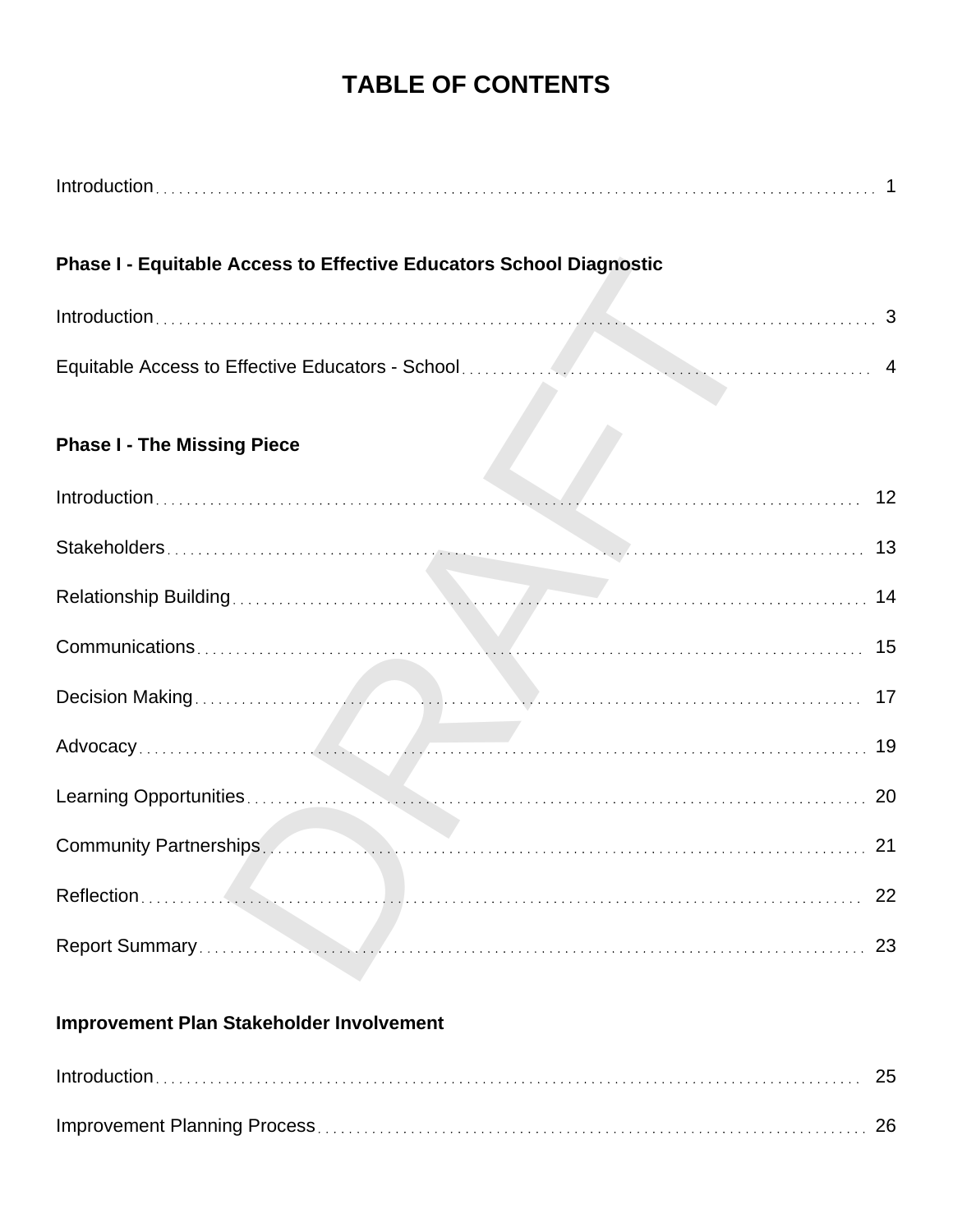# TABLE OF CONTENTS

Introduction . . . . . . . . . . 1

**Phase I - Equitable Access to Effective Educators School Diagnostic**

Introduction . . . . . . . . . . 3

Equitable Access to Effective Educators - School . . . . . . . . . . 4

**Phase I - The Missing Piece**

Introduction . . . . . . . . . . 12

Stakeholders . . . . . . . . . . 13

Relationship Building . . . . . . . . . . 14

Communications . . . . . . . . . . 15

Decision Making . . . . . . . . . . 17

Advocacy . . . . . . . . . . 19

Learning Opportunities . . . . . . . . . . 20

Community Partnerships . . . . . . . . . . 21

Reflection . . . . . . . . . . 22

Report Summary . . . . . . . . . . 23

**Improvement Plan Stakeholder Involvement**

Introduction . . . . . . . . . . 25

Improvement Planning Process . . . . . . . . . . 26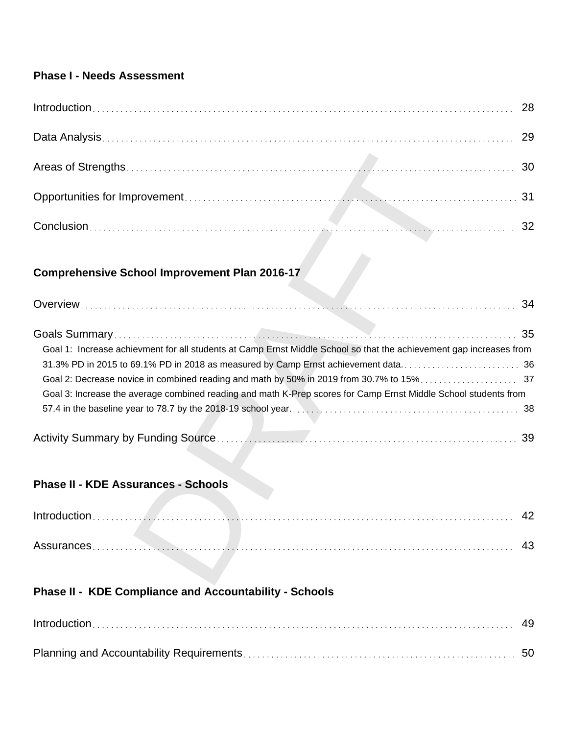**Phase I - Needs Assessment**

Introduction . . . 28

Data Analysis . . . 29

Areas of Strengths . . . 30

Opportunities for Improvement . . . 31

Conclusion . . . 32

**Comprehensive School Improvement Plan 2016-17**

Overview . . . 34

Goals Summary . . . 35

- Goal 1: Increase achievment for all students at Camp Ernst Middle School so that the achievement gap increases from 31.3% PD in 2015 to 69.1% PD in 2018 as measured by Camp Ernst achievement data. . . . 36
- Goal 2: Decrease novice in combined reading and math by 50% in 2019 from 30.7% to 15% . . . 37
- Goal 3: Increase the average combined reading and math K-Prep scores for Camp Ernst Middle School students from 57.4 in the baseline year to 78.7 by the 2018-19 school year. . . . 38

Activity Summary by Funding Source . . . 39

**Phase II - KDE Assurances - Schools**

Introduction . . . 42

Assurances . . . 43

**Phase II - KDE Compliance and Accountability - Schools**

Introduction . . . 49

Planning and Accountability Requirements . . . 50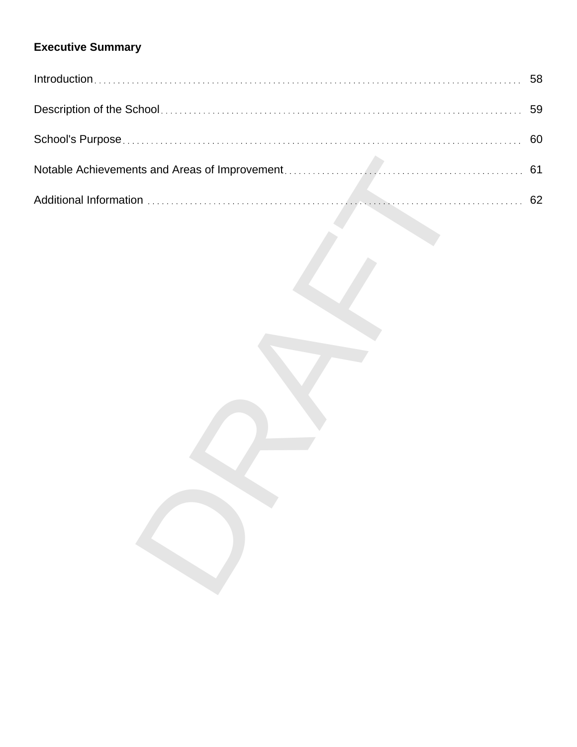**Executive Summary**

Introduction . . . . . . . . . . . . . . . . . . . . . . . . . . . . . . . . . . . . . . . . . . . . . . . . . . . . . . . . . . . . 58

Description of the School . . . . . . . . . . . . . . . . . . . . . . . . . . . . . . . . . . . . . . . . . . . . . . . . . . 59

School's Purpose . . . . . . . . . . . . . . . . . . . . . . . . . . . . . . . . . . . . . . . . . . . . . . . . . . . . . . . 60

Notable Achievements and Areas of Improvement . . . . . . . . . . . . . . . . . . . . . . . . . . . . . . . . 61

Additional Information . . . . . . . . . . . . . . . . . . . . . . . . . . . . . . . . . . . . . . . . . . . . . . . . . . . 62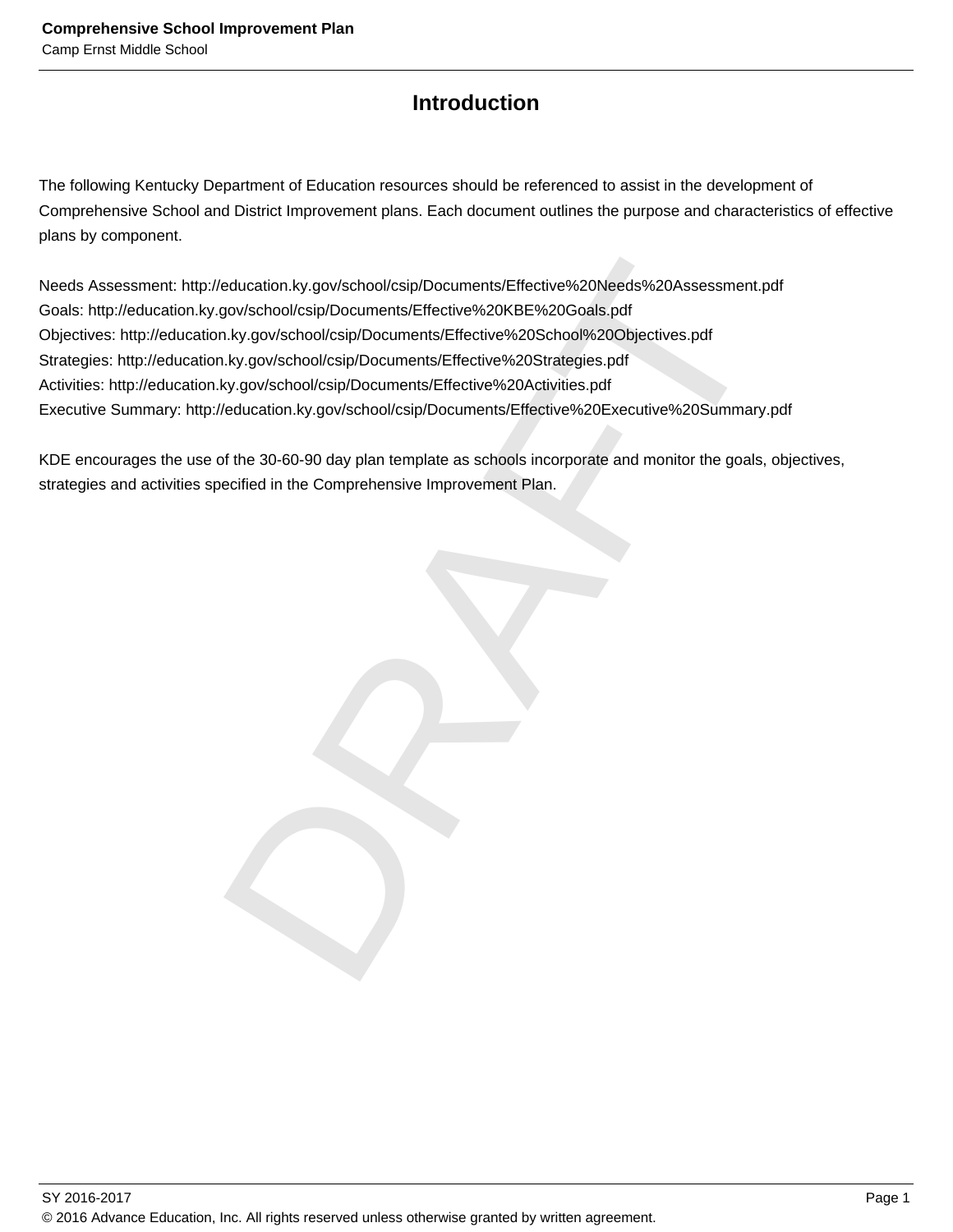# Introduction

The following Kentucky Department of Education resources should be referenced to assist in the development of Comprehensive School and District Improvement plans. Each document outlines the purpose and characteristics of effective plans by component.

Needs Assessment: http://education.ky.gov/school/csip/Documents/Effective%20Needs%20Assessment.pdf
Goals: http://education.ky.gov/school/csip/Documents/Effective%20KBE%20Goals.pdf
Objectives: http://education.ky.gov/school/csip/Documents/Effective%20School%20Objectives.pdf
Strategies: http://education.ky.gov/school/csip/Documents/Effective%20Strategies.pdf
Activities: http://education.ky.gov/school/csip/Documents/Effective%20Activities.pdf
Executive Summary: http://education.ky.gov/school/csip/Documents/Effective%20Executive%20Summary.pdf

KDE encourages the use of the 30-60-90 day plan template as schools incorporate and monitor the goals, objectives, strategies and activities specified in the Comprehensive Improvement Plan.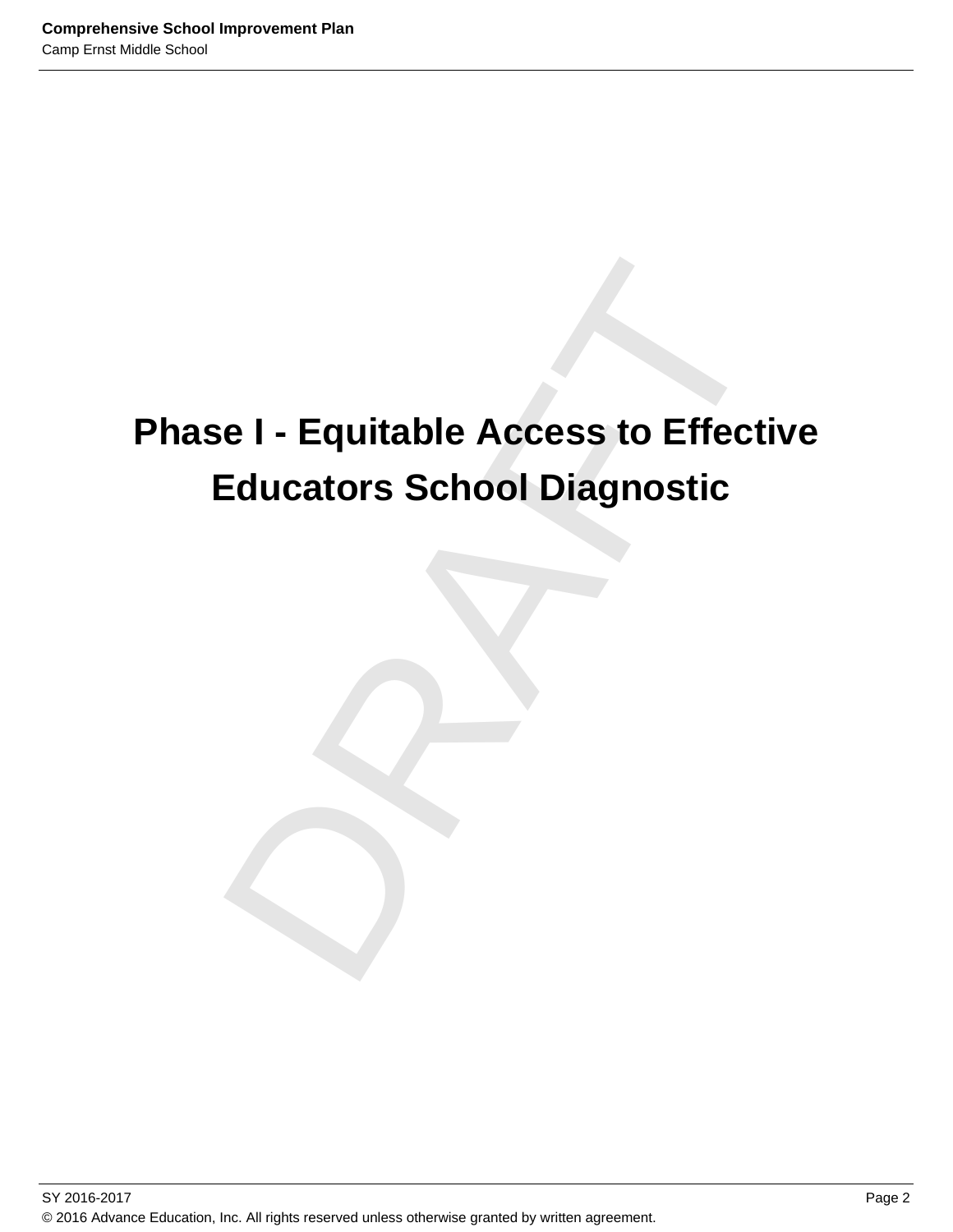# Phase I - Equitable Access to Effective Educators School Diagnostic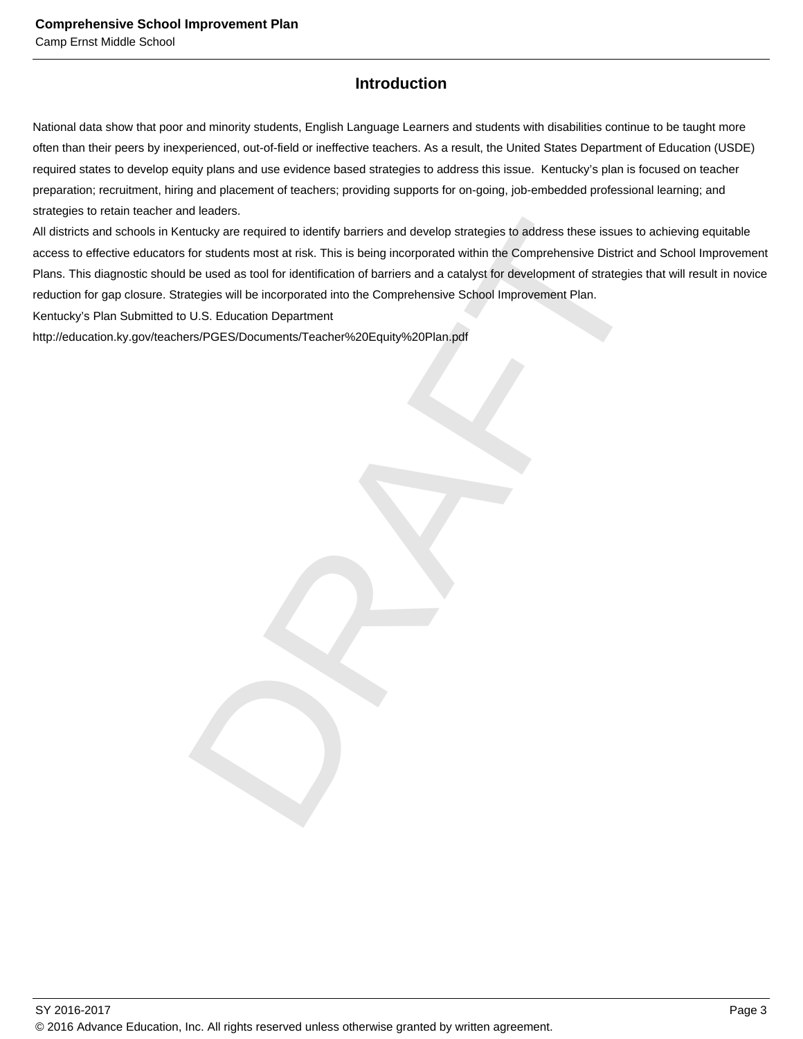## Introduction

National data show that poor and minority students, English Language Learners and students with disabilities continue to be taught more often than their peers by inexperienced, out-of-field or ineffective teachers. As a result, the United States Department of Education (USDE) required states to develop equity plans and use evidence based strategies to address this issue. Kentucky's plan is focused on teacher preparation; recruitment, hiring and placement of teachers; providing supports for on-going, job-embedded professional learning; and strategies to retain teacher and leaders.

All districts and schools in Kentucky are required to identify barriers and develop strategies to address these issues to achieving equitable access to effective educators for students most at risk. This is being incorporated within the Comprehensive District and School Improvement Plans. This diagnostic should be used as tool for identification of barriers and a catalyst for development of strategies that will result in novice reduction for gap closure. Strategies will be incorporated into the Comprehensive School Improvement Plan.

Kentucky's Plan Submitted to U.S. Education Department

http://education.ky.gov/teachers/PGES/Documents/Teacher%20Equity%20Plan.pdf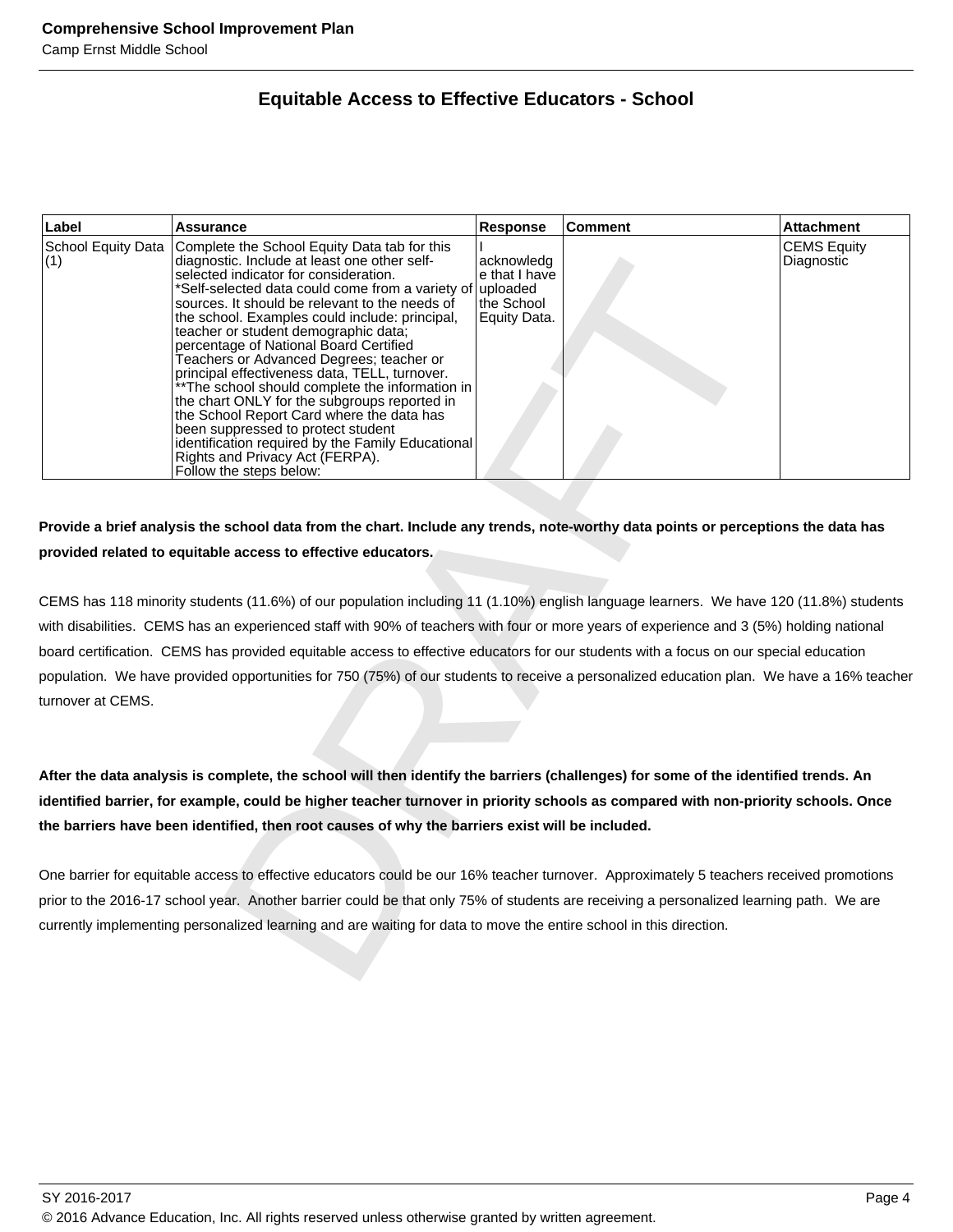## Equitable Access to Effective Educators - School

| Label | Assurance | Response | Comment | Attachment |
|---|---|---|---|---|
| School Equity Data (1) | Complete the School Equity Data tab for this diagnostic. Include at least one other self-selected indicator for consideration. *Self-selected data could come from a variety of sources. It should be relevant to the needs of the school. Examples could include: principal, teacher or student demographic data; percentage of National Board Certified Teachers or Advanced Degrees; teacher or principal effectiveness data, TELL, turnover. **The school should complete the information in the chart ONLY for the subgroups reported in the School Report Card where the data has been suppressed to protect student identification required by the Family Educational Rights and Privacy Act (FERPA). Follow the steps below: | I acknowledge that I have uploaded the School Equity Data. | | CEMS Equity Diagnostic |

**Provide a brief analysis the school data from the chart. Include any trends, note-worthy data points or perceptions the data has provided related to equitable access to effective educators.**

CEMS has 118 minority students (11.6%) of our population including 11 (1.10%) english language learners. We have 120 (11.8%) students with disabilities. CEMS has an experienced staff with 90% of teachers with four or more years of experience and 3 (5%) holding national board certification. CEMS has provided equitable access to effective educators for our students with a focus on our special education population. We have provided opportunities for 750 (75%) of our students to receive a personalized education plan. We have a 16% teacher turnover at CEMS.

**After the data analysis is complete, the school will then identify the barriers (challenges) for some of the identified trends. An identified barrier, for example, could be higher teacher turnover in priority schools as compared with non-priority schools. Once the barriers have been identified, then root causes of why the barriers exist will be included.**

One barrier for equitable access to effective educators could be our 16% teacher turnover. Approximately 5 teachers received promotions prior to the 2016-17 school year. Another barrier could be that only 75% of students are receiving a personalized learning path. We are currently implementing personalized learning and are waiting for data to move the entire school in this direction.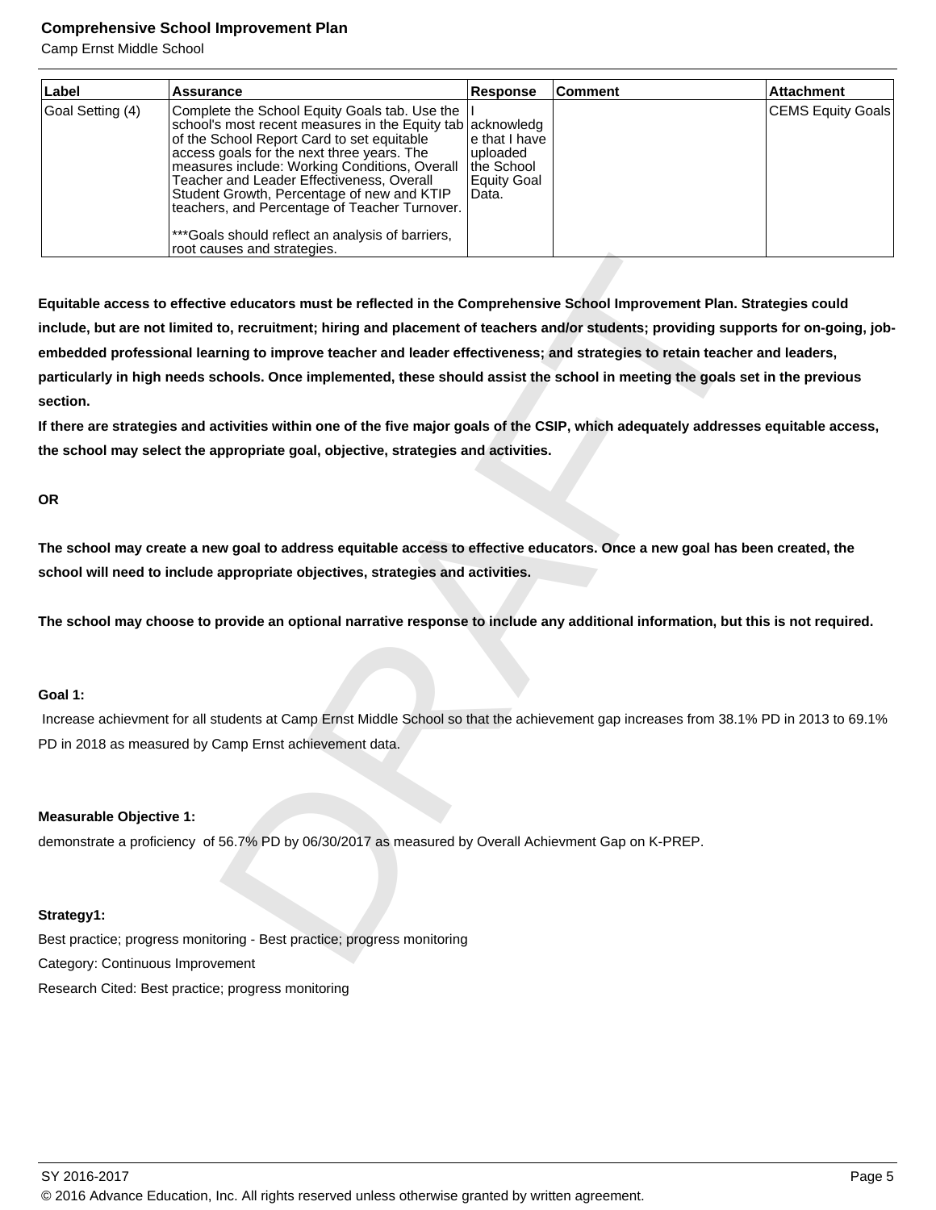| Label | Assurance | Response | Comment | Attachment |
| --- | --- | --- | --- | --- |
| Goal Setting (4) | Complete the School Equity Goals tab. Use the school's most recent measures in the Equity tab of the School Report Card to set equitable access goals for the next three years. The measures include: Working Conditions, Overall Teacher and Leader Effectiveness, Overall Student Growth, Percentage of new and KTIP teachers, and Percentage of Teacher Turnover.<br><br>***Goals should reflect an analysis of barriers, root causes and strategies. | I acknowledge that I have uploaded the School Equity Goal Data. | | CEMS Equity Goals |

**Equitable access to effective educators must be reflected in the Comprehensive School Improvement Plan. Strategies could include, but are not limited to, recruitment; hiring and placement of teachers and/or students; providing supports for on-going, job-embedded professional learning to improve teacher and leader effectiveness; and strategies to retain teacher and leaders, particularly in high needs schools. Once implemented, these should assist the school in meeting the goals set in the previous section.**

**If there are strategies and activities within one of the five major goals of the CSIP, which adequately addresses equitable access, the school may select the appropriate goal, objective, strategies and activities.**

**OR**

**The school may create a new goal to address equitable access to effective educators. Once a new goal has been created, the school will need to include appropriate objectives, strategies and activities.**

**The school may choose to provide an optional narrative response to include any additional information, but this is not required.**

**Goal 1:**

Increase achievment for all students at Camp Ernst Middle School so that the achievement gap increases from 38.1% PD in 2013 to 69.1% PD in 2018 as measured by Camp Ernst achievement data.

**Measurable Objective 1:**

demonstrate a proficiency of 56.7% PD by 06/30/2017 as measured by Overall Achievment Gap on K-PREP.

**Strategy1:**

Best practice; progress monitoring - Best practice; progress monitoring

Category: Continuous Improvement

Research Cited: Best practice; progress monitoring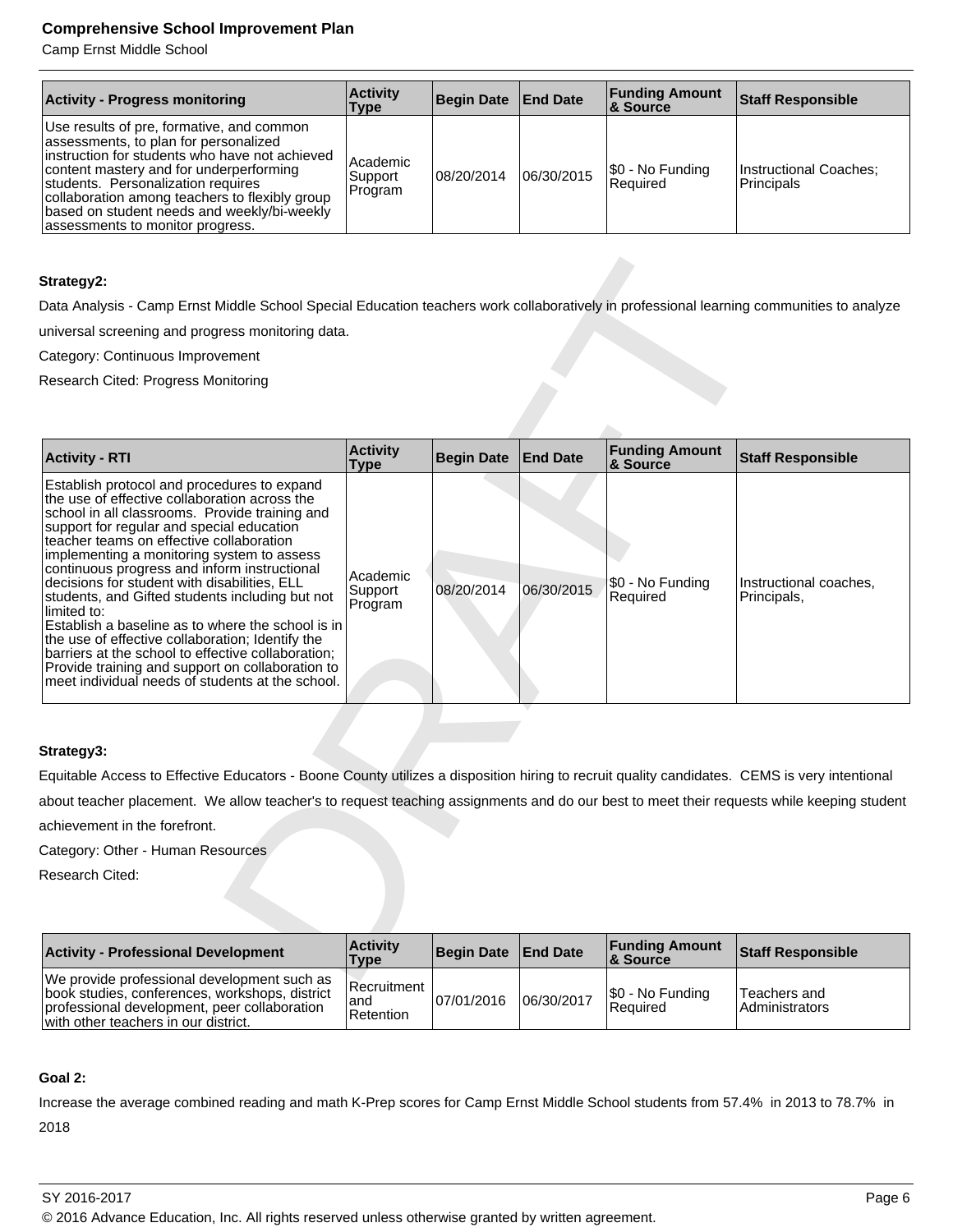| Activity - Progress monitoring | Activity Type | Begin Date | End Date | Funding Amount & Source | Staff Responsible |
|---|---|---|---|---|---|
| Use results of pre, formative, and common assessments, to plan for personalized instruction for students who have not achieved content mastery and for underperforming students.  Personalization requires collaboration among teachers to flexibly group based on student needs and weekly/bi-weekly assessments to monitor progress. | Academic Support Program | 08/20/2014 | 06/30/2015 | $0 - No Funding Required | Instructional Coaches; Principals |

**Strategy2:**

Data Analysis - Camp Ernst Middle School Special Education teachers work collaboratively in professional learning communities to analyze universal screening and progress monitoring data.

Category: Continuous Improvement

Research Cited: Progress Monitoring

| Activity - RTI | Activity Type | Begin Date | End Date | Funding Amount & Source | Staff Responsible |
|---|---|---|---|---|---|
| Establish protocol and procedures to expand the use of effective collaboration across the school in all classrooms.  Provide training and support for regular and special education teacher teams on effective collaboration implementing a monitoring system to assess continuous progress and inform instructional decisions for student with disabilities, ELL students, and Gifted students including but not limited to: Establish a baseline as to where the school is in the use of effective collaboration; Identify the barriers at the school to effective collaboration; Provide training and support on collaboration to meet individual needs of students at the school. | Academic Support Program | 08/20/2014 | 06/30/2015 | $0 - No Funding Required | Instructional coaches, Principals, |

**Strategy3:**

Equitable Access to Effective Educators - Boone County utilizes a disposition hiring to recruit quality candidates.  CEMS is very intentional about teacher placement.  We allow teacher's to request teaching assignments and do our best to meet their requests while keeping student achievement in the forefront.

Category: Other - Human Resources

Research Cited:

| Activity - Professional Development | Activity Type | Begin Date | End Date | Funding Amount & Source | Staff Responsible |
|---|---|---|---|---|---|
| We provide professional development such as book studies, conferences, workshops, district professional development, peer collaboration with other teachers in our district. | Recruitment and Retention | 07/01/2016 | 06/30/2017 | $0 - No Funding Required | Teachers and Administrators |

**Goal 2:**

Increase the average combined reading and math K-Prep scores for Camp Ernst Middle School students from 57.4%  in 2013 to 78.7%  in 2018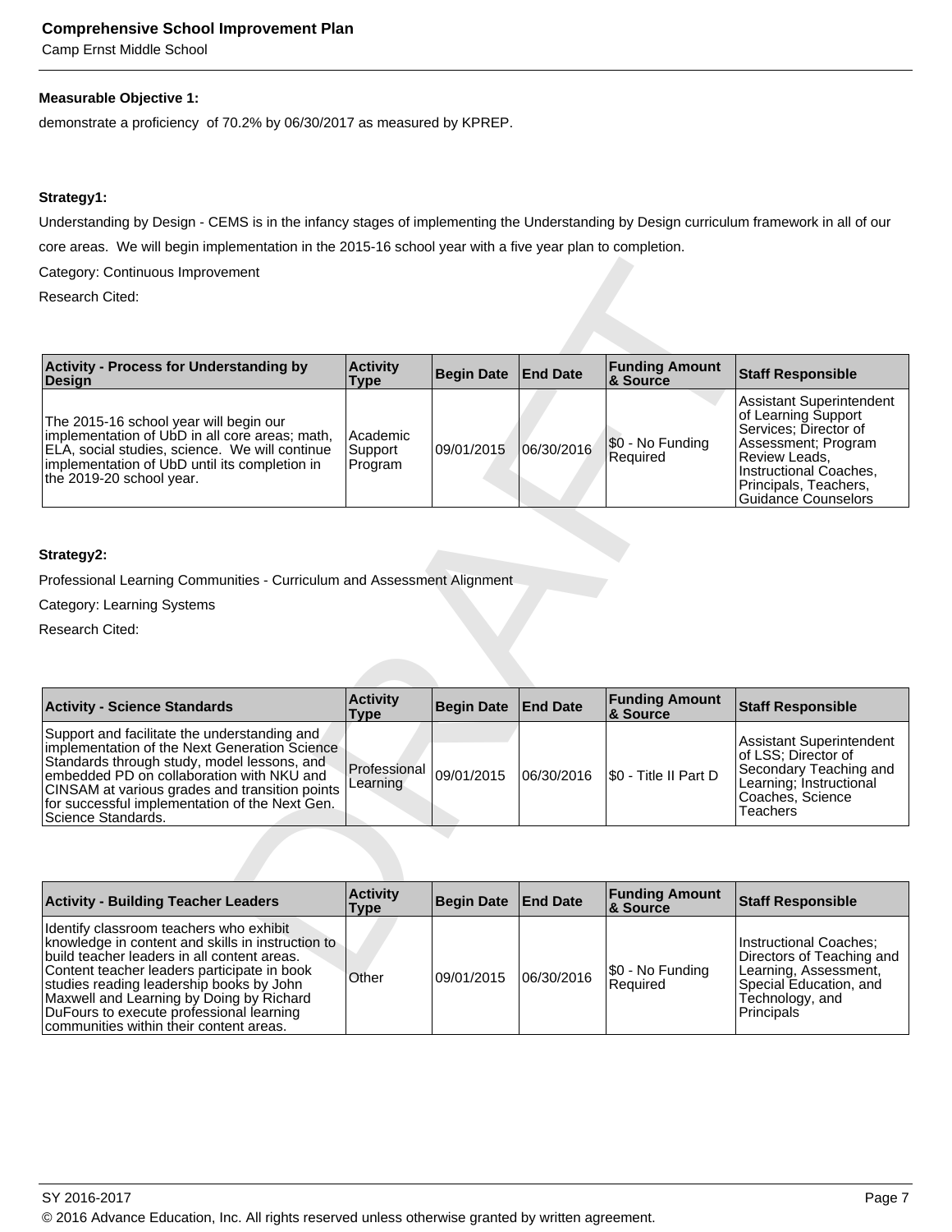**Measurable Objective 1:**

demonstrate a proficiency of 70.2% by 06/30/2017 as measured by KPREP.

**Strategy1:**

Understanding by Design - CEMS is in the infancy stages of implementing the Understanding by Design curriculum framework in all of our core areas. We will begin implementation in the 2015-16 school year with a five year plan to completion.

Category: Continuous Improvement

Research Cited:

| Activity - Process for Understanding by Design | Activity Type | Begin Date | End Date | Funding Amount & Source | Staff Responsible |
|---|---|---|---|---|---|
| The 2015-16 school year will begin our implementation of UbD in all core areas; math, ELA, social studies, science. We will continue implementation of UbD until its completion in the 2019-20 school year. | Academic Support Program | 09/01/2015 | 06/30/2016 | $0 - No Funding Required | Assistant Superintendent of Learning Support Services; Director of Assessment; Program Review Leads, Instructional Coaches, Principals, Teachers, Guidance Counselors |

**Strategy2:**

Professional Learning Communities - Curriculum and Assessment Alignment

Category: Learning Systems

Research Cited:

| Activity - Science Standards | Activity Type | Begin Date | End Date | Funding Amount & Source | Staff Responsible |
|---|---|---|---|---|---|
| Support and facilitate the understanding and implementation of the Next Generation Science Standards through study, model lessons, and embedded PD on collaboration with NKU and CINSAM at various grades and transition points for successful implementation of the Next Gen. Science Standards. | Professional Learning | 09/01/2015 | 06/30/2016 | $0 - Title II Part D | Assistant Superintendent of LSS; Director of Secondary Teaching and Learning; Instructional Coaches, Science Teachers |

| Activity - Building Teacher Leaders | Activity Type | Begin Date | End Date | Funding Amount & Source | Staff Responsible |
|---|---|---|---|---|---|
| Identify classroom teachers who exhibit knowledge in content and skills in instruction to build teacher leaders in all content areas. Content teacher leaders participate in book studies reading leadership books by John Maxwell and Learning by Doing by Richard DuFours to execute professional learning communities within their content areas. | Other | 09/01/2015 | 06/30/2016 | $0 - No Funding Required | Instructional Coaches; Directors of Teaching and Learning, Assessment, Special Education, and Technology, and Principals |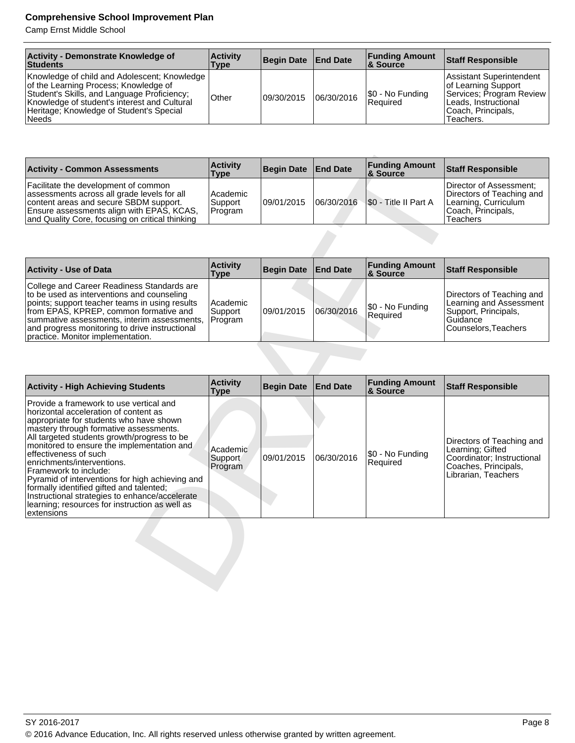| Activity - Demonstrate Knowledge of Students | Activity Type | Begin Date | End Date | Funding Amount & Source | Staff Responsible |
|---|---|---|---|---|---|
| Knowledge of child and Adolescent; Knowledge of the Learning Process; Knowledge of Student's Skills, and Language Proficiency; Knowledge of student's interest and Cultural Heritage; Knowledge of Student's Special Needs | Other | 09/30/2015 | 06/30/2016 | $0 - No Funding Required | Assistant Superintendent of Learning Support Services; Program Review Leads, Instructional Coach, Principals, Teachers. |

| Activity - Common Assessments | Activity Type | Begin Date | End Date | Funding Amount & Source | Staff Responsible |
|---|---|---|---|---|---|
| Facilitate the development of common assessments across all grade levels for all content areas and secure SBDM support. Ensure assessments align with EPAS, KCAS, and Quality Core, focusing on critical thinking | Academic Support Program | 09/01/2015 | 06/30/2016 | $0 - Title II Part A | Director of Assessment; Directors of Teaching and Learning, Curriculum Coach, Principals, Teachers |

| Activity - Use of Data | Activity Type | Begin Date | End Date | Funding Amount & Source | Staff Responsible |
|---|---|---|---|---|---|
| College and Career Readiness Standards are to be used as interventions and counseling points; support teacher teams in using results from EPAS, KPREP, common formative and summative assessments, interim assessments, and progress monitoring to drive instructional practice. Monitor implementation. | Academic Support Program | 09/01/2015 | 06/30/2016 | $0 - No Funding Required | Directors of Teaching and Learning and Assessment Support, Principals, Guidance Counselors,Teachers |

| Activity - High Achieving Students | Activity Type | Begin Date | End Date | Funding Amount & Source | Staff Responsible |
|---|---|---|---|---|---|
| Provide a framework to use vertical and horizontal acceleration of content as appropriate for students who have shown mastery through formative assessments.<br>All targeted students growth/progress to be monitored to ensure the implementation and effectiveness of such enrichments/interventions.<br>Framework to include:<br>Pyramid of interventions for high achieving and formally identified gifted and talented;<br>Instructional strategies to enhance/accelerate learning; resources for instruction as well as extensions | Academic Support Program | 09/01/2015 | 06/30/2016 | $0 - No Funding Required | Directors of Teaching and Learning; Gifted Coordinator; Instructional Coaches, Principals, Librarian, Teachers |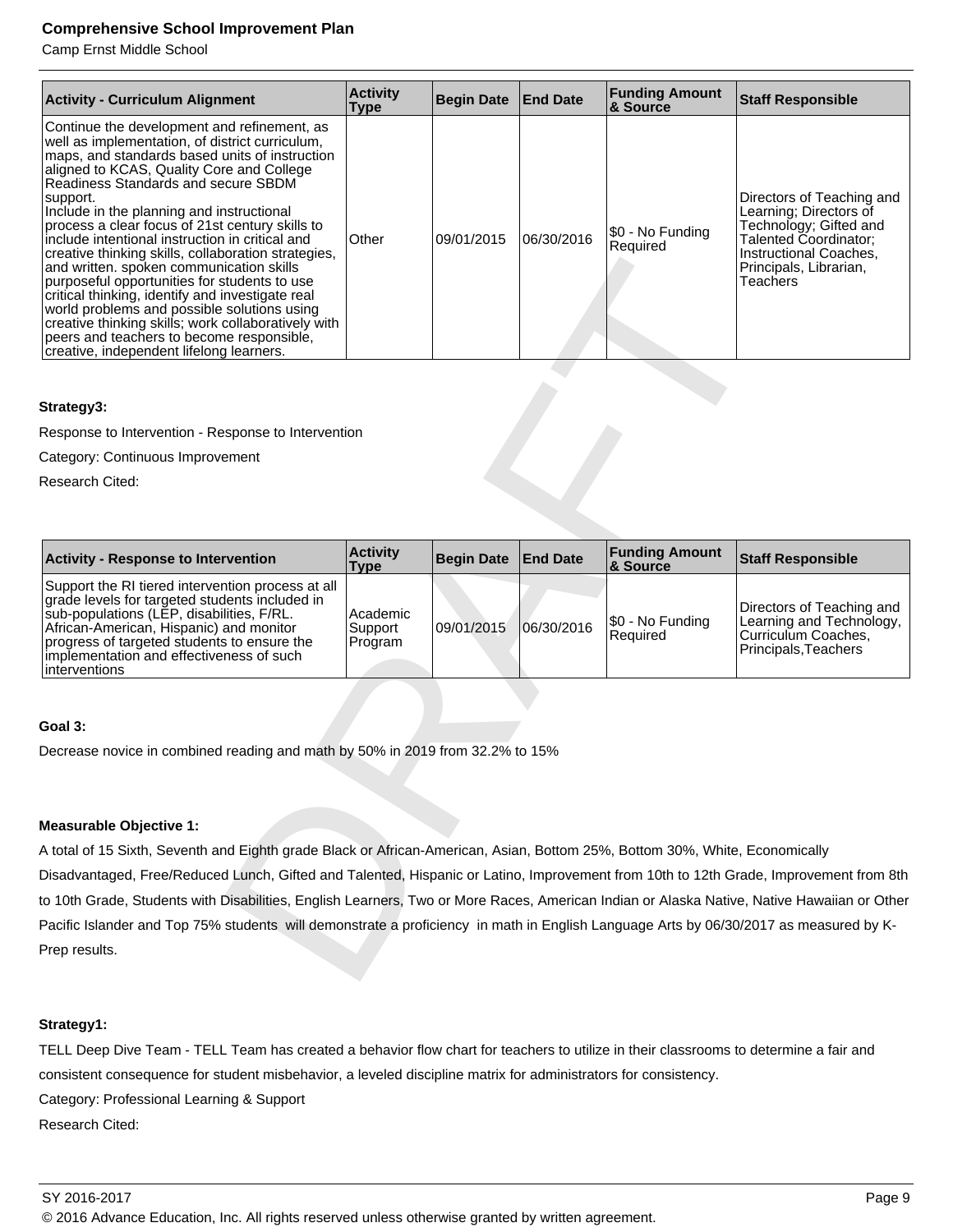| Activity - Curriculum Alignment | Activity Type | Begin Date | End Date | Funding Amount & Source | Staff Responsible |
|---|---|---|---|---|---|
| Continue the development and refinement, as well as implementation, of district curriculum, maps, and standards based units of instruction aligned to KCAS, Quality Core and College Readiness Standards and secure SBDM support. Include in the planning and instructional process a clear focus of 21st century skills to include intentional instruction in critical and creative thinking skills, collaboration strategies, and written. spoken communication skills purposeful opportunities for students to use critical thinking, identify and investigate real world problems and possible solutions using creative thinking skills; work collaboratively with peers and teachers to become responsible, creative, independent lifelong learners. | Other | 09/01/2015 | 06/30/2016 | $0 - No Funding Required | Directors of Teaching and Learning; Directors of Technology; Gifted and Talented Coordinator; Instructional Coaches, Principals, Librarian, Teachers |

**Strategy3:**

Response to Intervention - Response to Intervention

Category: Continuous Improvement

Research Cited:

| Activity - Response to Intervention | Activity Type | Begin Date | End Date | Funding Amount & Source | Staff Responsible |
|---|---|---|---|---|---|
| Support the RI tiered intervention process at all grade levels for targeted students included in sub-populations (LEP, disabilities, F/RL. African-American, Hispanic) and monitor progress of targeted students to ensure the implementation and effectiveness of such interventions | Academic Support Program | 09/01/2015 | 06/30/2016 | $0 - No Funding Required | Directors of Teaching and Learning and Technology, Curriculum Coaches, Principals,Teachers |

**Goal 3:**

Decrease novice in combined reading and math by 50% in 2019 from 32.2% to 15%

**Measurable Objective 1:**

A total of 15 Sixth, Seventh and Eighth grade Black or African-American, Asian, Bottom 25%, Bottom 30%, White, Economically Disadvantaged, Free/Reduced Lunch, Gifted and Talented, Hispanic or Latino, Improvement from 10th to 12th Grade, Improvement from 8th to 10th Grade, Students with Disabilities, English Learners, Two or More Races, American Indian or Alaska Native, Native Hawaiian or Other Pacific Islander and Top 75% students will demonstrate a proficiency in math in English Language Arts by 06/30/2017 as measured by K-Prep results.

**Strategy1:**

TELL Deep Dive Team - TELL Team has created a behavior flow chart for teachers to utilize in their classrooms to determine a fair and consistent consequence for student misbehavior, a leveled discipline matrix for administrators for consistency.

Category: Professional Learning & Support

Research Cited: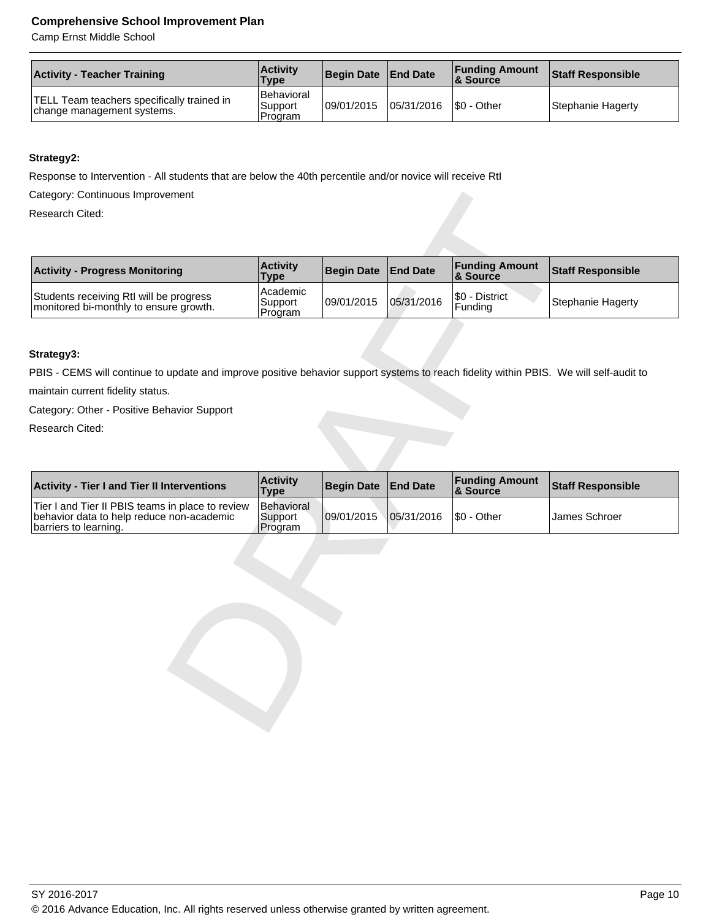| Activity - Teacher Training | Activity Type | Begin Date | End Date | Funding Amount & Source | Staff Responsible |
|---|---|---|---|---|---|
| TELL Team teachers specifically trained in change management systems. | Behavioral Support Program | 09/01/2015 | 05/31/2016 | $0 - Other | Stephanie Hagerty |

**Strategy2:**

Response to Intervention - All students that are below the 40th percentile and/or novice will receive RtI

Category: Continuous Improvement

Research Cited:

| Activity - Progress Monitoring | Activity Type | Begin Date | End Date | Funding Amount & Source | Staff Responsible |
|---|---|---|---|---|---|
| Students receiving RtI will be progress monitored bi-monthly to ensure growth. | Academic Support Program | 09/01/2015 | 05/31/2016 | $0 - District Funding | Stephanie Hagerty |

**Strategy3:**

PBIS - CEMS will continue to update and improve positive behavior support systems to reach fidelity within PBIS. We will self-audit to maintain current fidelity status.

Category: Other - Positive Behavior Support

Research Cited:

| Activity - Tier I and Tier II Interventions | Activity Type | Begin Date | End Date | Funding Amount & Source | Staff Responsible |
|---|---|---|---|---|---|
| Tier I and Tier II PBIS teams in place to review behavior data to help reduce non-academic barriers to learning. | Behavioral Support Program | 09/01/2015 | 05/31/2016 | $0 - Other | James Schroer |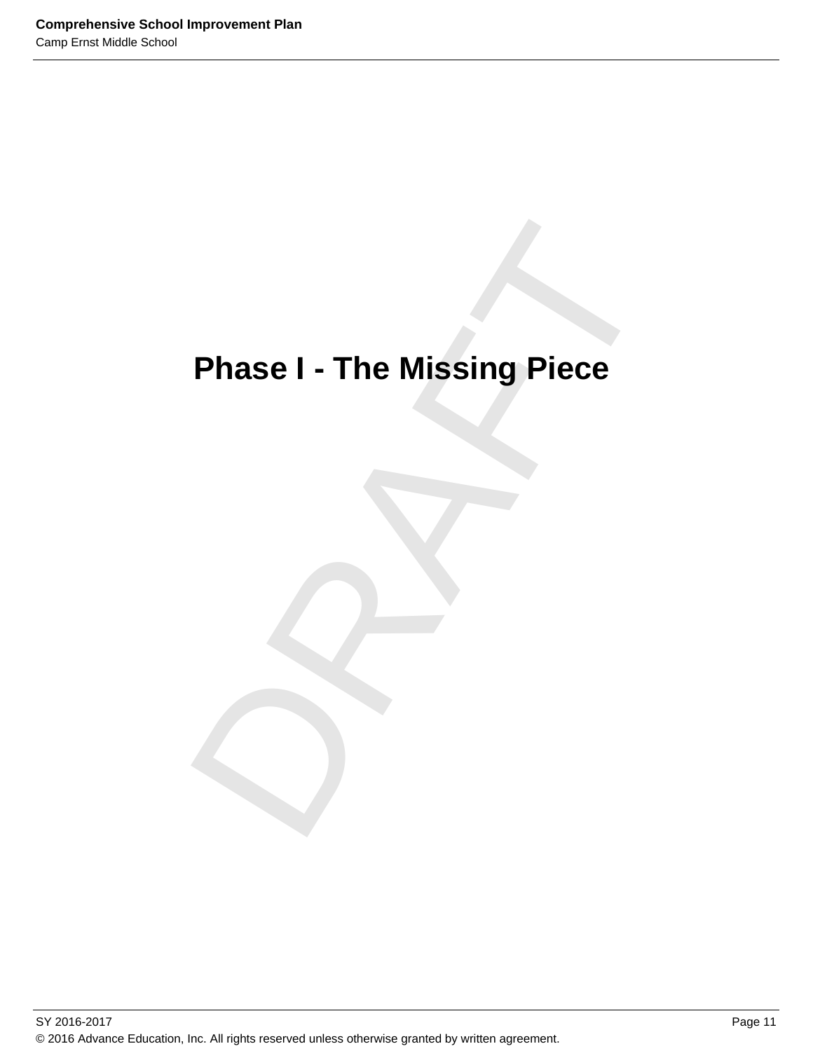# Phase I - The Missing Piece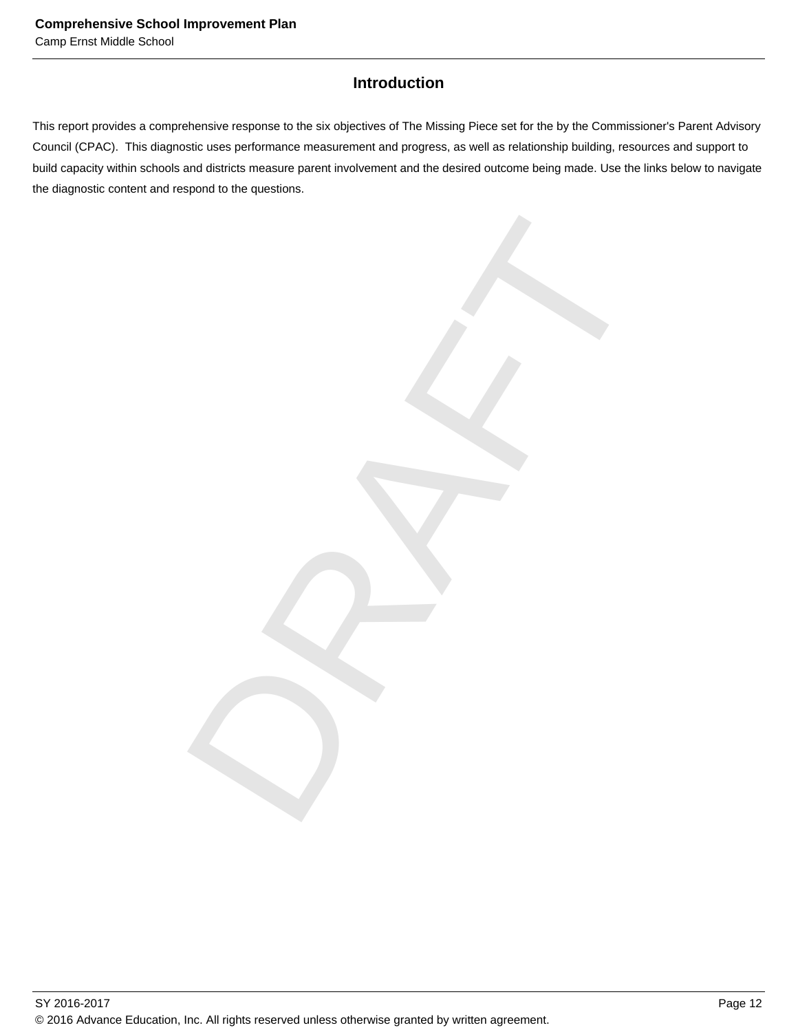## Introduction

This report provides a comprehensive response to the six objectives of The Missing Piece set for the by the Commissioner's Parent Advisory Council (CPAC). This diagnostic uses performance measurement and progress, as well as relationship building, resources and support to build capacity within schools and districts measure parent involvement and the desired outcome being made. Use the links below to navigate the diagnostic content and respond to the questions.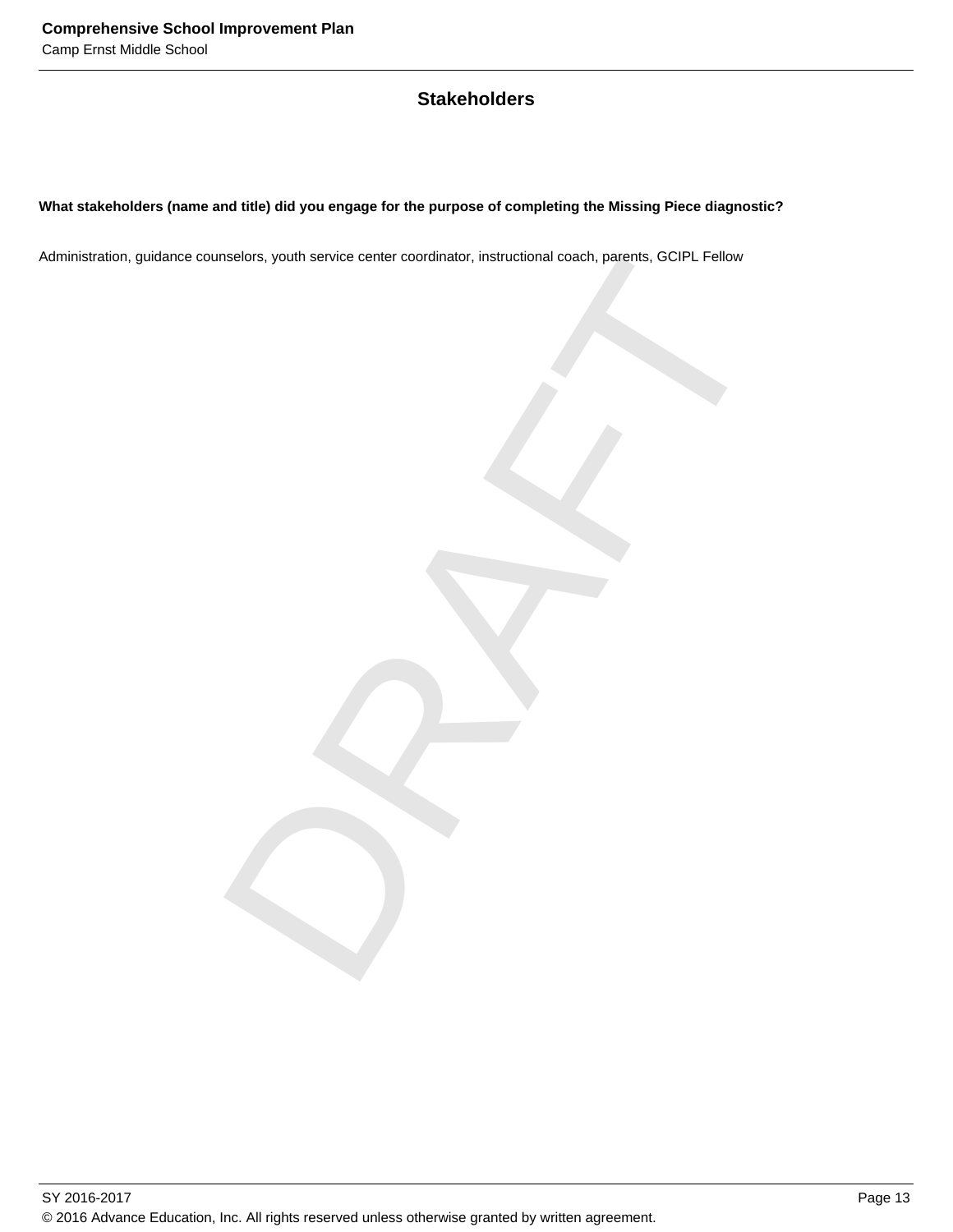## Stakeholders

**What stakeholders (name and title) did you engage for the purpose of completing the Missing Piece diagnostic?**

Administration, guidance counselors, youth service center coordinator, instructional coach, parents, GCIPL Fellow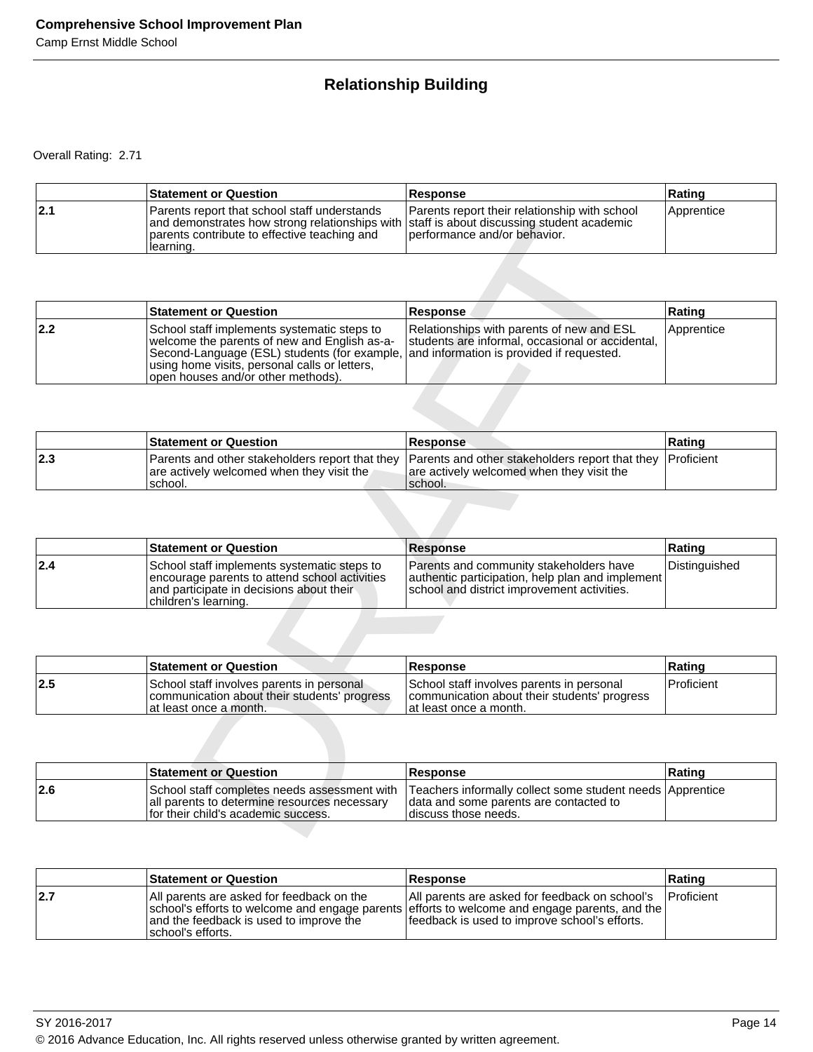## Relationship Building

Overall Rating: 2.71

| | Statement or Question | Response | Rating |
|---|---|---|---|
| 2.1 | Parents report that school staff understands and demonstrates how strong relationships with parents contribute to effective teaching and learning. | Parents report their relationship with school staff is about discussing student academic performance and/or behavior. | Apprentice |

| | Statement or Question | Response | Rating |
|---|---|---|---|
| 2.2 | School staff implements systematic steps to welcome the parents of new and English as-a-Second-Language (ESL) students (for example, using home visits, personal calls or letters, open houses and/or other methods). | Relationships with parents of new and ESL students are informal, occasional or accidental, and information is provided if requested. | Apprentice |

| | Statement or Question | Response | Rating |
|---|---|---|---|
| 2.3 | Parents and other stakeholders report that they are actively welcomed when they visit the school. | Parents and other stakeholders report that they are actively welcomed when they visit the school. | Proficient |

| | Statement or Question | Response | Rating |
|---|---|---|---|
| 2.4 | School staff implements systematic steps to encourage parents to attend school activities and participate in decisions about their children's learning. | Parents and community stakeholders have authentic participation, help plan and implement school and district improvement activities. | Distinguished |

| | Statement or Question | Response | Rating |
|---|---|---|---|
| 2.5 | School staff involves parents in personal communication about their students' progress at least once a month. | School staff involves parents in personal communication about their students' progress at least once a month. | Proficient |

| | Statement or Question | Response | Rating |
|---|---|---|---|
| 2.6 | School staff completes needs assessment with all parents to determine resources necessary for their child's academic success. | Teachers informally collect some student needs data and some parents are contacted to discuss those needs. | Apprentice |

| | Statement or Question | Response | Rating |
|---|---|---|---|
| 2.7 | All parents are asked for feedback on the school's efforts to welcome and engage parents and the feedback is used to improve the school's efforts. | All parents are asked for feedback on school's efforts to welcome and engage parents, and the feedback is used to improve school's efforts. | Proficient |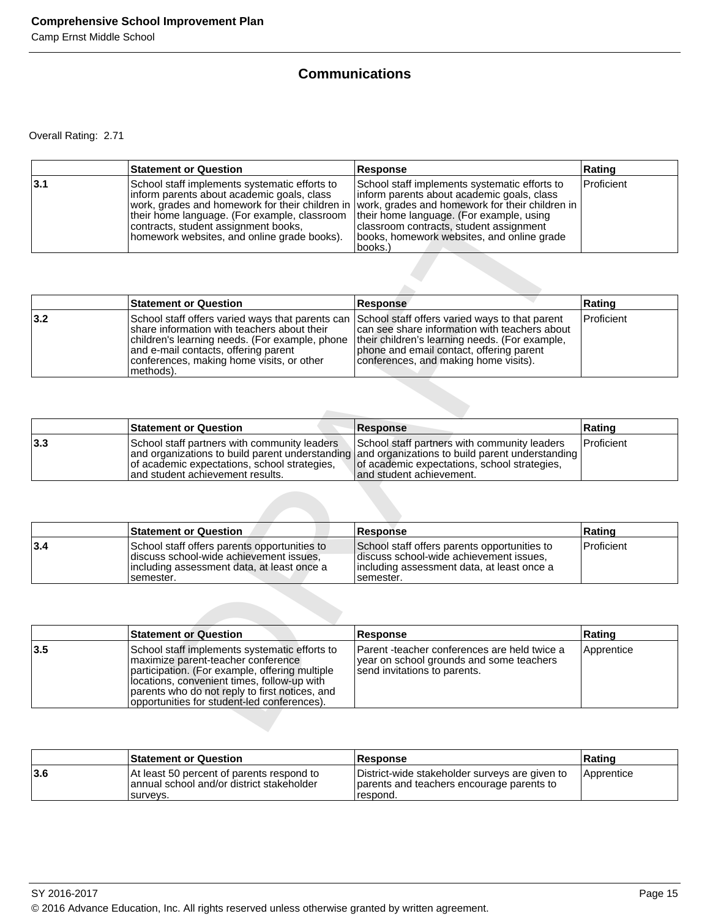## Communications

Overall Rating: 2.71

| | Statement or Question | Response | Rating |
|---|---|---|---|
| 3.1 | School staff implements systematic efforts to inform parents about academic goals, class work, grades and homework for their children in their home language. (For example, classroom contracts, student assignment books, homework websites, and online grade books). | School staff implements systematic efforts to inform parents about academic goals, class work, grades and homework for their children in their home language. (For example, using classroom contracts, student assignment books, homework websites, and online grade books.) | Proficient |

| | Statement or Question | Response | Rating |
|---|---|---|---|
| 3.2 | School staff offers varied ways that parents can share information with teachers about their children's learning needs. (For example, phone and e-mail contacts, offering parent conferences, making home visits, or other methods). | School staff offers varied ways to that parent can see share information with teachers about their children's learning needs. (For example, phone and email contact, offering parent conferences, and making home visits). | Proficient |

| | Statement or Question | Response | Rating |
|---|---|---|---|
| 3.3 | School staff partners with community leaders and organizations to build parent understanding of academic expectations, school strategies, and student achievement results. | School staff partners with community leaders and organizations to build parent understanding of academic expectations, school strategies, and student achievement. | Proficient |

| | Statement or Question | Response | Rating |
|---|---|---|---|
| 3.4 | School staff offers parents opportunities to discuss school-wide achievement issues, including assessment data, at least once a semester. | School staff offers parents opportunities to discuss school-wide achievement issues, including assessment data, at least once a semester. | Proficient |

| | Statement or Question | Response | Rating |
|---|---|---|---|
| 3.5 | School staff implements systematic efforts to maximize parent-teacher conference participation. (For example, offering multiple locations, convenient times, follow-up with parents who do not reply to first notices, and opportunities for student-led conferences). | Parent -teacher conferences are held twice a year on school grounds and some teachers send invitations to parents. | Apprentice |

| | Statement or Question | Response | Rating |
|---|---|---|---|
| 3.6 | At least 50 percent of parents respond to annual school and/or district stakeholder surveys. | District-wide stakeholder surveys are given to parents and teachers encourage parents to respond. | Apprentice |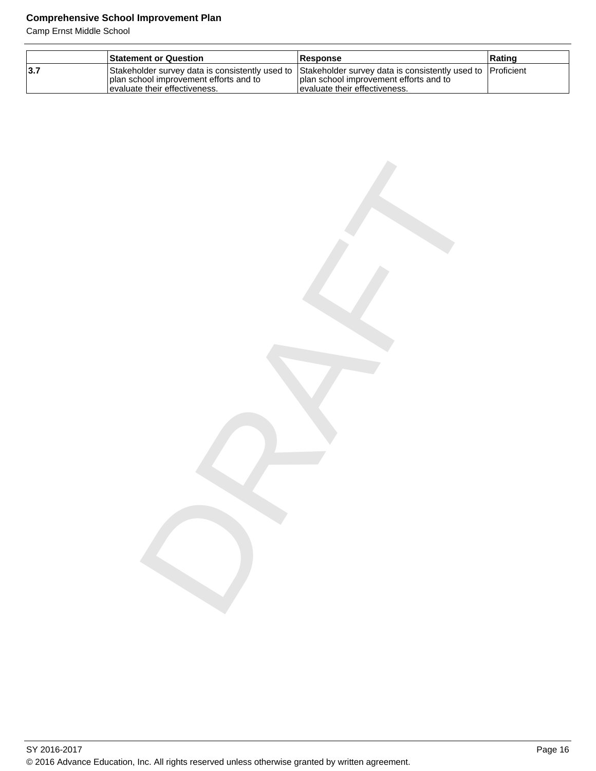| | Statement or Question | Response | Rating |
|---|---|---|---|
| **3.7** | Stakeholder survey data is consistently used to plan school improvement efforts and to evaluate their effectiveness. | Stakeholder survey data is consistently used to plan school improvement efforts and to evaluate their effectiveness. | Proficient |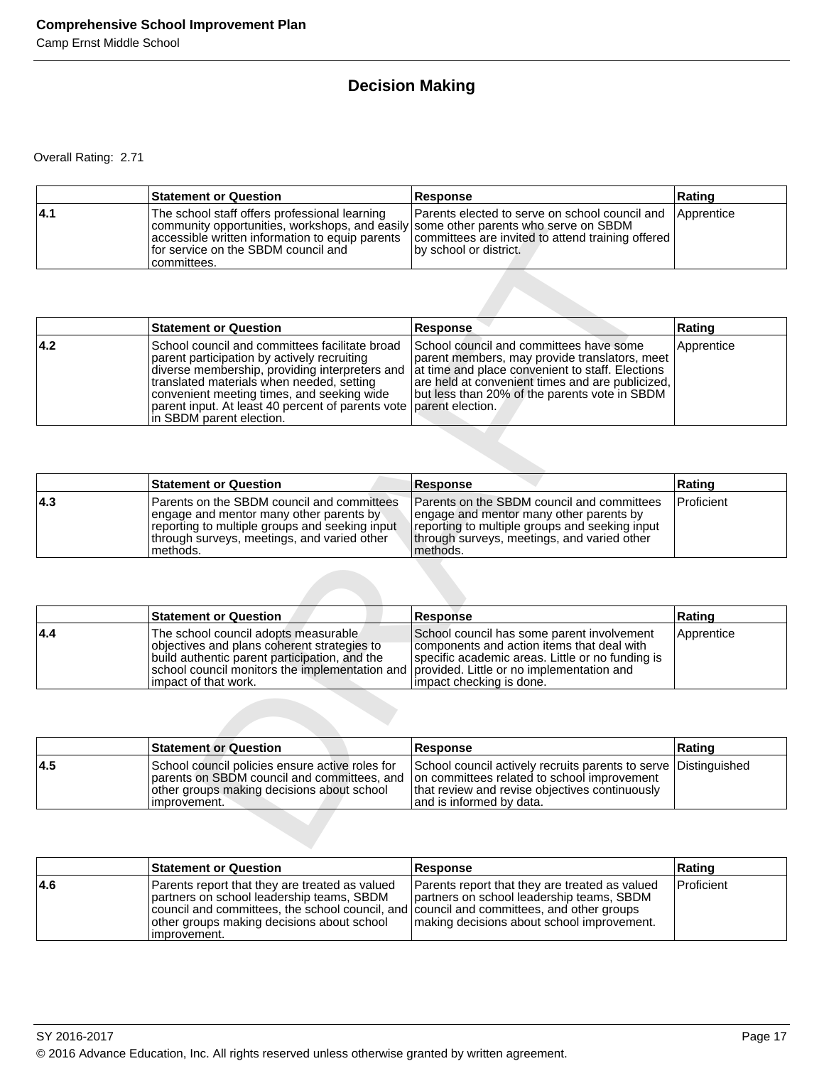## Decision Making

Overall Rating: 2.71

| | Statement or Question | Response | Rating |
|---|---|---|---|
| 4.1 | The school staff offers professional learning community opportunities, workshops, and easily accessible written information to equip parents for service on the SBDM council and committees. | Parents elected to serve on school council and some other parents who serve on SBDM committees are invited to attend training offered by school or district. | Apprentice |

| | Statement or Question | Response | Rating |
|---|---|---|---|
| 4.2 | School council and committees facilitate broad parent participation by actively recruiting diverse membership, providing interpreters and translated materials when needed, setting convenient meeting times, and seeking wide parent input. At least 40 percent of parents vote in SBDM parent election. | School council and committees have some parent members, may provide translators, meet at time and place convenient to staff. Elections are held at convenient times and are publicized, but less than 20% of the parents vote in SBDM parent election. | Apprentice |

| | Statement or Question | Response | Rating |
|---|---|---|---|
| 4.3 | Parents on the SBDM council and committees engage and mentor many other parents by reporting to multiple groups and seeking input through surveys, meetings, and varied other methods. | Parents on the SBDM council and committees engage and mentor many other parents by reporting to multiple groups and seeking input through surveys, meetings, and varied other methods. | Proficient |

| | Statement or Question | Response | Rating |
|---|---|---|---|
| 4.4 | The school council adopts measurable objectives and plans coherent strategies to build authentic parent participation, and the school council monitors the implementation and impact of that work. | School council has some parent involvement components and action items that deal with specific academic areas. Little or no funding is provided. Little or no implementation and impact checking is done. | Apprentice |

| | Statement or Question | Response | Rating |
|---|---|---|---|
| 4.5 | School council policies ensure active roles for parents on SBDM council and committees, and other groups making decisions about school improvement. | School council actively recruits parents to serve on committees related to school improvement that review and revise objectives continuously and is informed by data. | Distinguished |

| | Statement or Question | Response | Rating |
|---|---|---|---|
| 4.6 | Parents report that they are treated as valued partners on school leadership teams, SBDM council and committees, the school council, and other groups making decisions about school improvement. | Parents report that they are treated as valued partners on school leadership teams, SBDM council and committees, and other groups making decisions about school improvement. | Proficient |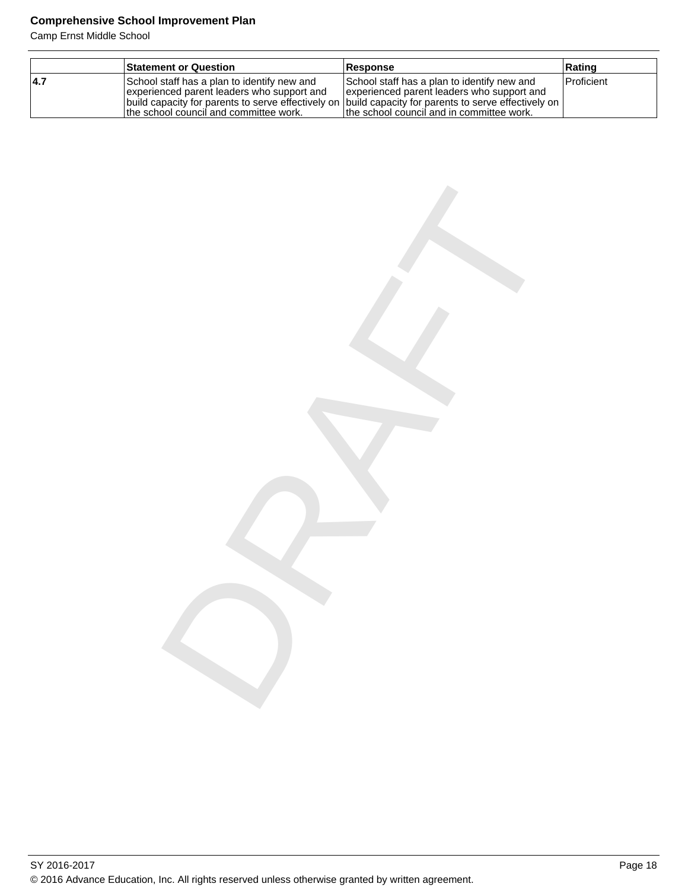| | Statement or Question | Response | Rating |
|---|---|---|---|
| 4.7 | School staff has a plan to identify new and experienced parent leaders who support and build capacity for parents to serve effectively on the school council and committee work. | School staff has a plan to identify new and experienced parent leaders who support and build capacity for parents to serve effectively on the school council and in committee work. | Proficient |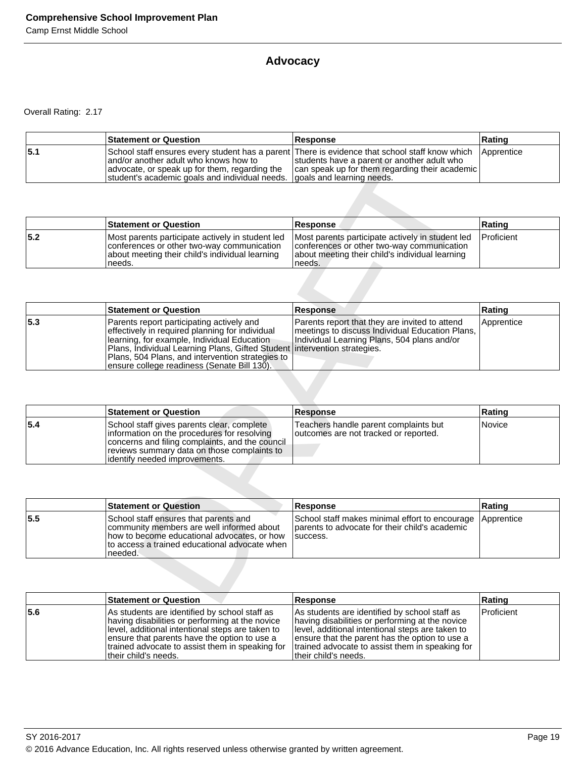## Advocacy

Overall Rating: 2.17

| | Statement or Question | Response | Rating |
|---|---|---|---|
| 5.1 | School staff ensures every student has a parent and/or another adult who knows how to advocate, or speak up for them, regarding the student's academic goals and individual needs. | There is evidence that school staff know which students have a parent or another adult who can speak up for them regarding their academic goals and learning needs. | Apprentice |

| | Statement or Question | Response | Rating |
|---|---|---|---|
| 5.2 | Most parents participate actively in student led conferences or other two-way communication about meeting their child's individual learning needs. | Most parents participate actively in student led conferences or other two-way communication about meeting their child's individual learning needs. | Proficient |

| | Statement or Question | Response | Rating |
|---|---|---|---|
| 5.3 | Parents report participating actively and effectively in required planning for individual learning, for example, Individual Education Plans, Individual Learning Plans, Gifted Student Plans, 504 Plans, and intervention strategies to ensure college readiness (Senate Bill 130). | Parents report that they are invited to attend meetings to discuss Individual Education Plans, Individual Learning Plans, 504 plans and/or intervention strategies. | Apprentice |

| | Statement or Question | Response | Rating |
|---|---|---|---|
| 5.4 | School staff gives parents clear, complete information on the procedures for resolving concerns and filing complaints, and the council reviews summary data on those complaints to identify needed improvements. | Teachers handle parent complaints but outcomes are not tracked or reported. | Novice |

| | Statement or Question | Response | Rating |
|---|---|---|---|
| 5.5 | School staff ensures that parents and community members are well informed about how to become educational advocates, or how to access a trained educational advocate when needed. | School staff makes minimal effort to encourage parents to advocate for their child's academic success. | Apprentice |

| | Statement or Question | Response | Rating |
|---|---|---|---|
| 5.6 | As students are identified by school staff as having disabilities or performing at the novice level, additional intentional steps are taken to ensure that parents have the option to use a trained advocate to assist them in speaking for their child's needs. | As students are identified by school staff as having disabilities or performing at the novice level, additional intentional steps are taken to ensure that the parent has the option to use a trained advocate to assist them in speaking for their child's needs. | Proficient |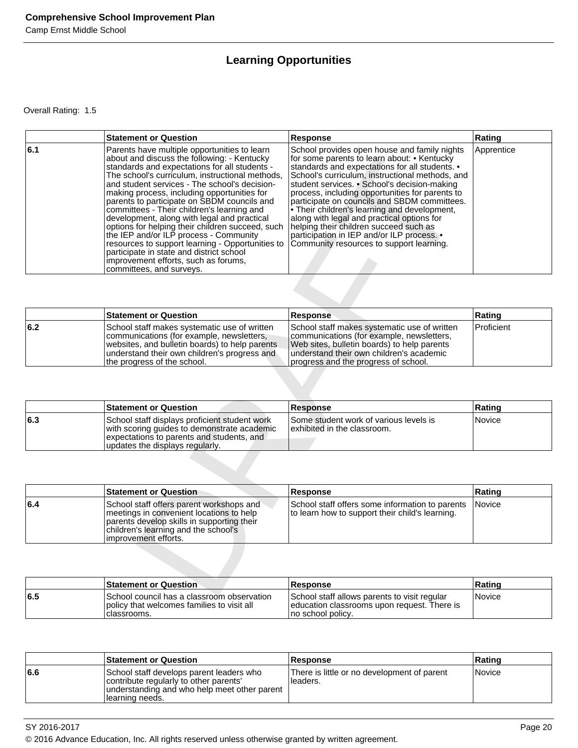## Learning Opportunities

Overall Rating: 1.5

| | Statement or Question | Response | Rating |
|---|---|---|---|
| 6.1 | Parents have multiple opportunities to learn about and discuss the following: - Kentucky standards and expectations for all students - The school's curriculum, instructional methods, and student services - The school's decision-making process, including opportunities for parents to participate on SBDM councils and committees - Their children's learning and development, along with legal and practical options for helping their children succeed, such the IEP and/or ILP process - Community resources to support learning - Opportunities to participate in state and district school improvement efforts, such as forums, committees, and surveys. | School provides open house and family nights for some parents to learn about: • Kentucky standards and expectations for all students. • School's curriculum, instructional methods, and student services. • School's decision-making process, including opportunities for parents to participate on councils and SBDM committees. • Their children's learning and development, along with legal and practical options for helping their children succeed such as participation in IEP and/or ILP process. • Community resources to support learning. | Apprentice |

| | Statement or Question | Response | Rating |
|---|---|---|---|
| 6.2 | School staff makes systematic use of written communications (for example, newsletters, websites, and bulletin boards) to help parents understand their own children's progress and the progress of the school. | School staff makes systematic use of written communications (for example, newsletters, Web sites, bulletin boards) to help parents understand their own children's academic progress and the progress of school. | Proficient |

| | Statement or Question | Response | Rating |
|---|---|---|---|
| 6.3 | School staff displays proficient student work with scoring guides to demonstrate academic expectations to parents and students, and updates the displays regularly. | Some student work of various levels is exhibited in the classroom. | Novice |

| | Statement or Question | Response | Rating |
|---|---|---|---|
| 6.4 | School staff offers parent workshops and meetings in convenient locations to help parents develop skills in supporting their children's learning and the school's improvement efforts. | School staff offers some information to parents to learn how to support their child's learning. | Novice |

| | Statement or Question | Response | Rating |
|---|---|---|---|
| 6.5 | School council has a classroom observation policy that welcomes families to visit all classrooms. | School staff allows parents to visit regular education classrooms upon request. There is no school policy. | Novice |

| | Statement or Question | Response | Rating |
|---|---|---|---|
| 6.6 | School staff develops parent leaders who contribute regularly to other parents' understanding and who help meet other parent learning needs. | There is little or no development of parent leaders. | Novice |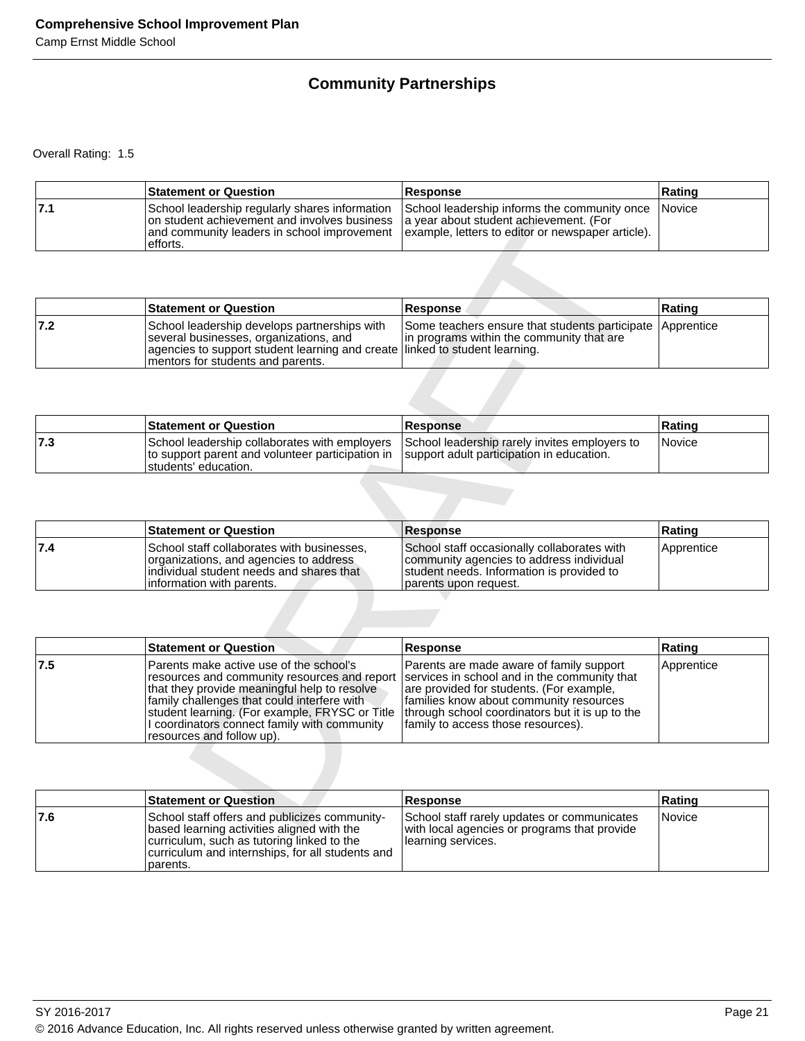## Community Partnerships

Overall Rating: 1.5

| | Statement or Question | Response | Rating |
|---|---|---|---|
| 7.1 | School leadership regularly shares information on student achievement and involves business and community leaders in school improvement efforts. | School leadership informs the community once a year about student achievement. (For example, letters to editor or newspaper article). | Novice |

| | Statement or Question | Response | Rating |
|---|---|---|---|
| 7.2 | School leadership develops partnerships with several businesses, organizations, and agencies to support student learning and create mentors for students and parents. | Some teachers ensure that students participate in programs within the community that are linked to student learning. | Apprentice |

| | Statement or Question | Response | Rating |
|---|---|---|---|
| 7.3 | School leadership collaborates with employers to support parent and volunteer participation in students' education. | School leadership rarely invites employers to support adult participation in education. | Novice |

| | Statement or Question | Response | Rating |
|---|---|---|---|
| 7.4 | School staff collaborates with businesses, organizations, and agencies to address individual student needs and shares that information with parents. | School staff occasionally collaborates with community agencies to address individual student needs. Information is provided to parents upon request. | Apprentice |

| | Statement or Question | Response | Rating |
|---|---|---|---|
| 7.5 | Parents make active use of the school's resources and community resources and report that they provide meaningful help to resolve family challenges that could interfere with student learning. (For example, FRYSC or Title I coordinators connect family with community resources and follow up). | Parents are made aware of family support services in school and in the community that are provided for students. (For example, families know about community resources through school coordinators but it is up to the family to access those resources). | Apprentice |

| | Statement or Question | Response | Rating |
|---|---|---|---|
| 7.6 | School staff offers and publicizes community-based learning activities aligned with the curriculum, such as tutoring linked to the curriculum and internships, for all students and parents. | School staff rarely updates or communicates with local agencies or programs that provide learning services. | Novice |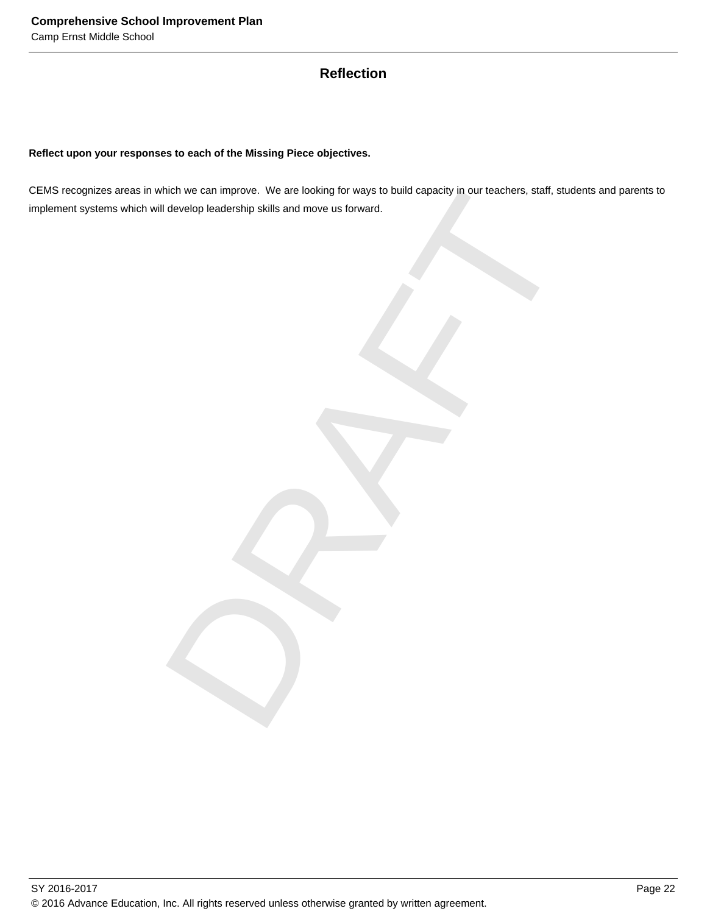## Reflection

**Reflect upon your responses to each of the Missing Piece objectives.**

CEMS recognizes areas in which we can improve.  We are looking for ways to build capacity in our teachers, staff, students and parents to implement systems which will develop leadership skills and move us forward.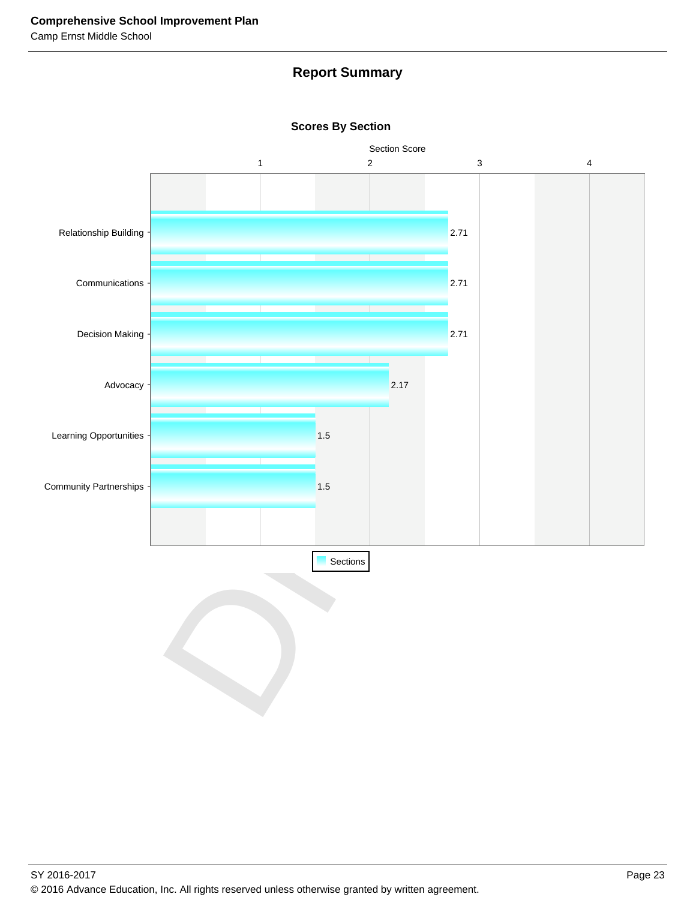## Report Summary

### Scores By Section

| Section | Section Score |
| --- | --- |
| Relationship Building | 2.71 |
| Communications | 2.71 |
| Decision Making | 2.71 |
| Advocacy | 2.17 |
| Learning Opportunities | 1.5 |
| Community Partnerships | 1.5 |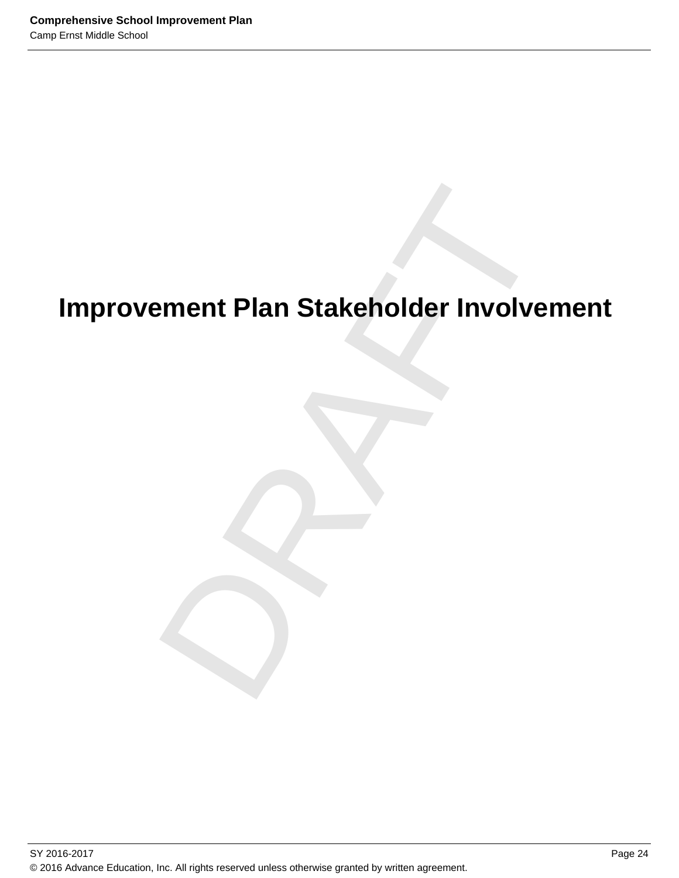# Improvement Plan Stakeholder Involvement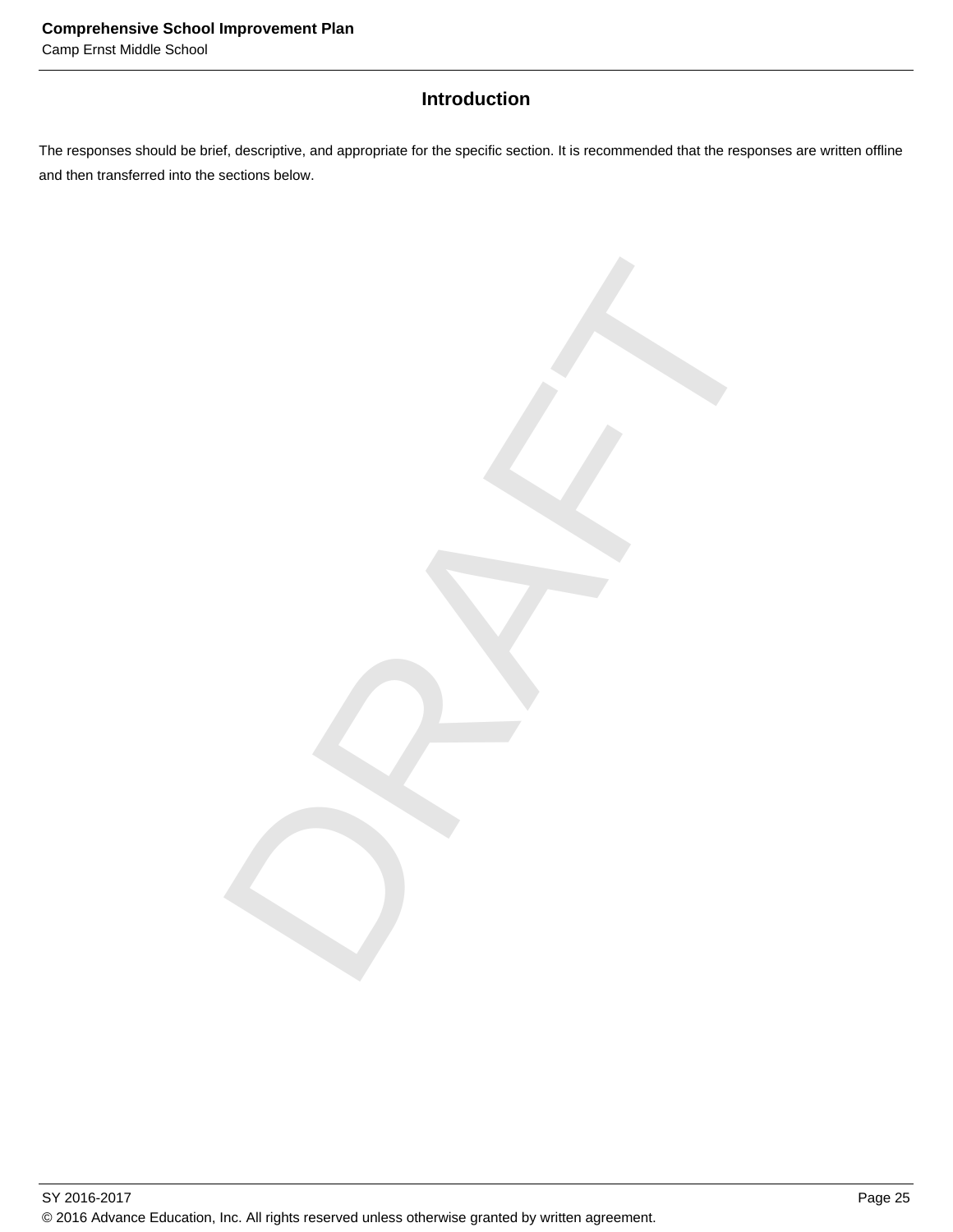## Introduction

The responses should be brief, descriptive, and appropriate for the specific section. It is recommended that the responses are written offline and then transferred into the sections below.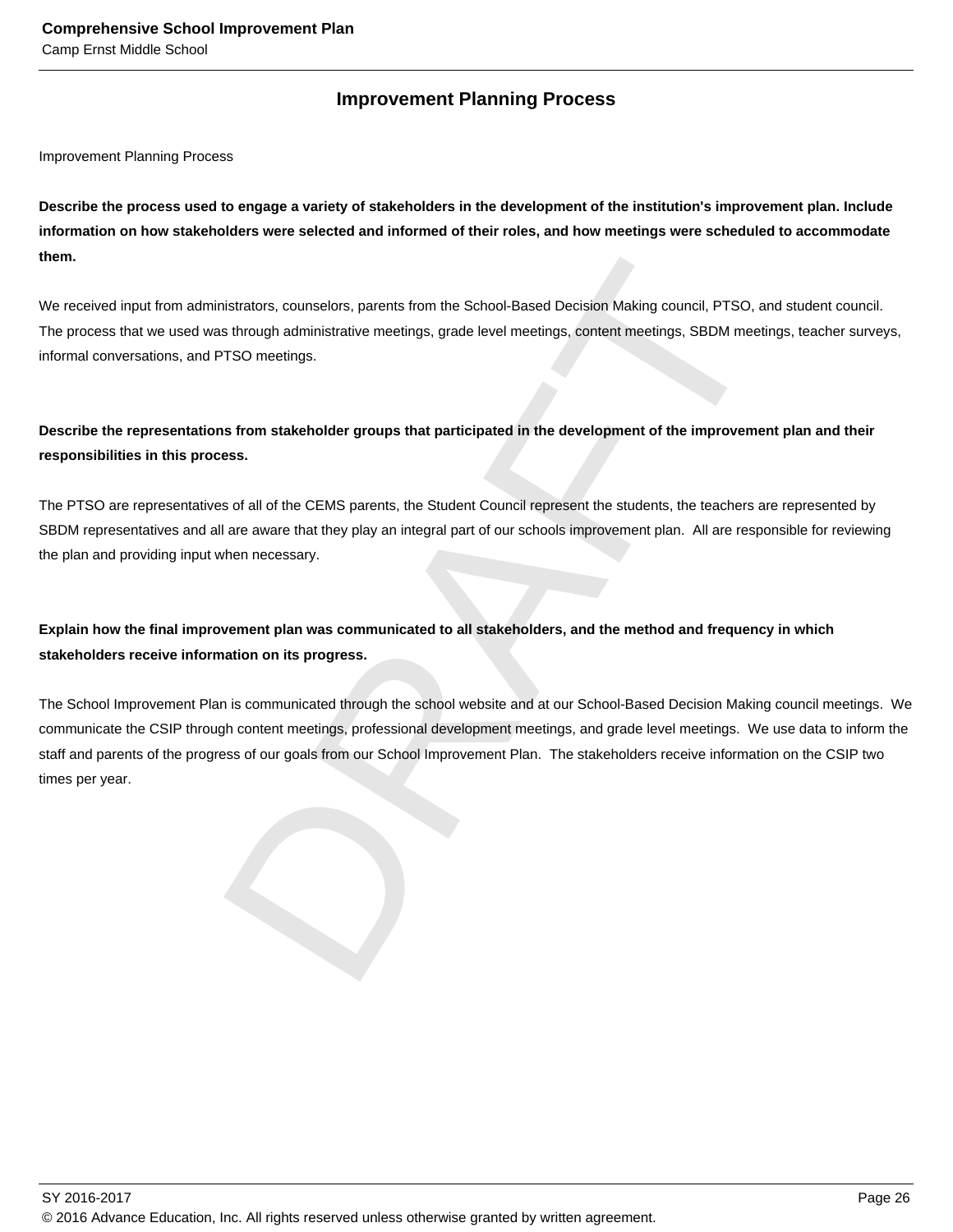## Improvement Planning Process

Improvement Planning Process

**Describe the process used to engage a variety of stakeholders in the development of the institution's improvement plan. Include information on how stakeholders were selected and informed of their roles, and how meetings were scheduled to accommodate them.**

We received input from administrators, counselors, parents from the School-Based Decision Making council, PTSO, and student council. The process that we used was through administrative meetings, grade level meetings, content meetings, SBDM meetings, teacher surveys, informal conversations, and PTSO meetings.

**Describe the representations from stakeholder groups that participated in the development of the improvement plan and their responsibilities in this process.**

The PTSO are representatives of all of the CEMS parents, the Student Council represent the students, the teachers are represented by SBDM representatives and all are aware that they play an integral part of our schools improvement plan. All are responsible for reviewing the plan and providing input when necessary.

**Explain how the final improvement plan was communicated to all stakeholders, and the method and frequency in which stakeholders receive information on its progress.**

The School Improvement Plan is communicated through the school website and at our School-Based Decision Making council meetings. We communicate the CSIP through content meetings, professional development meetings, and grade level meetings. We use data to inform the staff and parents of the progress of our goals from our School Improvement Plan. The stakeholders receive information on the CSIP two times per year.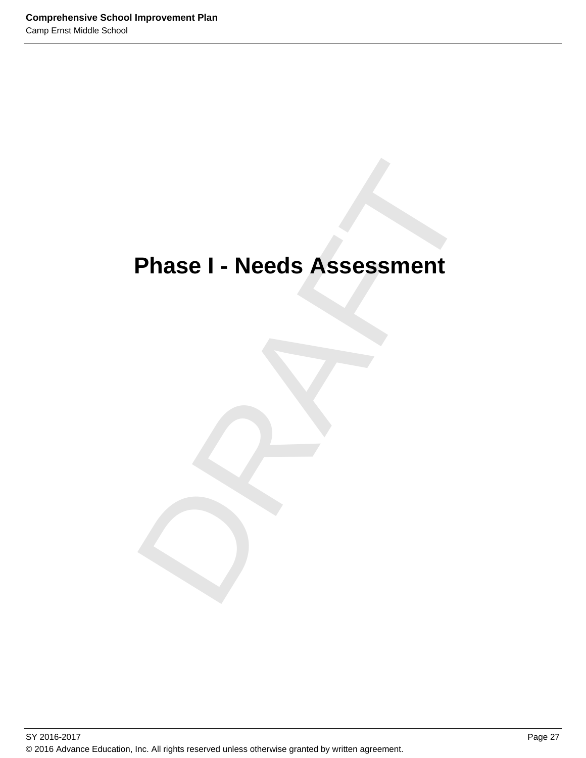# Phase I - Needs Assessment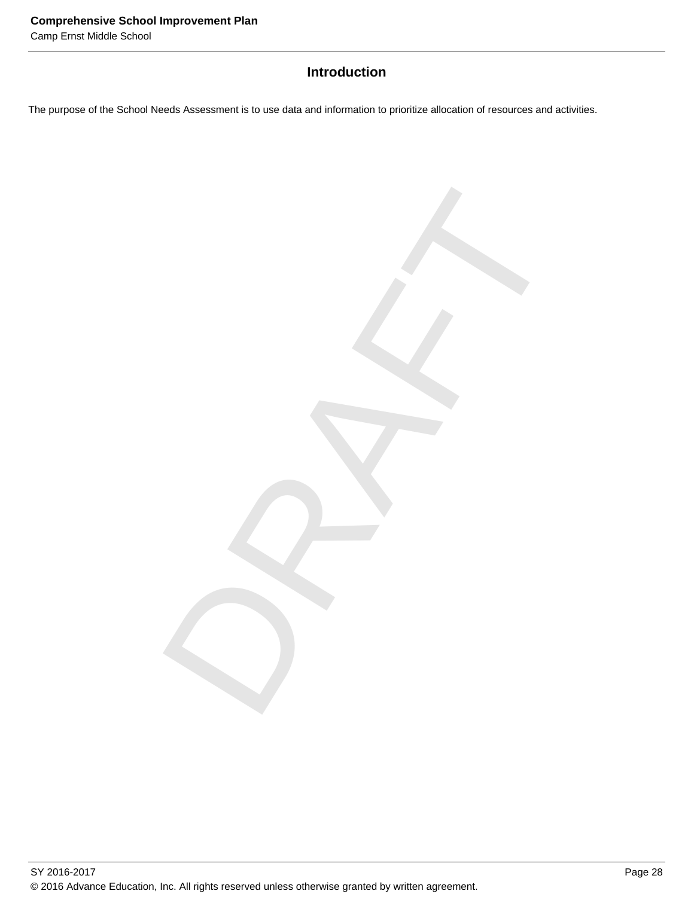## Introduction

The purpose of the School Needs Assessment is to use data and information to prioritize allocation of resources and activities.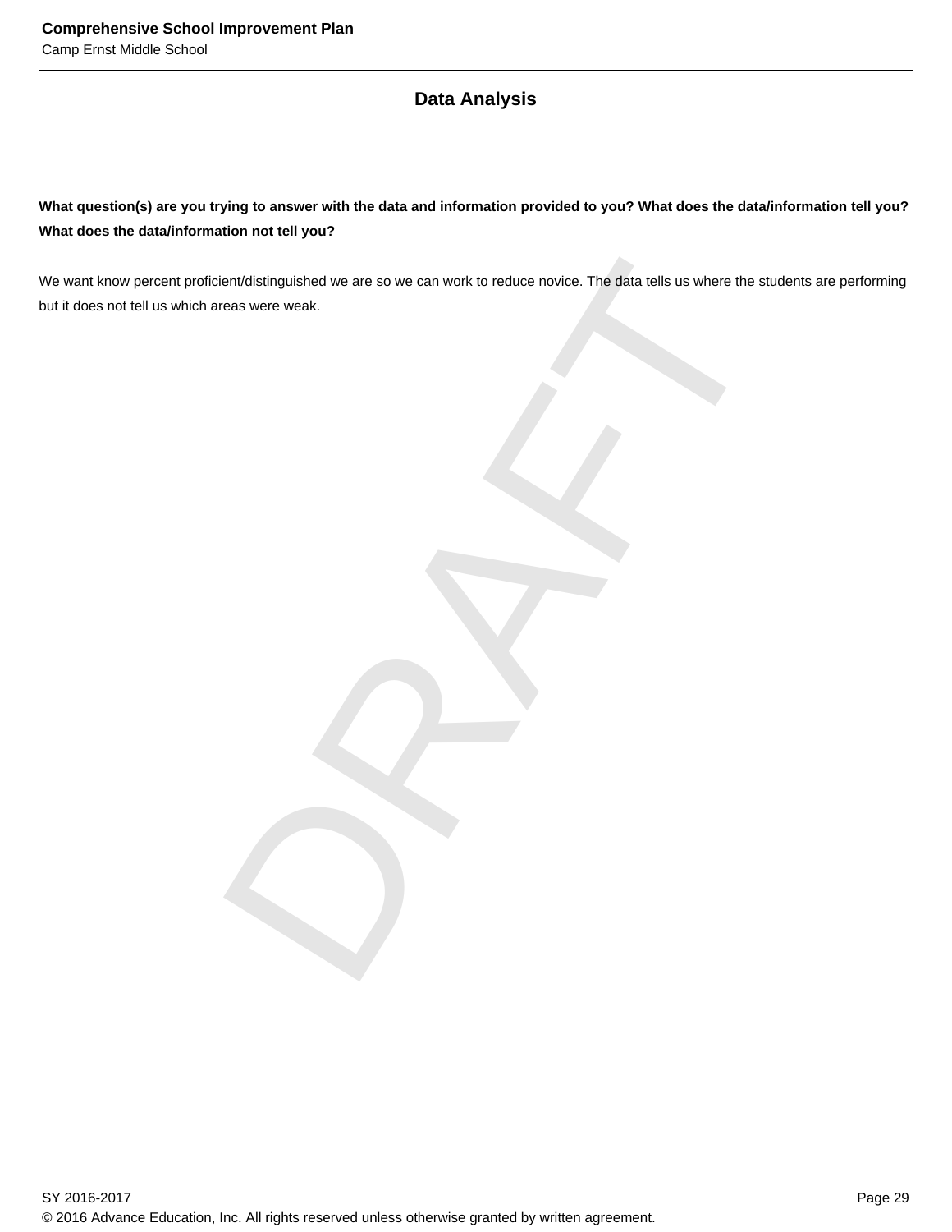## Data Analysis

**What question(s) are you trying to answer with the data and information provided to you? What does the data/information tell you? What does the data/information not tell you?**

We want know percent proficient/distinguished we are so we can work to reduce novice. The data tells us where the students are performing but it does not tell us which areas were weak.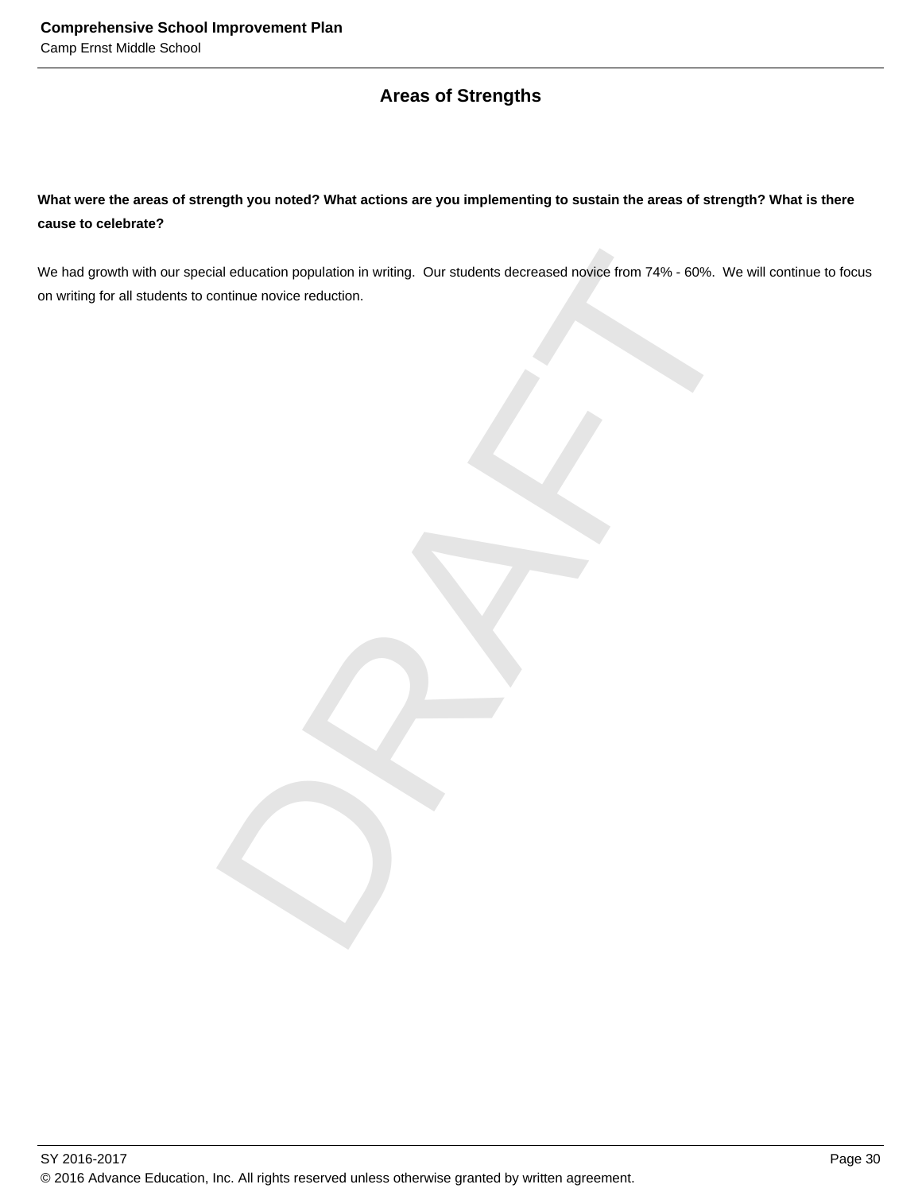## Areas of Strengths

**What were the areas of strength you noted? What actions are you implementing to sustain the areas of strength? What is there cause to celebrate?**

We had growth with our special education population in writing. Our students decreased novice from 74% - 60%. We will continue to focus on writing for all students to continue novice reduction.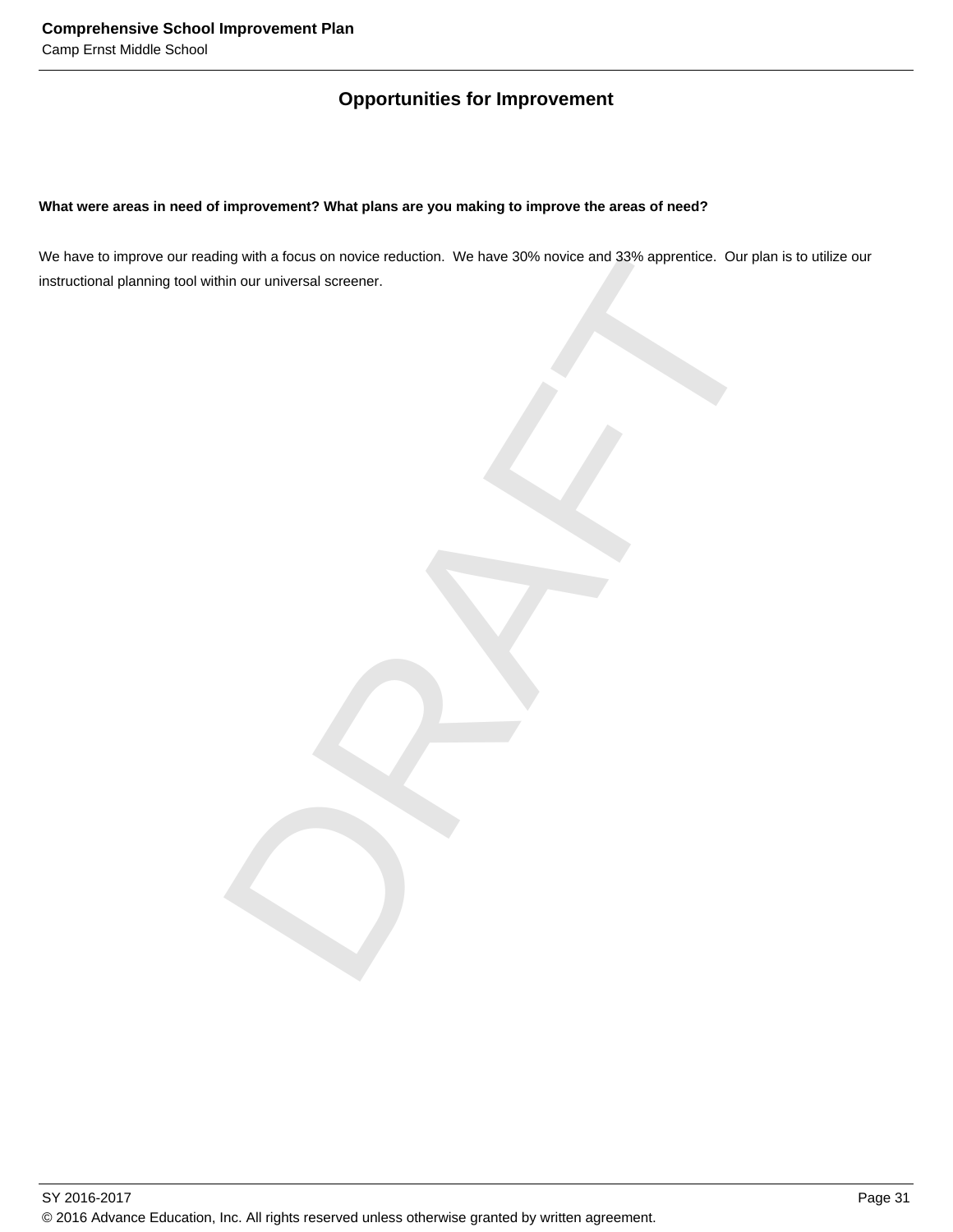## Opportunities for Improvement

**What were areas in need of improvement? What plans are you making to improve the areas of need?**

We have to improve our reading with a focus on novice reduction. We have 30% novice and 33% apprentice. Our plan is to utilize our instructional planning tool within our universal screener.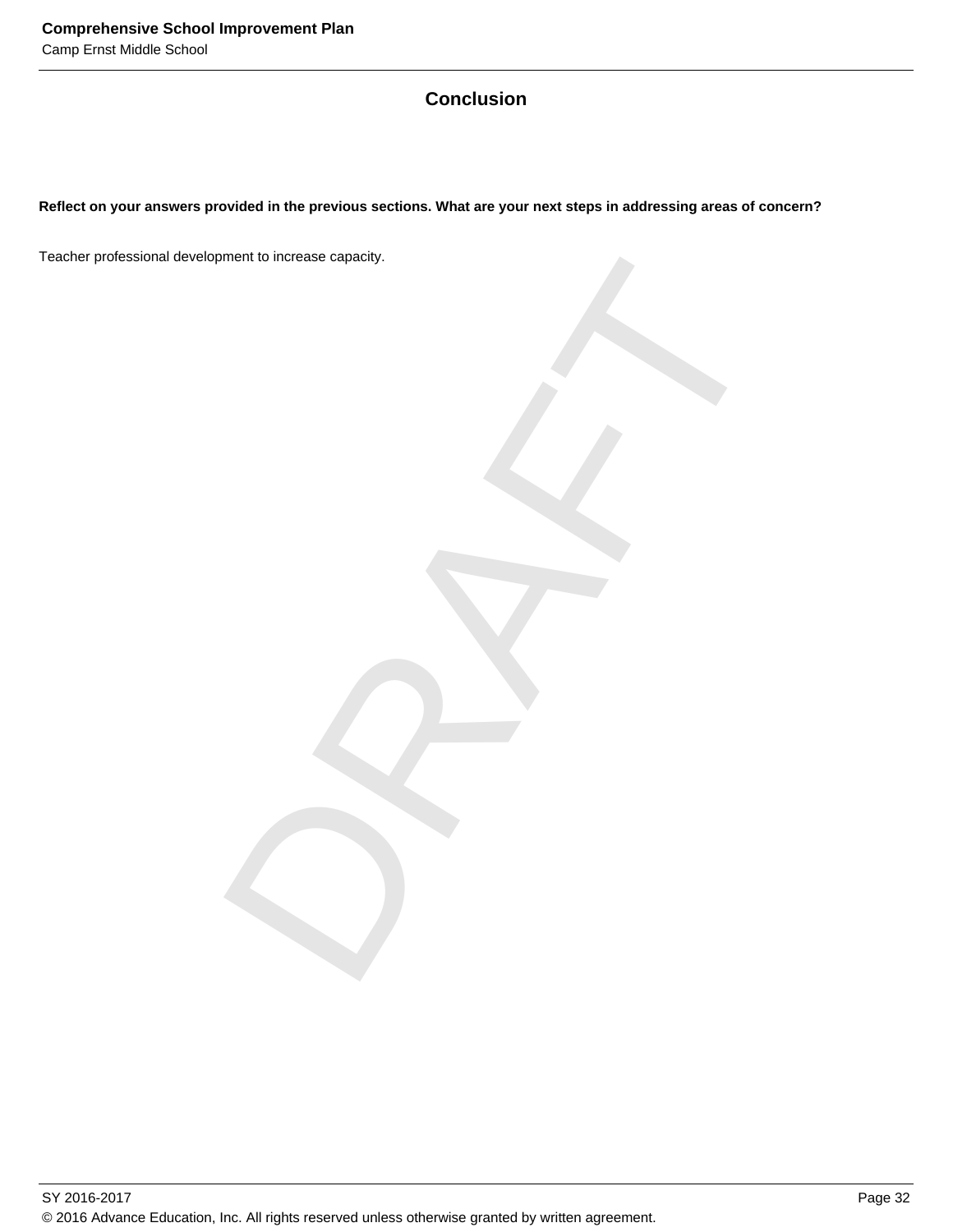## Conclusion

**Reflect on your answers provided in the previous sections. What are your next steps in addressing areas of concern?**

Teacher professional development to increase capacity.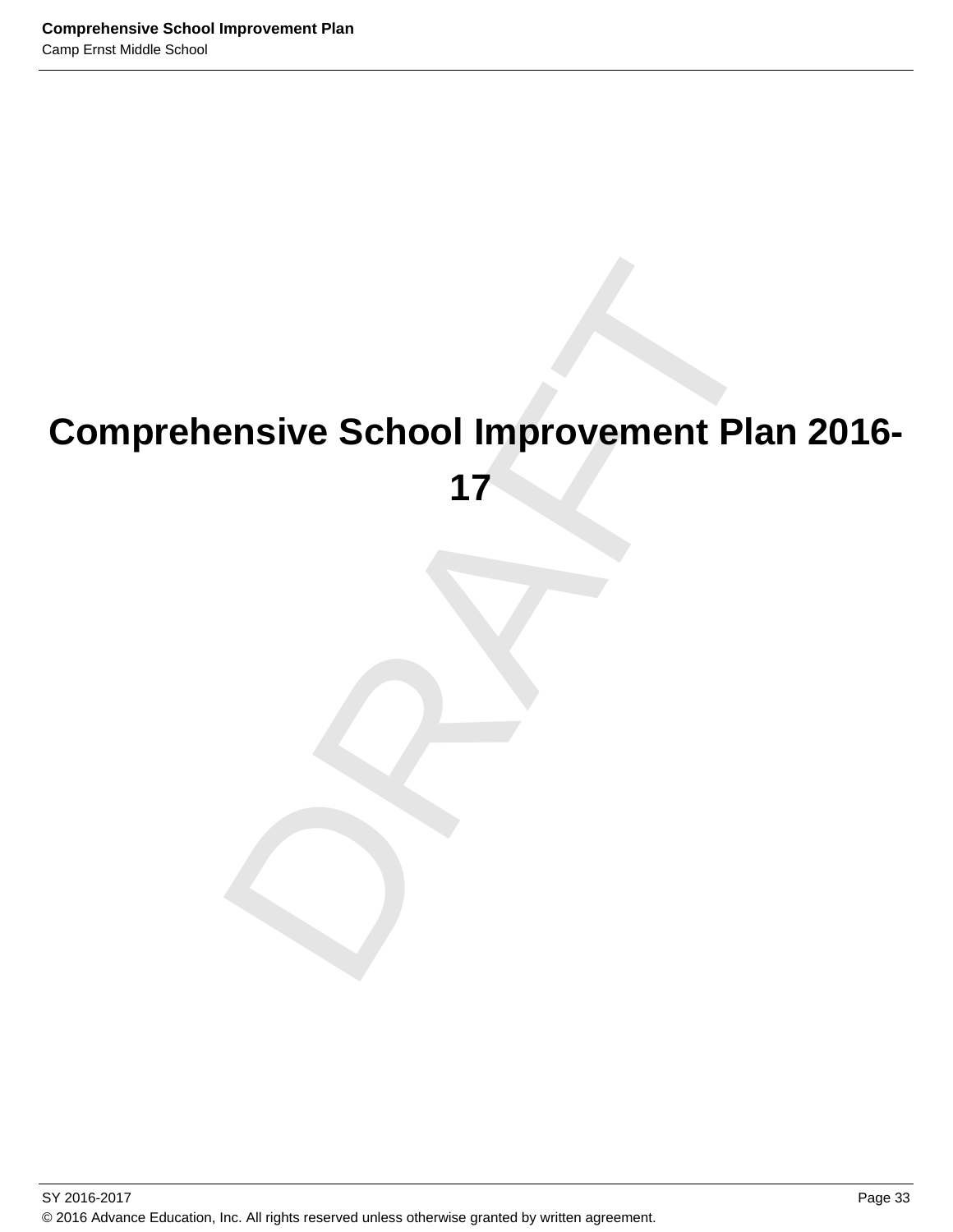# Comprehensive School Improvement Plan 2016-17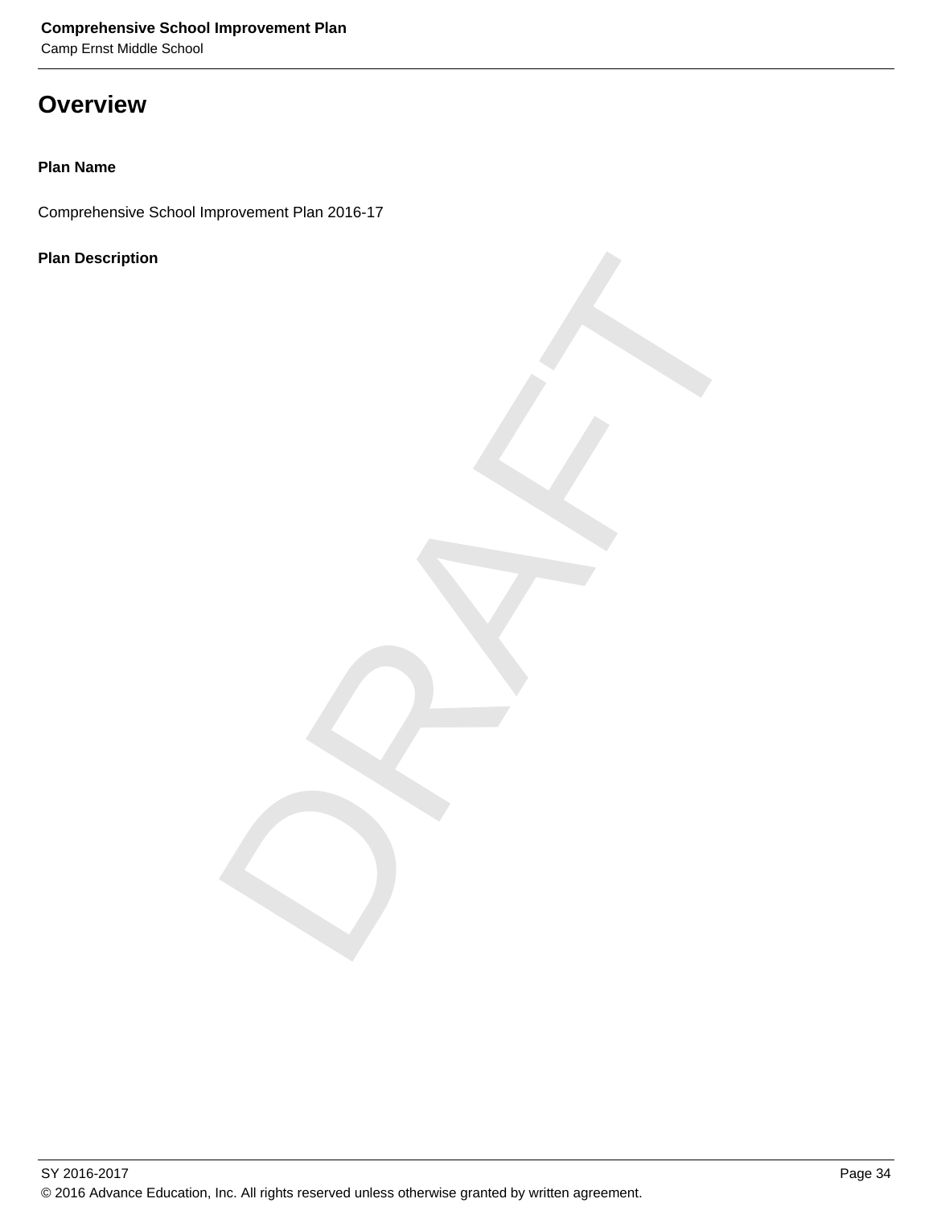# Overview

**Plan Name**

Comprehensive School Improvement Plan 2016-17

**Plan Description**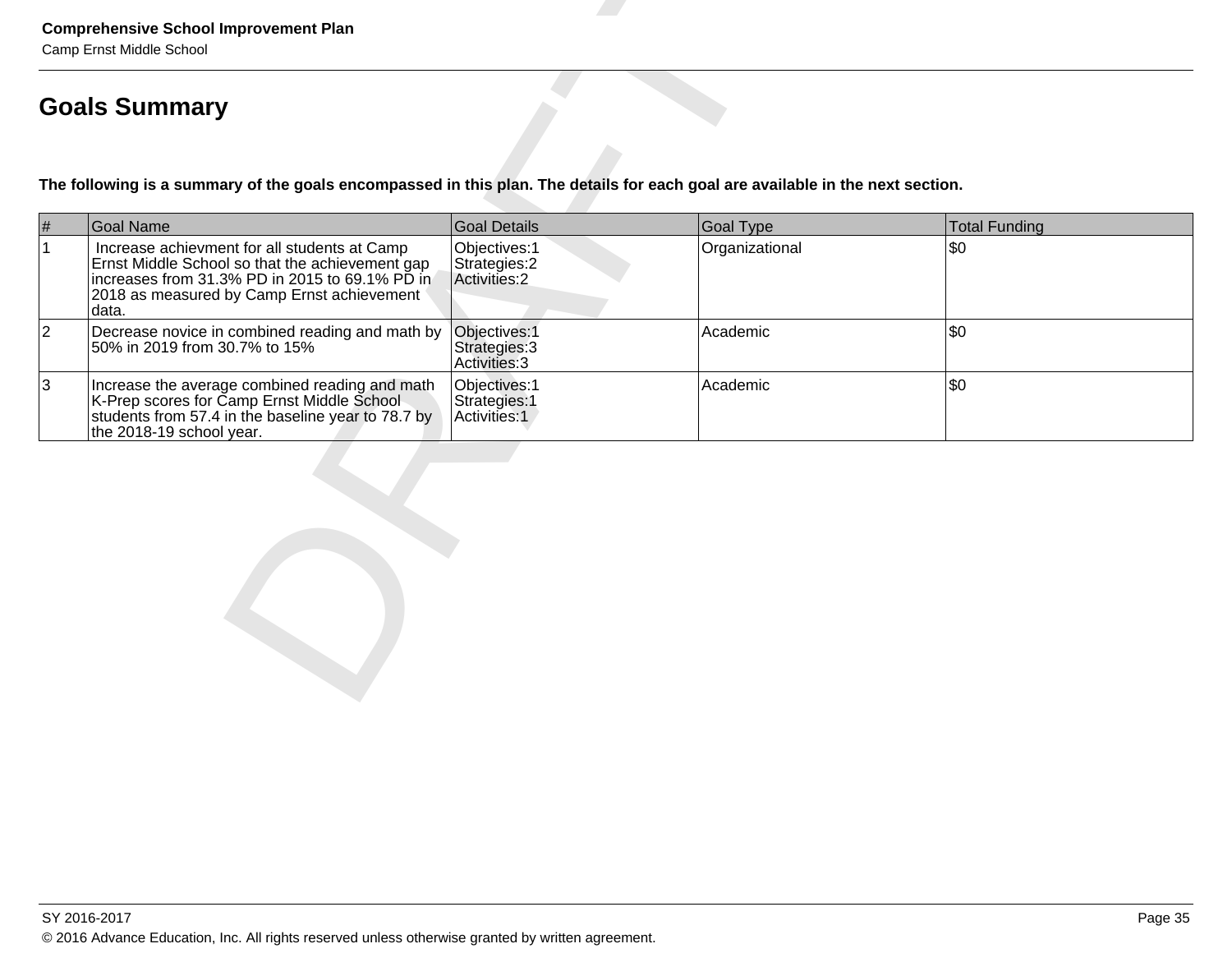# Goals Summary

**The following is a summary of the goals encompassed in this plan. The details for each goal are available in the next section.**

| # | Goal Name | Goal Details | Goal Type | Total Funding |
|---|---|---|---|---|
| 1 | Increase achievment for all students at Camp Ernst Middle School so that the achievement gap increases from 31.3% PD in 2015 to 69.1% PD in 2018 as measured by Camp Ernst achievement data. | Objectives:1<br>Strategies:2<br>Activities:2 | Organizational | $0 |
| 2 | Decrease novice in combined reading and math by 50% in 2019 from 30.7% to 15% | Objectives:1<br>Strategies:3<br>Activities:3 | Academic | $0 |
| 3 | Increase the average combined reading and math K-Prep scores for Camp Ernst Middle School students from 57.4 in the baseline year to 78.7 by the 2018-19 school year. | Objectives:1<br>Strategies:1<br>Activities:1 | Academic | $0 |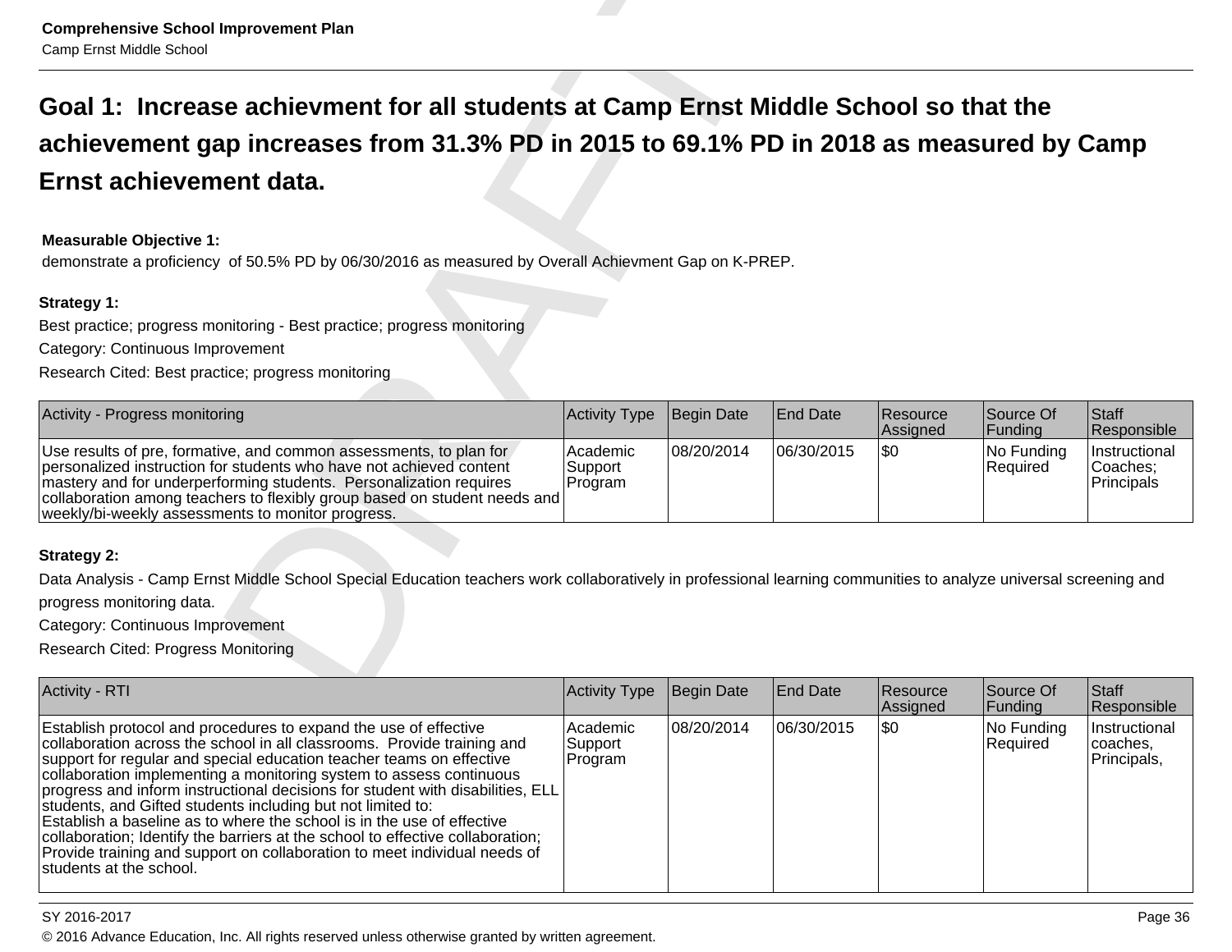## Goal 1: Increase achievment for all students at Camp Ernst Middle School so that the achievement gap increases from 31.3% PD in 2015 to 69.1% PD in 2018 as measured by Camp Ernst achievement data.

**Measurable Objective 1:**
demonstrate a proficiency of 50.5% PD by 06/30/2016 as measured by Overall Achievment Gap on K-PREP.

**Strategy 1:**
Best practice; progress monitoring - Best practice; progress monitoring
Category: Continuous Improvement
Research Cited: Best practice; progress monitoring

| Activity - Progress monitoring | Activity Type | Begin Date | End Date | Resource Assigned | Source Of Funding | Staff Responsible |
|---|---|---|---|---|---|---|
| Use results of pre, formative, and common assessments, to plan for personalized instruction for students who have not achieved content mastery and for underperforming students. Personalization requires collaboration among teachers to flexibly group based on student needs and weekly/bi-weekly assessments to monitor progress. | Academic Support Program | 08/20/2014 | 06/30/2015 | $0 | No Funding Required | Instructional Coaches; Principals |

**Strategy 2:**
Data Analysis - Camp Ernst Middle School Special Education teachers work collaboratively in professional learning communities to analyze universal screening and progress monitoring data.
Category: Continuous Improvement
Research Cited: Progress Monitoring

| Activity - RTI | Activity Type | Begin Date | End Date | Resource Assigned | Source Of Funding | Staff Responsible |
|---|---|---|---|---|---|---|
| Establish protocol and procedures to expand the use of effective collaboration across the school in all classrooms. Provide training and support for regular and special education teacher teams on effective collaboration implementing a monitoring system to assess continuous progress and inform instructional decisions for student with disabilities, ELL students, and Gifted students including but not limited to: Establish a baseline as to where the school is in the use of effective collaboration; Identify the barriers at the school to effective collaboration; Provide training and support on collaboration to meet individual needs of students at the school. | Academic Support Program | 08/20/2014 | 06/30/2015 | $0 | No Funding Required | Instructional coaches, Principals, |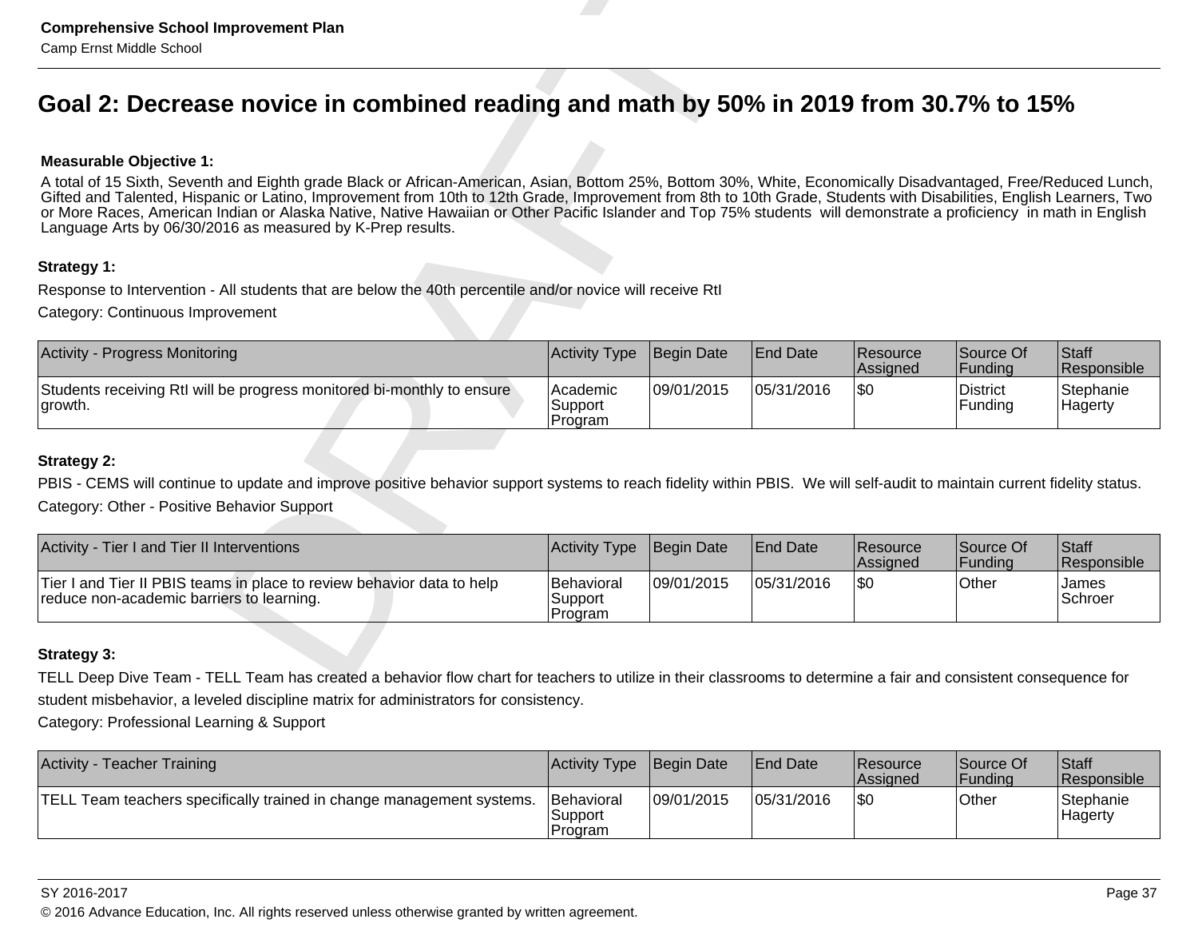## Goal 2: Decrease novice in combined reading and math by 50% in 2019 from 30.7% to 15%

**Measurable Objective 1:**

A total of 15 Sixth, Seventh and Eighth grade Black or African-American, Asian, Bottom 25%, Bottom 30%, White, Economically Disadvantaged, Free/Reduced Lunch, Gifted and Talented, Hispanic or Latino, Improvement from 10th to 12th Grade, Improvement from 8th to 10th Grade, Students with Disabilities, English Learners, Two or More Races, American Indian or Alaska Native, Native Hawaiian or Other Pacific Islander and Top 75% students will demonstrate a proficiency in math in English Language Arts by 06/30/2016 as measured by K-Prep results.

**Strategy 1:**

Response to Intervention - All students that are below the 40th percentile and/or novice will receive RtI

Category: Continuous Improvement

| Activity - Progress Monitoring | Activity Type | Begin Date | End Date | Resource Assigned | Source Of Funding | Staff Responsible |
|---|---|---|---|---|---|---|
| Students receiving RtI will be progress monitored bi-monthly to ensure growth. | Academic Support Program | 09/01/2015 | 05/31/2016 | $0 | District Funding | Stephanie Hagerty |

**Strategy 2:**

PBIS - CEMS will continue to update and improve positive behavior support systems to reach fidelity within PBIS. We will self-audit to maintain current fidelity status.

Category: Other - Positive Behavior Support

| Activity - Tier I and Tier II Interventions | Activity Type | Begin Date | End Date | Resource Assigned | Source Of Funding | Staff Responsible |
|---|---|---|---|---|---|---|
| Tier I and Tier II PBIS teams in place to review behavior data to help reduce non-academic barriers to learning. | Behavioral Support Program | 09/01/2015 | 05/31/2016 | $0 | Other | James Schroer |

**Strategy 3:**

TELL Deep Dive Team - TELL Team has created a behavior flow chart for teachers to utilize in their classrooms to determine a fair and consistent consequence for student misbehavior, a leveled discipline matrix for administrators for consistency.

Category: Professional Learning & Support

| Activity - Teacher Training | Activity Type | Begin Date | End Date | Resource Assigned | Source Of Funding | Staff Responsible |
|---|---|---|---|---|---|---|
| TELL Team teachers specifically trained in change management systems. | Behavioral Support Program | 09/01/2015 | 05/31/2016 | $0 | Other | Stephanie Hagerty |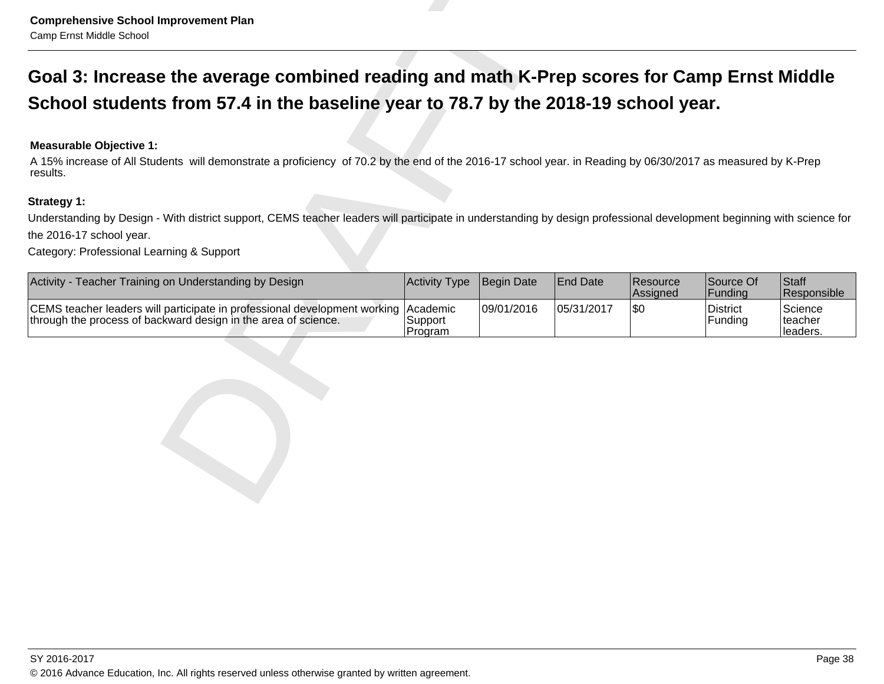## Goal 3: Increase the average combined reading and math K-Prep scores for Camp Ernst Middle School students from 57.4 in the baseline year to 78.7 by the 2018-19 school year.

**Measurable Objective 1:**

A 15% increase of All Students  will demonstrate a proficiency  of 70.2 by the end of the 2016-17 school year. in Reading by 06/30/2017 as measured by K-Prep results.

**Strategy 1:**

Understanding by Design - With district support, CEMS teacher leaders will participate in understanding by design professional development beginning with science for the 2016-17 school year.

Category: Professional Learning & Support

| Activity - Teacher Training on Understanding by Design | Activity Type | Begin Date | End Date | Resource Assigned | Source Of Funding | Staff Responsible |
|---|---|---|---|---|---|---|
| CEMS teacher leaders will participate in professional development working through the process of backward design in the area of science. | Academic Support Program | 09/01/2016 | 05/31/2017 | $0 | District Funding | Science teacher leaders. |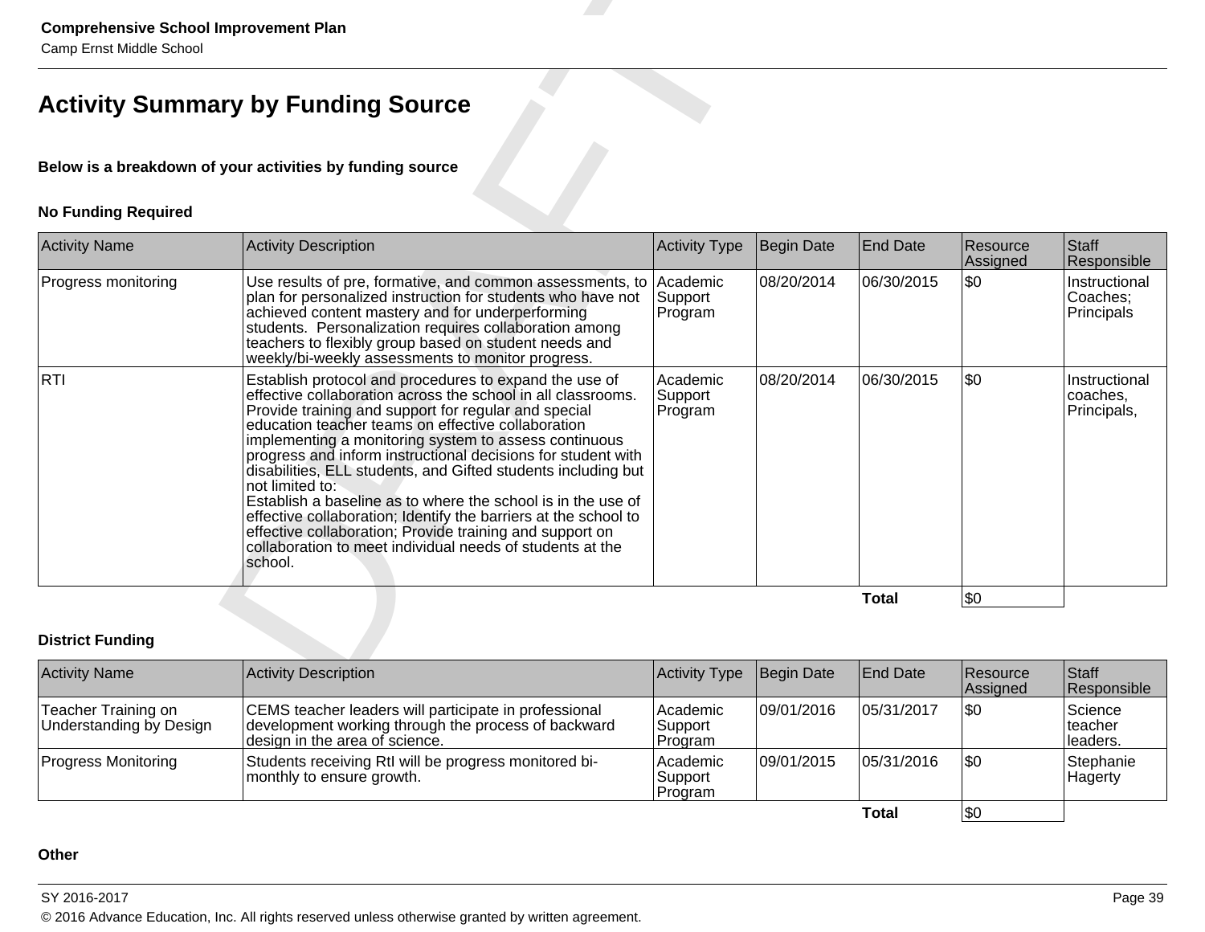# Activity Summary by Funding Source

**Below is a breakdown of your activities by funding source**

### No Funding Required

| Activity Name | Activity Description | Activity Type | Begin Date | End Date | Resource Assigned | Staff Responsible |
|---|---|---|---|---|---|---|
| Progress monitoring | Use results of pre, formative, and common assessments, to plan for personalized instruction for students who have not achieved content mastery and for underperforming students. Personalization requires collaboration among teachers to flexibly group based on student needs and weekly/bi-weekly assessments to monitor progress. | Academic Support Program | 08/20/2014 | 06/30/2015 | $0 | Instructional Coaches; Principals |
| RTI | Establish protocol and procedures to expand the use of effective collaboration across the school in all classrooms. Provide training and support for regular and special education teacher teams on effective collaboration implementing a monitoring system to assess continuous progress and inform instructional decisions for student with disabilities, ELL students, and Gifted students including but not limited to:<br>Establish a baseline as to where the school is in the use of effective collaboration; Identify the barriers at the school to effective collaboration; Provide training and support on collaboration to meet individual needs of students at the school. | Academic Support Program | 08/20/2014 | 06/30/2015 | $0 | Instructional coaches, Principals, |
| | | | | **Total** | $0 | |

### District Funding

| Activity Name | Activity Description | Activity Type | Begin Date | End Date | Resource Assigned | Staff Responsible |
|---|---|---|---|---|---|---|
| Teacher Training on Understanding by Design | CEMS teacher leaders will participate in professional development working through the process of backward design in the area of science. | Academic Support Program | 09/01/2016 | 05/31/2017 | $0 | Science teacher leaders. |
| Progress Monitoring | Students receiving RtI will be progress monitored bi-monthly to ensure growth. | Academic Support Program | 09/01/2015 | 05/31/2016 | $0 | Stephanie Hagerty |
| | | | | **Total** | $0 | |

### Other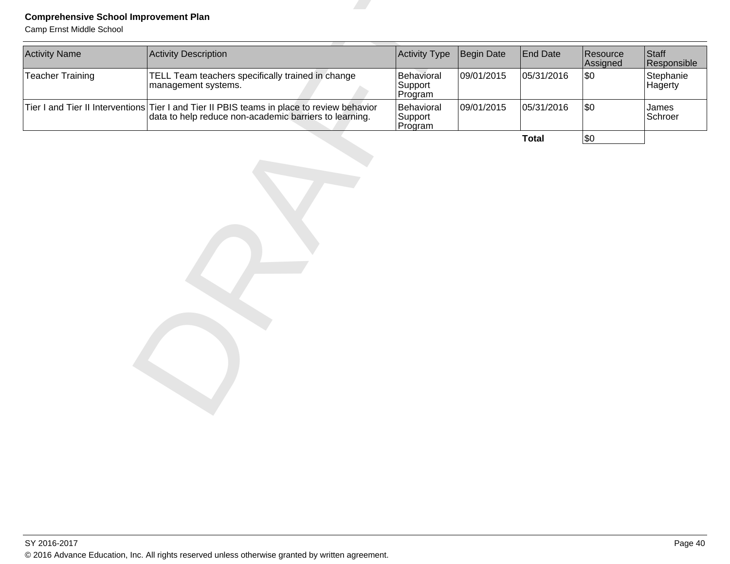| Activity Name | Activity Description | Activity Type | Begin Date | End Date | Resource Assigned | Staff Responsible |
|---|---|---|---|---|---|---|
| Teacher Training | TELL Team teachers specifically trained in change management systems. | Behavioral Support Program | 09/01/2015 | 05/31/2016 | $0 | Stephanie Hagerty |
| Tier I and Tier II Interventions | Tier I and Tier II PBIS teams in place to review behavior data to help reduce non-academic barriers to learning. | Behavioral Support Program | 09/01/2015 | 05/31/2016 | $0 | James Schroer |
| | | | | **Total** | $0 | |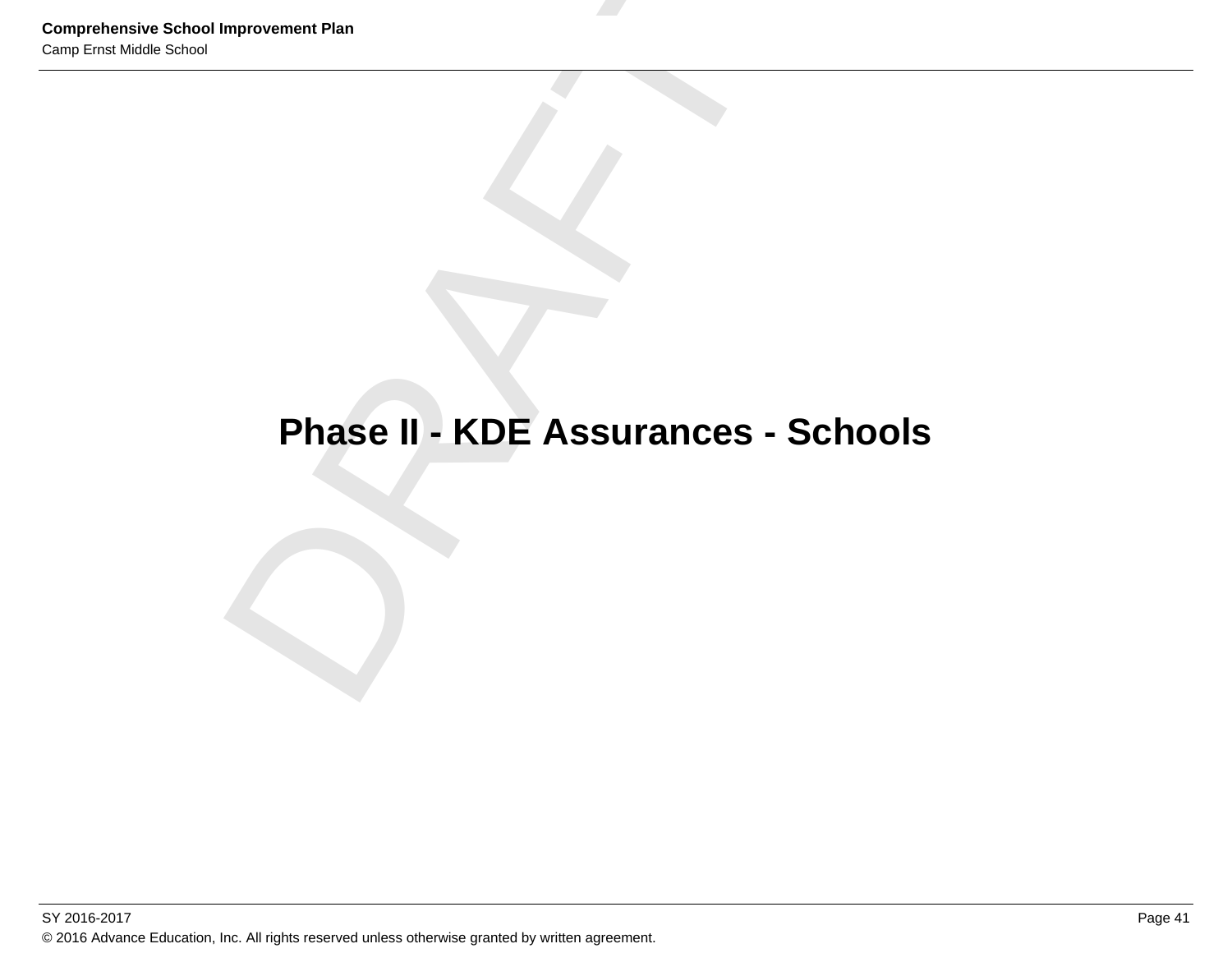# Phase II - KDE Assurances - Schools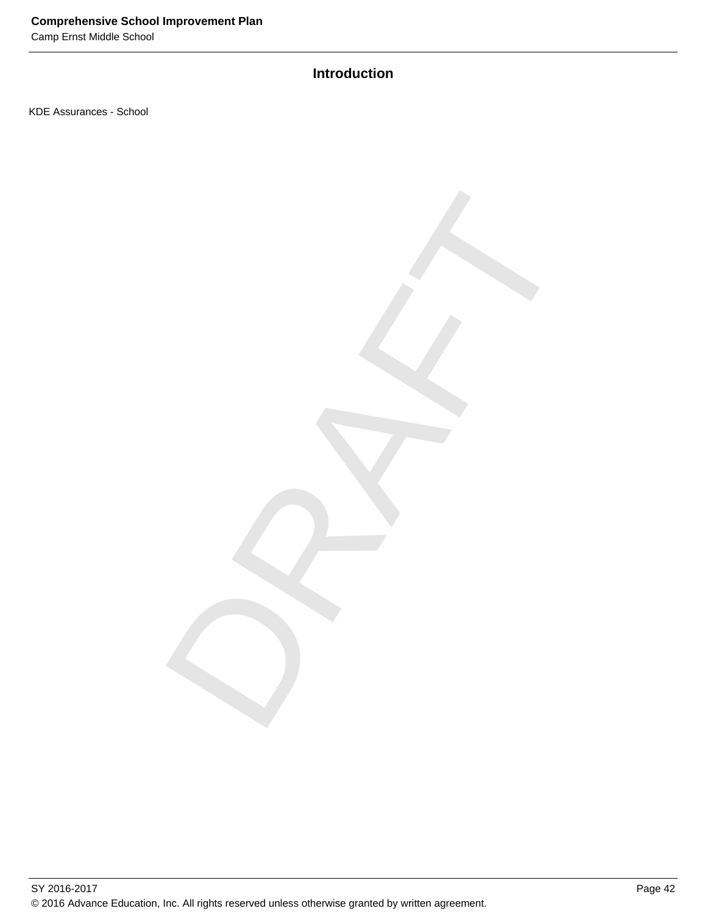## Introduction

KDE Assurances - School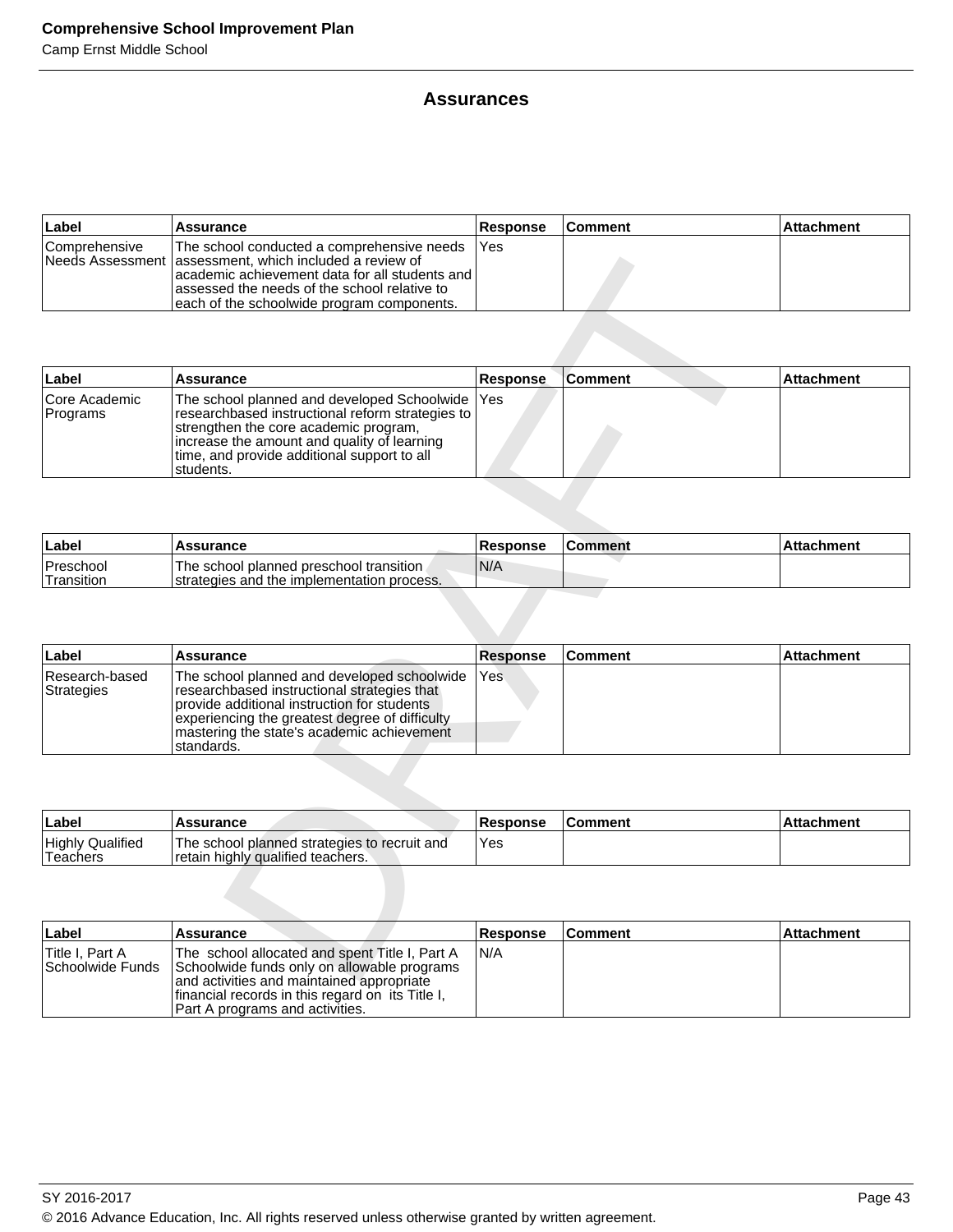## Assurances

| Label | Assurance | Response | Comment | Attachment |
|---|---|---|---|---|
| Comprehensive Needs Assessment | The school conducted a comprehensive needs assessment, which included a review of academic achievement data for all students and assessed the needs of the school relative to each of the schoolwide program components. | Yes | | |

| Label | Assurance | Response | Comment | Attachment |
|---|---|---|---|---|
| Core Academic Programs | The school planned and developed Schoolwide researchbased instructional reform strategies to strengthen the core academic program, increase the amount and quality of learning time, and provide additional support to all students. | Yes | | |

| Label | Assurance | Response | Comment | Attachment |
|---|---|---|---|---|
| Preschool Transition | The school planned preschool transition strategies and the implementation process. | N/A | | |

| Label | Assurance | Response | Comment | Attachment |
|---|---|---|---|---|
| Research-based Strategies | The school planned and developed schoolwide researchbased instructional strategies that provide additional instruction for students experiencing the greatest degree of difficulty mastering the state's academic achievement standards. | Yes | | |

| Label | Assurance | Response | Comment | Attachment |
|---|---|---|---|---|
| Highly Qualified Teachers | The school planned strategies to recruit and retain highly qualified teachers. | Yes | | |

| Label | Assurance | Response | Comment | Attachment |
|---|---|---|---|---|
| Title I, Part A Schoolwide Funds | The school allocated and spent Title I, Part A Schoolwide funds only on allowable programs and activities and maintained appropriate financial records in this regard on its Title I, Part A programs and activities. | N/A | | |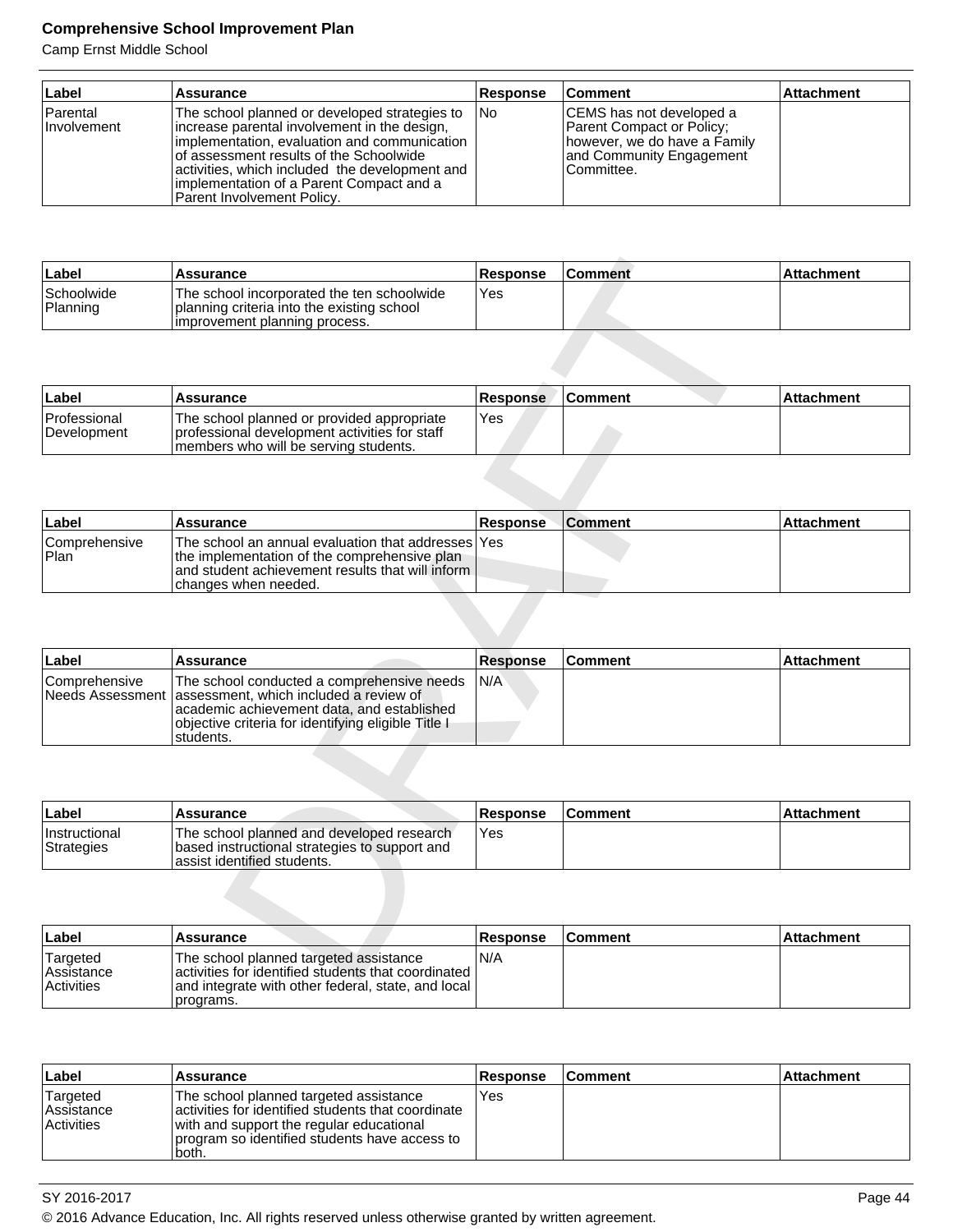| Label | Assurance | Response | Comment | Attachment |
| --- | --- | --- | --- | --- |
| Parental Involvement | The school planned or developed strategies to increase parental involvement in the design, implementation, evaluation and communication of assessment results of the Schoolwide activities, which included the development and implementation of a Parent Compact and a Parent Involvement Policy. | No | CEMS has not developed a Parent Compact or Policy; however, we do have a Family and Community Engagement Committee. | |

| Label | Assurance | Response | Comment | Attachment |
| --- | --- | --- | --- | --- |
| Schoolwide Planning | The school incorporated the ten schoolwide planning criteria into the existing school improvement planning process. | Yes | | |

| Label | Assurance | Response | Comment | Attachment |
| --- | --- | --- | --- | --- |
| Professional Development | The school planned or provided appropriate professional development activities for staff members who will be serving students. | Yes | | |

| Label | Assurance | Response | Comment | Attachment |
| --- | --- | --- | --- | --- |
| Comprehensive Plan | The school an annual evaluation that addresses the implementation of the comprehensive plan and student achievement results that will inform changes when needed. | Yes | | |

| Label | Assurance | Response | Comment | Attachment |
| --- | --- | --- | --- | --- |
| Comprehensive Needs Assessment | The school conducted a comprehensive needs assessment, which included a review of academic achievement data, and established objective criteria for identifying eligible Title I students. | N/A | | |

| Label | Assurance | Response | Comment | Attachment |
| --- | --- | --- | --- | --- |
| Instructional Strategies | The school planned and developed research based instructional strategies to support and assist identified students. | Yes | | |

| Label | Assurance | Response | Comment | Attachment |
| --- | --- | --- | --- | --- |
| Targeted Assistance Activities | The school planned targeted assistance activities for identified students that coordinated and integrate with other federal, state, and local programs. | N/A | | |

| Label | Assurance | Response | Comment | Attachment |
| --- | --- | --- | --- | --- |
| Targeted Assistance Activities | The school planned targeted assistance activities for identified students that coordinate with and support the regular educational program so identified students have access to both. | Yes | | |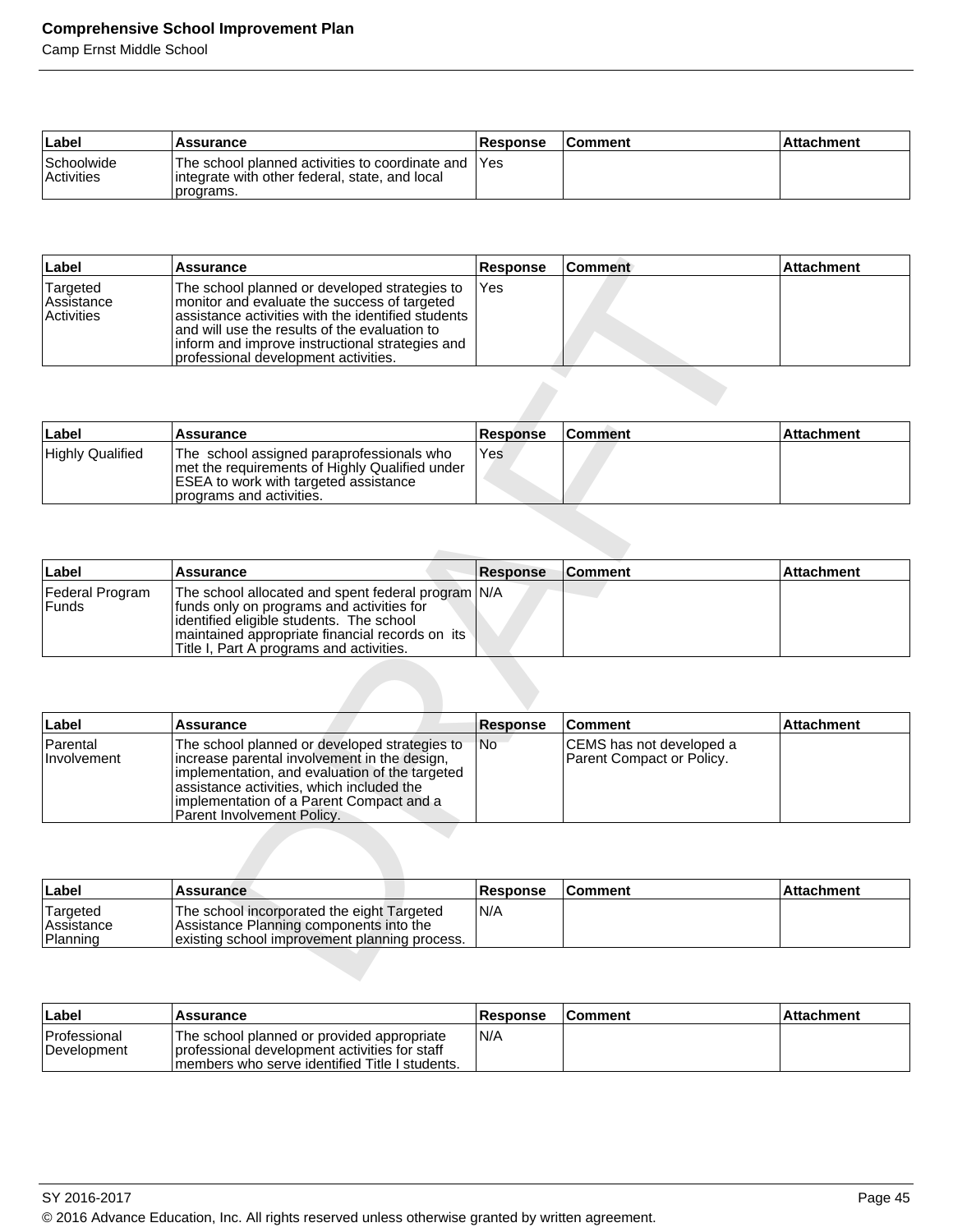| Label | Assurance | Response | Comment | Attachment |
|---|---|---|---|---|
| Schoolwide Activities | The school planned activities to coordinate and integrate with other federal, state, and local programs. | Yes | | |

| Label | Assurance | Response | Comment | Attachment |
|---|---|---|---|---|
| Targeted Assistance Activities | The school planned or developed strategies to monitor and evaluate the success of targeted assistance activities with the identified students and will use the results of the evaluation to inform and improve instructional strategies and professional development activities. | Yes | | |

| Label | Assurance | Response | Comment | Attachment |
|---|---|---|---|---|
| Highly Qualified | The school assigned paraprofessionals who met the requirements of Highly Qualified under ESEA to work with targeted assistance programs and activities. | Yes | | |

| Label | Assurance | Response | Comment | Attachment |
|---|---|---|---|---|
| Federal Program Funds | The school allocated and spent federal program funds only on programs and activities for identified eligible students. The school maintained appropriate financial records on its Title I, Part A programs and activities. | N/A | | |

| Label | Assurance | Response | Comment | Attachment |
|---|---|---|---|---|
| Parental Involvement | The school planned or developed strategies to increase parental involvement in the design, implementation, and evaluation of the targeted assistance activities, which included the implementation of a Parent Compact and a Parent Involvement Policy. | No | CEMS has not developed a Parent Compact or Policy. | |

| Label | Assurance | Response | Comment | Attachment |
|---|---|---|---|---|
| Targeted Assistance Planning | The school incorporated the eight Targeted Assistance Planning components into the existing school improvement planning process. | N/A | | |

| Label | Assurance | Response | Comment | Attachment |
|---|---|---|---|---|
| Professional Development | The school planned or provided appropriate professional development activities for staff members who serve identified Title I students. | N/A | | |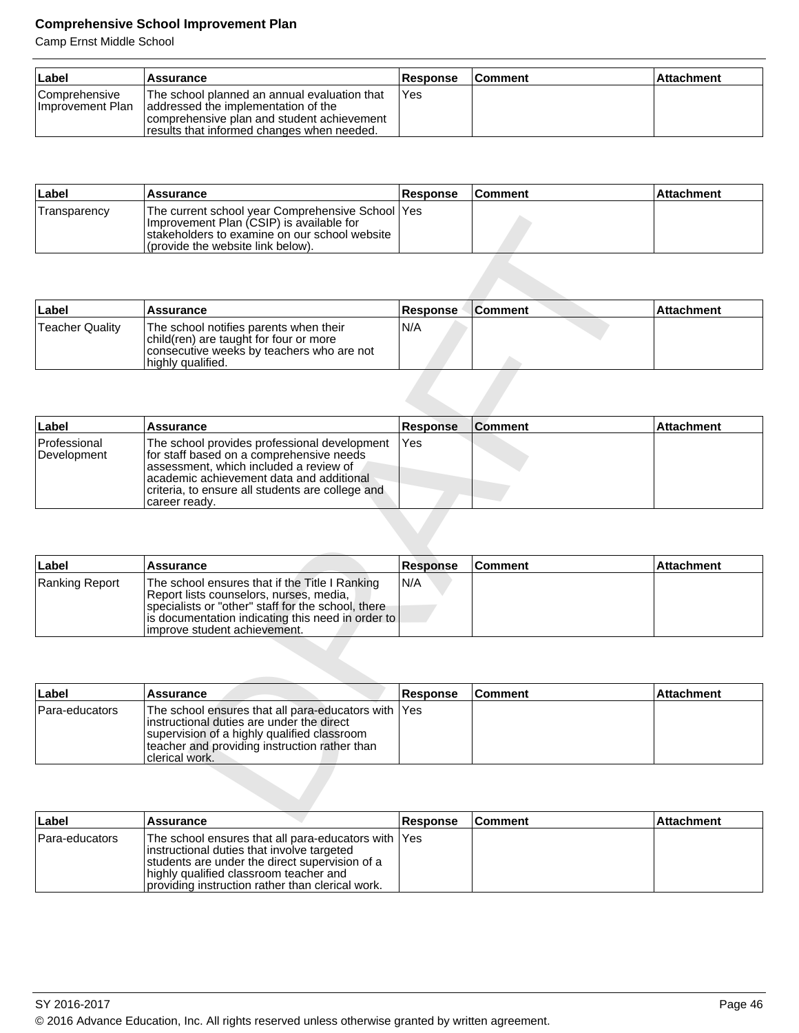| Label | Assurance | Response | Comment | Attachment |
|---|---|---|---|---|
| Comprehensive Improvement Plan | The school planned an annual evaluation that addressed the implementation of the comprehensive plan and student achievement results that informed changes when needed. | Yes | | |

| Label | Assurance | Response | Comment | Attachment |
|---|---|---|---|---|
| Transparency | The current school year Comprehensive School Improvement Plan (CSIP) is available for stakeholders to examine on our school website (provide the website link below). | Yes | | |

| Label | Assurance | Response | Comment | Attachment |
|---|---|---|---|---|
| Teacher Quality | The school notifies parents when their child(ren) are taught for four or more consecutive weeks by teachers who are not highly qualified. | N/A | | |

| Label | Assurance | Response | Comment | Attachment |
|---|---|---|---|---|
| Professional Development | The school provides professional development for staff based on a comprehensive needs assessment, which included a review of academic achievement data and additional criteria, to ensure all students are college and career ready. | Yes | | |

| Label | Assurance | Response | Comment | Attachment |
|---|---|---|---|---|
| Ranking Report | The school ensures that if the Title I Ranking Report lists counselors, nurses, media, specialists or "other" staff for the school, there is documentation indicating this need in order to improve student achievement. | N/A | | |

| Label | Assurance | Response | Comment | Attachment |
|---|---|---|---|---|
| Para-educators | The school ensures that all para-educators with instructional duties are under the direct supervision of a highly qualified classroom teacher and providing instruction rather than clerical work. | Yes | | |

| Label | Assurance | Response | Comment | Attachment |
|---|---|---|---|---|
| Para-educators | The school ensures that all para-educators with instructional duties that involve targeted students are under the direct supervision of a highly qualified classroom teacher and providing instruction rather than clerical work. | Yes | | |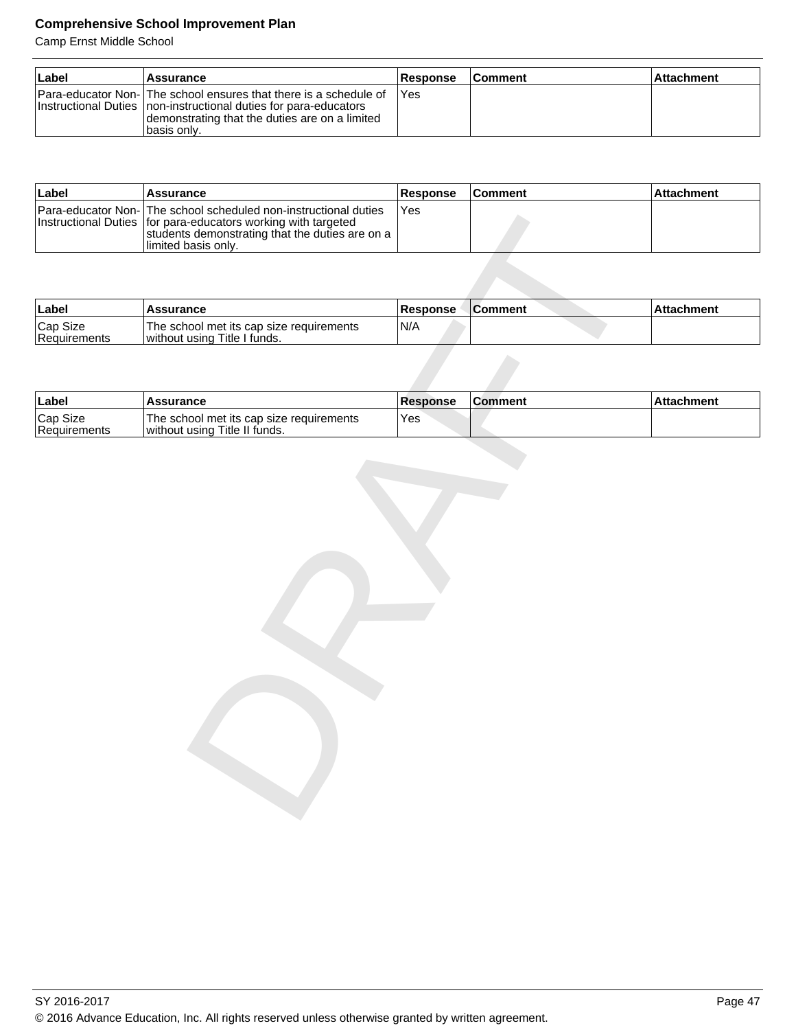| Label | Assurance | Response | Comment | Attachment |
|---|---|---|---|---|
| Para-educator Non-Instructional Duties | The school ensures that there is a schedule of non-instructional duties for para-educators demonstrating that the duties are on a limited basis only. | Yes | | |

| Label | Assurance | Response | Comment | Attachment |
|---|---|---|---|---|
| Para-educator Non-Instructional Duties | The school scheduled non-instructional duties for para-educators working with targeted students demonstrating that the duties are on a limited basis only. | Yes | | |

| Label | Assurance | Response | Comment | Attachment |
|---|---|---|---|---|
| Cap Size Requirements | The school met its cap size requirements without using Title I funds. | N/A | | |

| Label | Assurance | Response | Comment | Attachment |
|---|---|---|---|---|
| Cap Size Requirements | The school met its cap size requirements without using Title II funds. | Yes | | |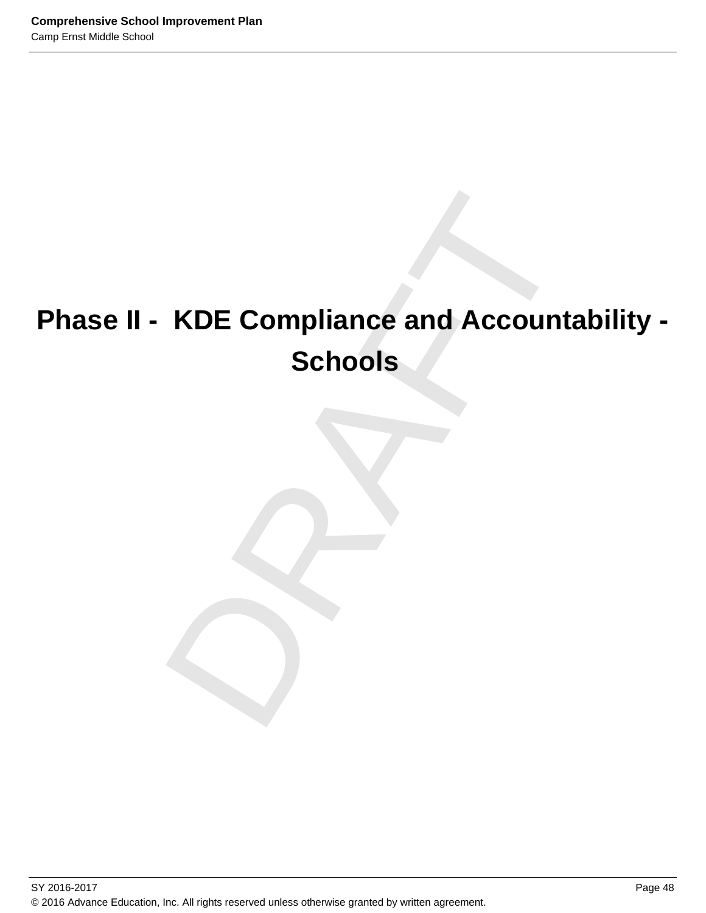# Phase II - KDE Compliance and Accountability - Schools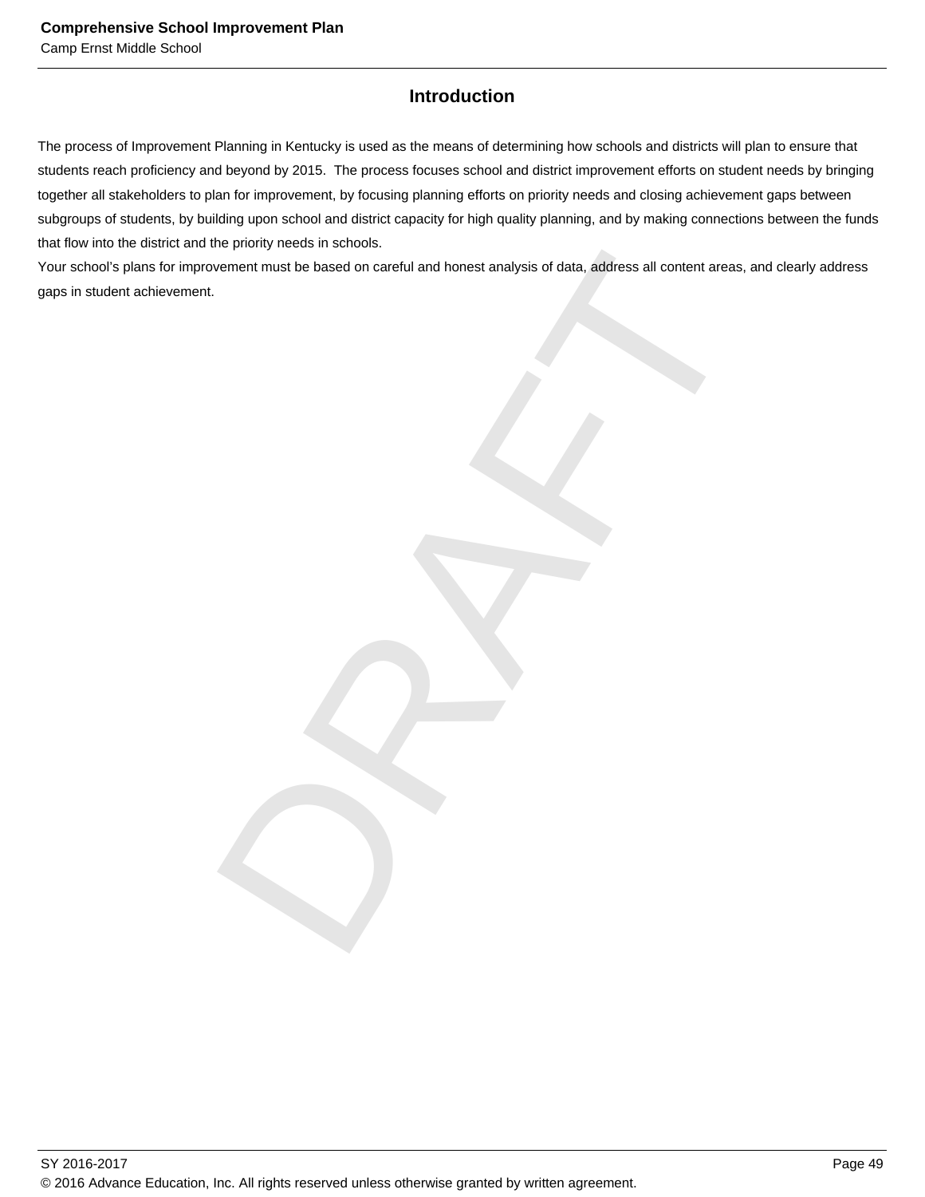## Introduction

The process of Improvement Planning in Kentucky is used as the means of determining how schools and districts will plan to ensure that students reach proficiency and beyond by 2015.  The process focuses school and district improvement efforts on student needs by bringing together all stakeholders to plan for improvement, by focusing planning efforts on priority needs and closing achievement gaps between subgroups of students, by building upon school and district capacity for high quality planning, and by making connections between the funds that flow into the district and the priority needs in schools.

Your school's plans for improvement must be based on careful and honest analysis of data, address all content areas, and clearly address gaps in student achievement.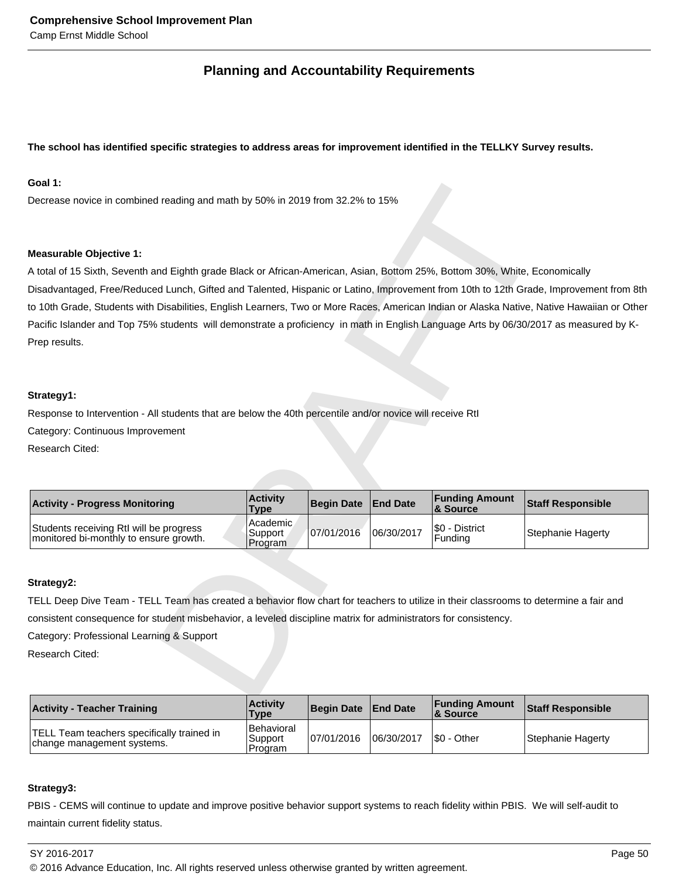## Planning and Accountability Requirements

**The school has identified specific strategies to address areas for improvement identified in the TELLKY Survey results.**

**Goal 1:**

Decrease novice in combined reading and math by 50% in 2019 from 32.2% to 15%

**Measurable Objective 1:**

A total of 15 Sixth, Seventh and Eighth grade Black or African-American, Asian, Bottom 25%, Bottom 30%, White, Economically Disadvantaged, Free/Reduced Lunch, Gifted and Talented, Hispanic or Latino, Improvement from 10th to 12th Grade, Improvement from 8th to 10th Grade, Students with Disabilities, English Learners, Two or More Races, American Indian or Alaska Native, Native Hawaiian or Other Pacific Islander and Top 75% students will demonstrate a proficiency in math in English Language Arts by 06/30/2017 as measured by K-Prep results.

**Strategy1:**

Response to Intervention - All students that are below the 40th percentile and/or novice will receive RtI

Category: Continuous Improvement

Research Cited:

| Activity - Progress Monitoring | Activity Type | Begin Date | End Date | Funding Amount & Source | Staff Responsible |
|---|---|---|---|---|---|
| Students receiving RtI will be progress monitored bi-monthly to ensure growth. | Academic Support Program | 07/01/2016 | 06/30/2017 | $0 - District Funding | Stephanie Hagerty |

**Strategy2:**

TELL Deep Dive Team - TELL Team has created a behavior flow chart for teachers to utilize in their classrooms to determine a fair and consistent consequence for student misbehavior, a leveled discipline matrix for administrators for consistency.

Category: Professional Learning & Support

Research Cited:

| Activity - Teacher Training | Activity Type | Begin Date | End Date | Funding Amount & Source | Staff Responsible |
|---|---|---|---|---|---|
| TELL Team teachers specifically trained in change management systems. | Behavioral Support Program | 07/01/2016 | 06/30/2017 | $0 - Other | Stephanie Hagerty |

**Strategy3:**

PBIS - CEMS will continue to update and improve positive behavior support systems to reach fidelity within PBIS. We will self-audit to maintain current fidelity status.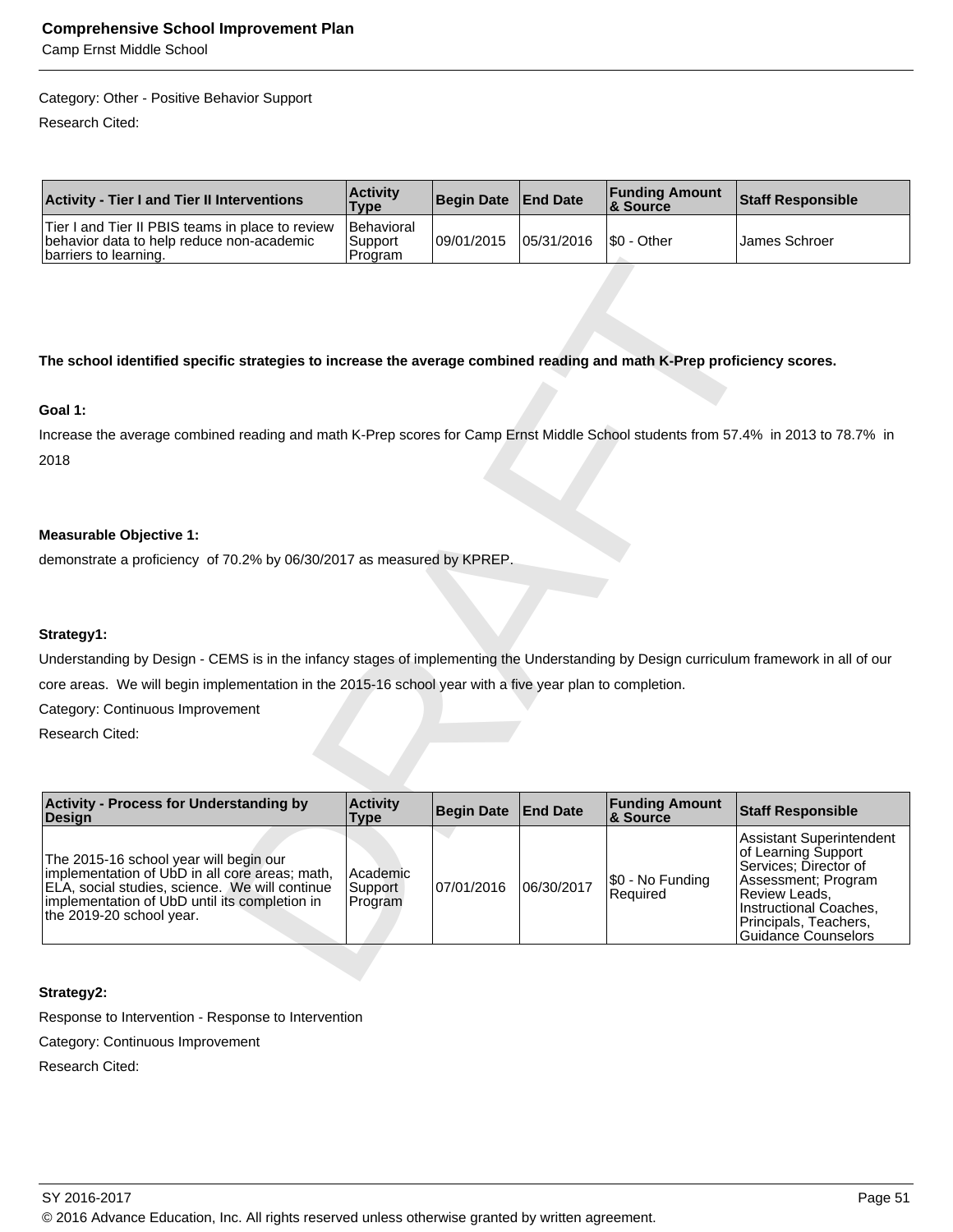Category: Other - Positive Behavior Support

Research Cited:

| Activity - Tier I and Tier II Interventions | Activity Type | Begin Date | End Date | Funding Amount & Source | Staff Responsible |
|---|---|---|---|---|---|
| Tier I and Tier II PBIS teams in place to review behavior data to help reduce non-academic barriers to learning. | Behavioral Support Program | 09/01/2015 | 05/31/2016 | $0 - Other | James Schroer |

**The school identified specific strategies to increase the average combined reading and math K-Prep proficiency scores.**

**Goal 1:**

Increase the average combined reading and math K-Prep scores for Camp Ernst Middle School students from 57.4% in 2013 to 78.7% in 2018

**Measurable Objective 1:**

demonstrate a proficiency of 70.2% by 06/30/2017 as measured by KPREP.

**Strategy1:**

Understanding by Design - CEMS is in the infancy stages of implementing the Understanding by Design curriculum framework in all of our core areas. We will begin implementation in the 2015-16 school year with a five year plan to completion.

Category: Continuous Improvement

Research Cited:

| Activity - Process for Understanding by Design | Activity Type | Begin Date | End Date | Funding Amount & Source | Staff Responsible |
|---|---|---|---|---|---|
| The 2015-16 school year will begin our implementation of UbD in all core areas; math, ELA, social studies, science. We will continue implementation of UbD until its completion in the 2019-20 school year. | Academic Support Program | 07/01/2016 | 06/30/2017 | $0 - No Funding Required | Assistant Superintendent of Learning Support Services; Director of Assessment; Program Review Leads, Instructional Coaches, Principals, Teachers, Guidance Counselors |

**Strategy2:**

Response to Intervention - Response to Intervention

Category: Continuous Improvement

Research Cited: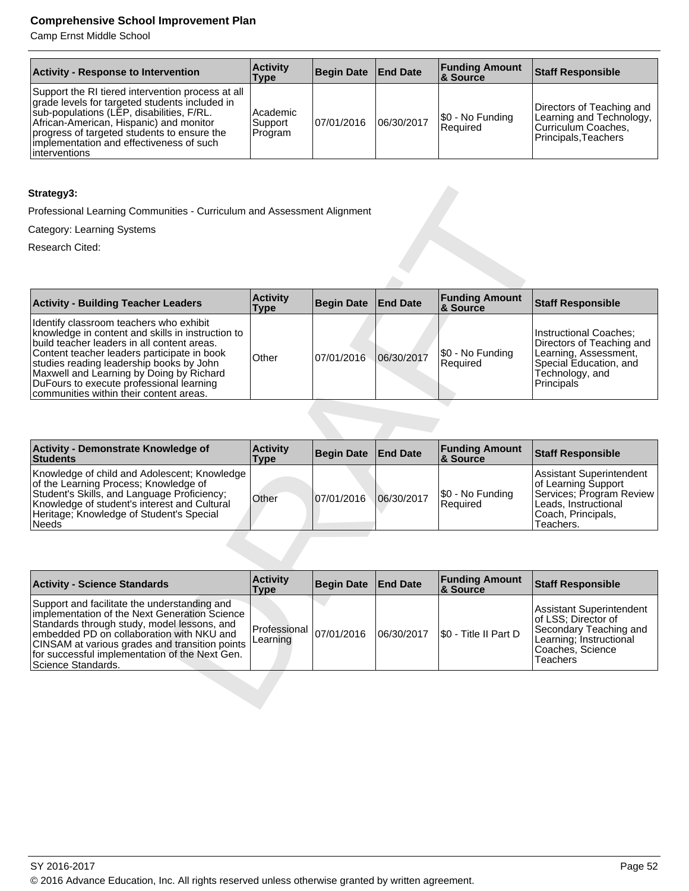| Activity - Response to Intervention | Activity Type | Begin Date | End Date | Funding Amount & Source | Staff Responsible |
|---|---|---|---|---|---|
| Support the RI tiered intervention process at all grade levels for targeted students included in sub-populations (LEP, disabilities, F/RL. African-American, Hispanic) and monitor progress of targeted students to ensure the implementation and effectiveness of such interventions | Academic Support Program | 07/01/2016 | 06/30/2017 | $0 - No Funding Required | Directors of Teaching and Learning and Technology, Curriculum Coaches, Principals,Teachers |

**Strategy3:**

Professional Learning Communities - Curriculum and Assessment Alignment

Category: Learning Systems

Research Cited:

| Activity - Building Teacher Leaders | Activity Type | Begin Date | End Date | Funding Amount & Source | Staff Responsible |
|---|---|---|---|---|---|
| Identify classroom teachers who exhibit knowledge in content and skills in instruction to build teacher leaders in all content areas. Content teacher leaders participate in book studies reading leadership books by John Maxwell and Learning by Doing by Richard DuFours to execute professional learning communities within their content areas. | Other | 07/01/2016 | 06/30/2017 | $0 - No Funding Required | Instructional Coaches; Directors of Teaching and Learning, Assessment, Special Education, and Technology, and Principals |

| Activity - Demonstrate Knowledge of Students | Activity Type | Begin Date | End Date | Funding Amount & Source | Staff Responsible |
|---|---|---|---|---|---|
| Knowledge of child and Adolescent; Knowledge of the Learning Process; Knowledge of Student's Skills, and Language Proficiency; Knowledge of student's interest and Cultural Heritage; Knowledge of Student's Special Needs | Other | 07/01/2016 | 06/30/2017 | $0 - No Funding Required | Assistant Superintendent of Learning Support Services; Program Review Leads, Instructional Coach, Principals, Teachers. |

| Activity - Science Standards | Activity Type | Begin Date | End Date | Funding Amount & Source | Staff Responsible |
|---|---|---|---|---|---|
| Support and facilitate the understanding and implementation of the Next Generation Science Standards through study, model lessons, and embedded PD on collaboration with NKU and CINSAM at various grades and transition points for successful implementation of the Next Gen. Science Standards. | Professional Learning | 07/01/2016 | 06/30/2017 | $0 - Title II Part D | Assistant Superintendent of LSS; Director of Secondary Teaching and Learning; Instructional Coaches, Science Teachers |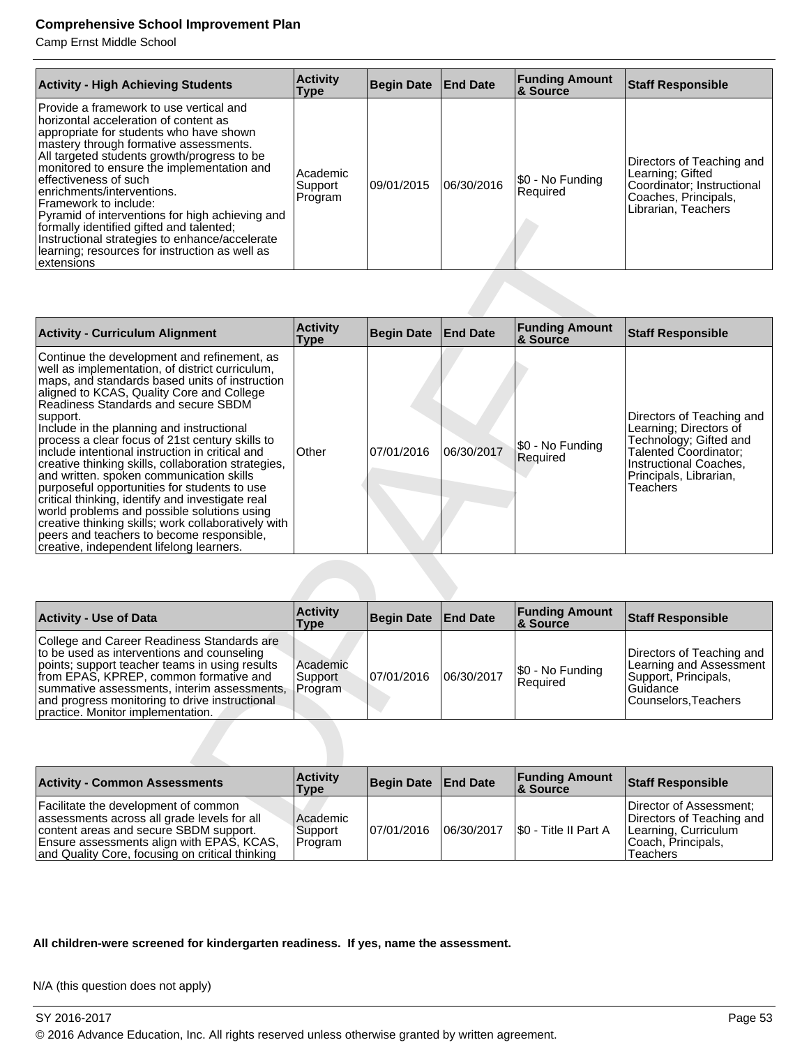| Activity - High Achieving Students | Activity Type | Begin Date | End Date | Funding Amount & Source | Staff Responsible |
|---|---|---|---|---|---|
| Provide a framework to use vertical and horizontal acceleration of content as appropriate for students who have shown mastery through formative assessments. All targeted students growth/progress to be monitored to ensure the implementation and effectiveness of such enrichments/interventions. Framework to include: Pyramid of interventions for high achieving and formally identified gifted and talented; Instructional strategies to enhance/accelerate learning; resources for instruction as well as extensions | Academic Support Program | 09/01/2015 | 06/30/2016 | $0 - No Funding Required | Directors of Teaching and Learning; Gifted Coordinator; Instructional Coaches, Principals, Librarian, Teachers |

| Activity - Curriculum Alignment | Activity Type | Begin Date | End Date | Funding Amount & Source | Staff Responsible |
|---|---|---|---|---|---|
| Continue the development and refinement, as well as implementation, of district curriculum, maps, and standards based units of instruction aligned to KCAS, Quality Core and College Readiness Standards and secure SBDM support. Include in the planning and instructional process a clear focus of 21st century skills to include intentional instruction in critical and creative thinking skills, collaboration strategies, and written. spoken communication skills purposeful opportunities for students to use critical thinking, identify and investigate real world problems and possible solutions using creative thinking skills; work collaboratively with peers and teachers to become responsible, creative, independent lifelong learners. | Other | 07/01/2016 | 06/30/2017 | $0 - No Funding Required | Directors of Teaching and Learning; Directors of Technology; Gifted and Talented Coordinator; Instructional Coaches, Principals, Librarian, Teachers |

| Activity - Use of Data | Activity Type | Begin Date | End Date | Funding Amount & Source | Staff Responsible |
|---|---|---|---|---|---|
| College and Career Readiness Standards are to be used as interventions and counseling points; support teacher teams in using results from EPAS, KPREP, common formative and summative assessments, interim assessments, and progress monitoring to drive instructional practice. Monitor implementation. | Academic Support Program | 07/01/2016 | 06/30/2017 | $0 - No Funding Required | Directors of Teaching and Learning and Assessment Support, Principals, Guidance Counselors,Teachers |

| Activity - Common Assessments | Activity Type | Begin Date | End Date | Funding Amount & Source | Staff Responsible |
|---|---|---|---|---|---|
| Facilitate the development of common assessments across all grade levels for all content areas and secure SBDM support. Ensure assessments align with EPAS, KCAS, and Quality Core, focusing on critical thinking | Academic Support Program | 07/01/2016 | 06/30/2017 | $0 - Title II Part A | Director of Assessment; Directors of Teaching and Learning, Curriculum Coach, Principals, Teachers |

**All children-were screened for kindergarten readiness. If yes, name the assessment.**

N/A (this question does not apply)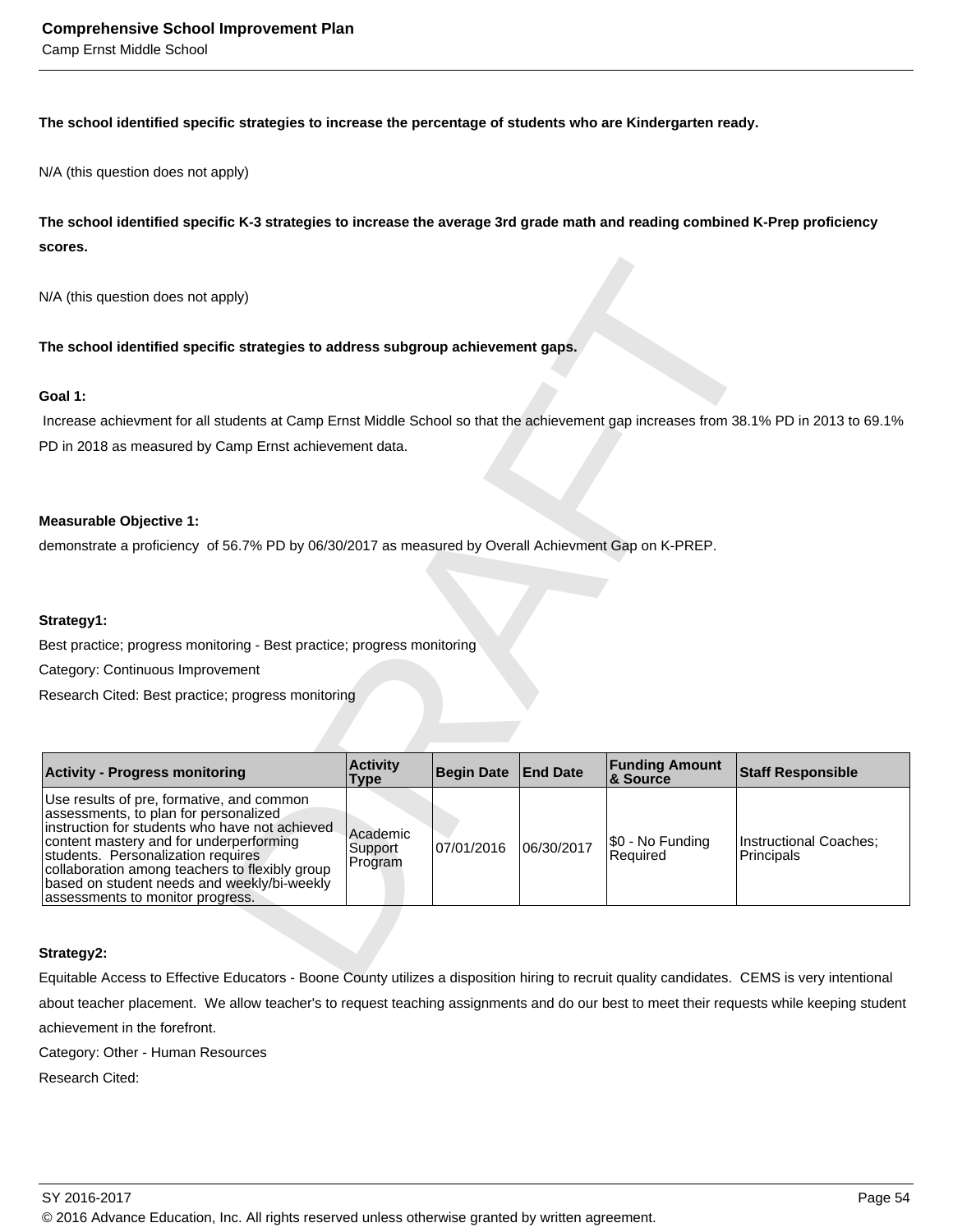**The school identified specific strategies to increase the percentage of students who are Kindergarten ready.**

N/A (this question does not apply)

**The school identified specific K-3 strategies to increase the average 3rd grade math and reading combined K-Prep proficiency scores.**

N/A (this question does not apply)

**The school identified specific strategies to address subgroup achievement gaps.**

**Goal 1:**

Increase achievment for all students at Camp Ernst Middle School so that the achievement gap increases from 38.1% PD in 2013 to 69.1% PD in 2018 as measured by Camp Ernst achievement data.

**Measurable Objective 1:**

demonstrate a proficiency of 56.7% PD by 06/30/2017 as measured by Overall Achievment Gap on K-PREP.

**Strategy1:**

Best practice; progress monitoring - Best practice; progress monitoring

Category: Continuous Improvement

Research Cited: Best practice; progress monitoring

| Activity - Progress monitoring | Activity Type | Begin Date | End Date | Funding Amount & Source | Staff Responsible |
|---|---|---|---|---|---|
| Use results of pre, formative, and common assessments, to plan for personalized instruction for students who have not achieved content mastery and for underperforming students. Personalization requires collaboration among teachers to flexibly group based on student needs and weekly/bi-weekly assessments to monitor progress. | Academic Support Program | 07/01/2016 | 06/30/2017 | $0 - No Funding Required | Instructional Coaches; Principals |

**Strategy2:**

Equitable Access to Effective Educators - Boone County utilizes a disposition hiring to recruit quality candidates. CEMS is very intentional about teacher placement. We allow teacher's to request teaching assignments and do our best to meet their requests while keeping student achievement in the forefront.

Category: Other - Human Resources

Research Cited: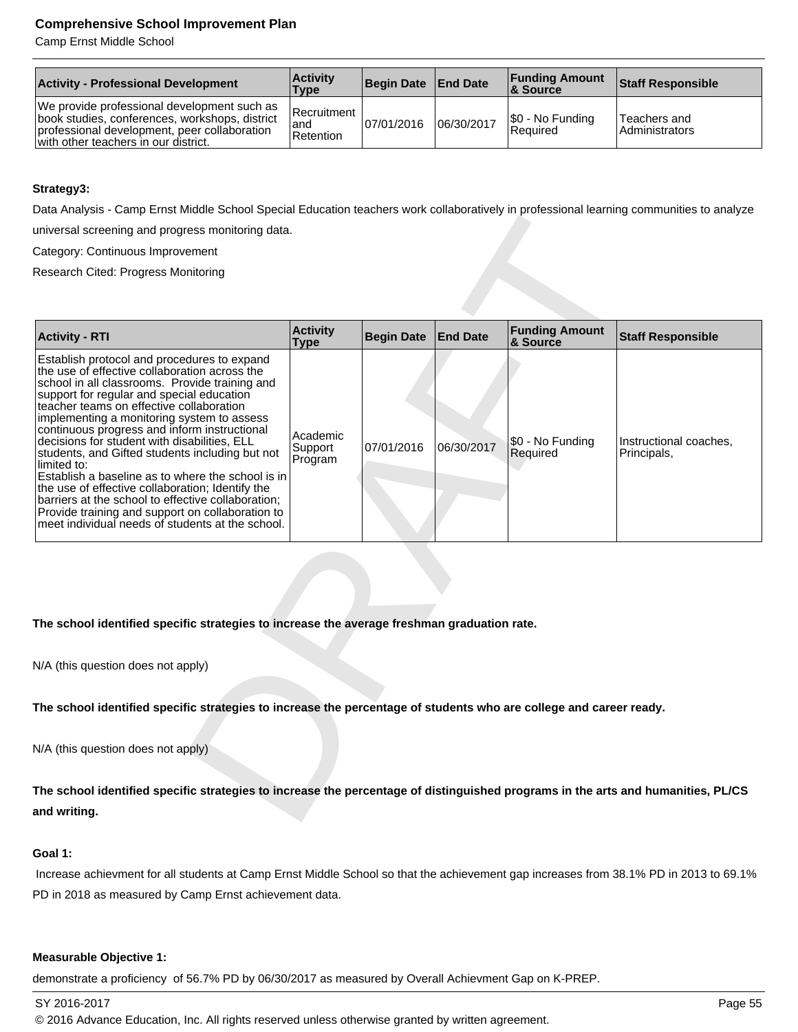| Activity - Professional Development | Activity Type | Begin Date | End Date | Funding Amount & Source | Staff Responsible |
|---|---|---|---|---|---|
| We provide professional development such as book studies, conferences, workshops, district professional development, peer collaboration with other teachers in our district. | Recruitment and Retention | 07/01/2016 | 06/30/2017 | $0 - No Funding Required | Teachers and Administrators |

**Strategy3:**

Data Analysis - Camp Ernst Middle School Special Education teachers work collaboratively in professional learning communities to analyze universal screening and progress monitoring data.

Category: Continuous Improvement

Research Cited: Progress Monitoring

| Activity - RTI | Activity Type | Begin Date | End Date | Funding Amount & Source | Staff Responsible |
|---|---|---|---|---|---|
| Establish protocol and procedures to expand the use of effective collaboration across the school in all classrooms. Provide training and support for regular and special education teacher teams on effective collaboration implementing a monitoring system to assess continuous progress and inform instructional decisions for student with disabilities, ELL students, and Gifted students including but not limited to: Establish a baseline as to where the school is in the use of effective collaboration; Identify the barriers at the school to effective collaboration; Provide training and support on collaboration to meet individual needs of students at the school. | Academic Support Program | 07/01/2016 | 06/30/2017 | $0 - No Funding Required | Instructional coaches, Principals, |

**The school identified specific strategies to increase the average freshman graduation rate.**

N/A (this question does not apply)

**The school identified specific strategies to increase the percentage of students who are college and career ready.**

N/A (this question does not apply)

**The school identified specific strategies to increase the percentage of distinguished programs in the arts and humanities, PL/CS and writing.**

**Goal 1:**

Increase achievment for all students at Camp Ernst Middle School so that the achievement gap increases from 38.1% PD in 2013 to 69.1% PD in 2018 as measured by Camp Ernst achievement data.

**Measurable Objective 1:**

demonstrate a proficiency of 56.7% PD by 06/30/2017 as measured by Overall Achievment Gap on K-PREP.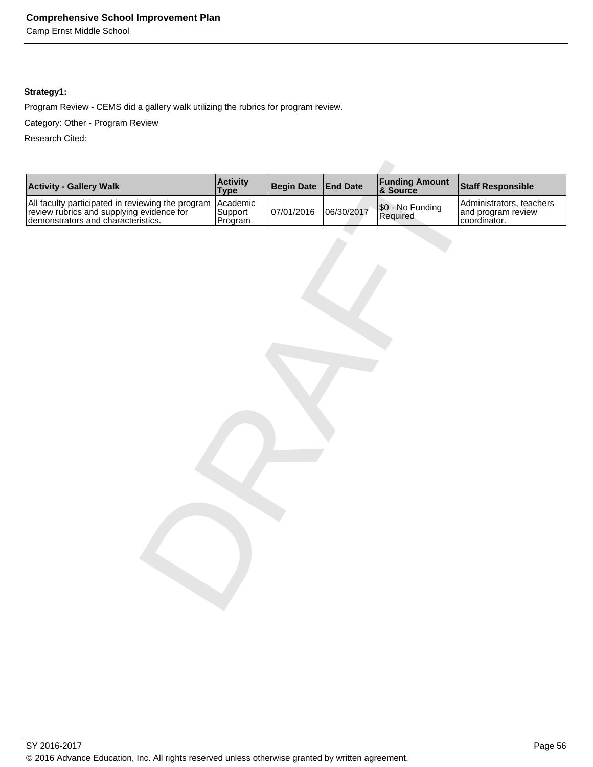**Strategy1:**

Program Review - CEMS did a gallery walk utilizing the rubrics for program review.

Category: Other - Program Review

Research Cited:

| Activity - Gallery Walk | Activity Type | Begin Date | End Date | Funding Amount & Source | Staff Responsible |
|---|---|---|---|---|---|
| All faculty participated in reviewing the program review rubrics and supplying evidence for demonstrators and characteristics. | Academic Support Program | 07/01/2016 | 06/30/2017 | $0 - No Funding Required | Administrators, teachers and program review coordinator. |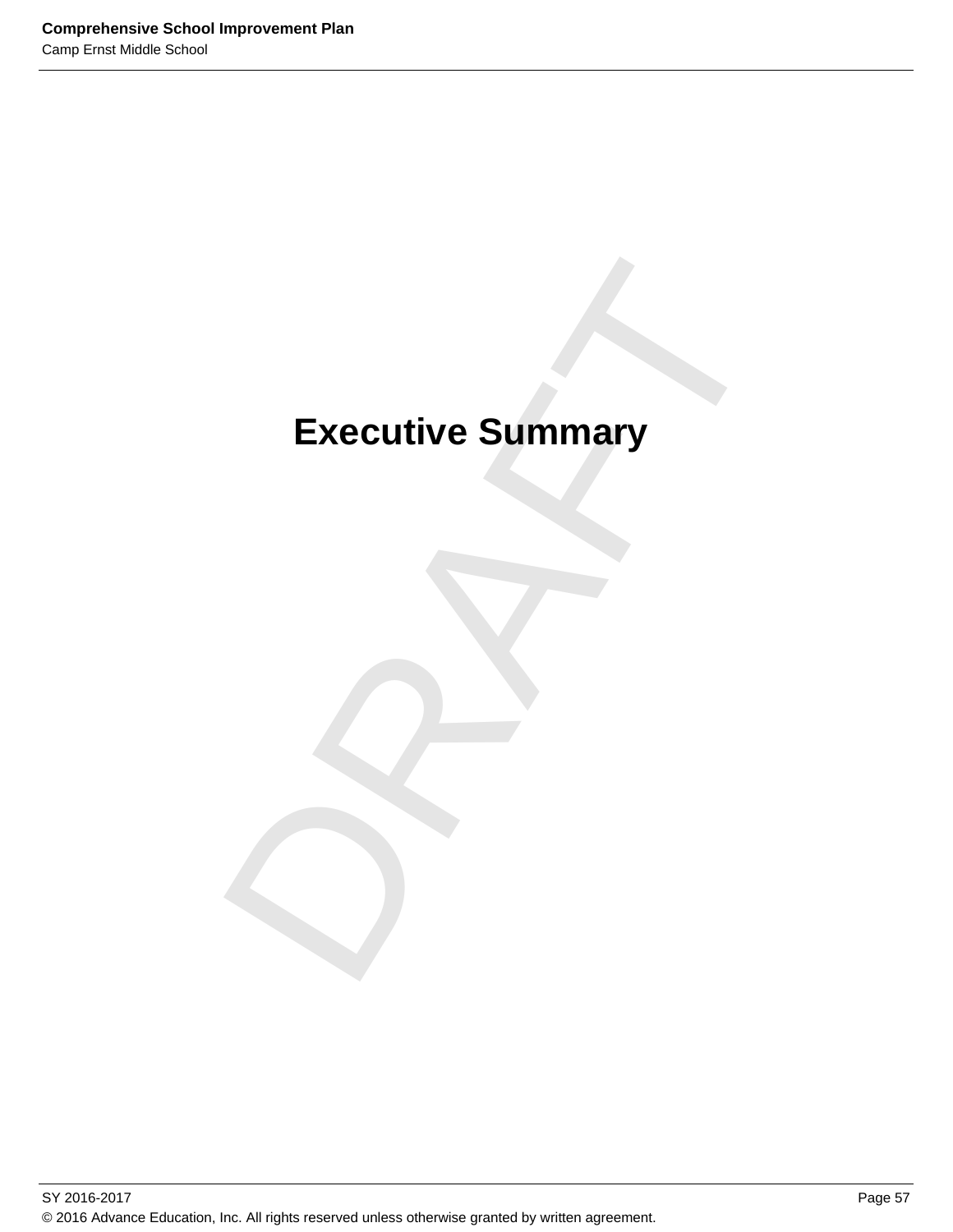# Executive Summary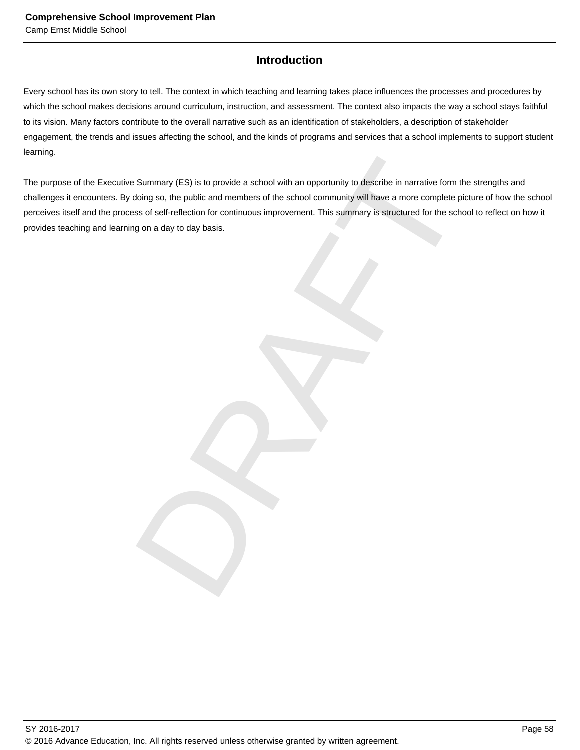# Introduction

Every school has its own story to tell. The context in which teaching and learning takes place influences the processes and procedures by which the school makes decisions around curriculum, instruction, and assessment. The context also impacts the way a school stays faithful to its vision. Many factors contribute to the overall narrative such as an identification of stakeholders, a description of stakeholder engagement, the trends and issues affecting the school, and the kinds of programs and services that a school implements to support student learning.

The purpose of the Executive Summary (ES) is to provide a school with an opportunity to describe in narrative form the strengths and challenges it encounters. By doing so, the public and members of the school community will have a more complete picture of how the school perceives itself and the process of self-reflection for continuous improvement. This summary is structured for the school to reflect on how it provides teaching and learning on a day to day basis.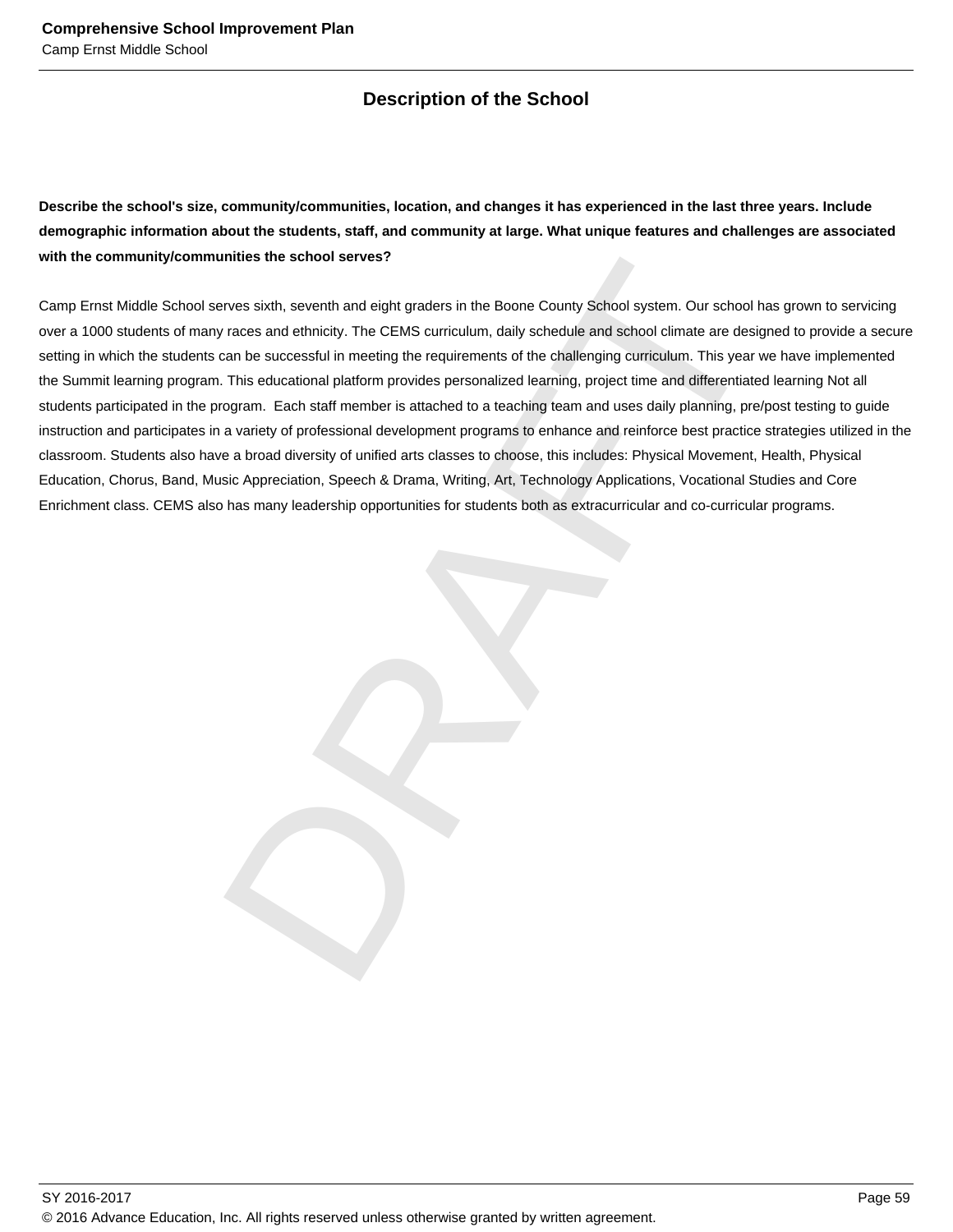## Description of the School

**Describe the school's size, community/communities, location, and changes it has experienced in the last three years. Include demographic information about the students, staff, and community at large. What unique features and challenges are associated with the community/communities the school serves?**

Camp Ernst Middle School serves sixth, seventh and eight graders in the Boone County School system. Our school has grown to servicing over a 1000 students of many races and ethnicity. The CEMS curriculum, daily schedule and school climate are designed to provide a secure setting in which the students can be successful in meeting the requirements of the challenging curriculum. This year we have implemented the Summit learning program. This educational platform provides personalized learning, project time and differentiated learning Not all students participated in the program. Each staff member is attached to a teaching team and uses daily planning, pre/post testing to guide instruction and participates in a variety of professional development programs to enhance and reinforce best practice strategies utilized in the classroom. Students also have a broad diversity of unified arts classes to choose, this includes: Physical Movement, Health, Physical Education, Chorus, Band, Music Appreciation, Speech & Drama, Writing, Art, Technology Applications, Vocational Studies and Core Enrichment class. CEMS also has many leadership opportunities for students both as extracurricular and co-curricular programs.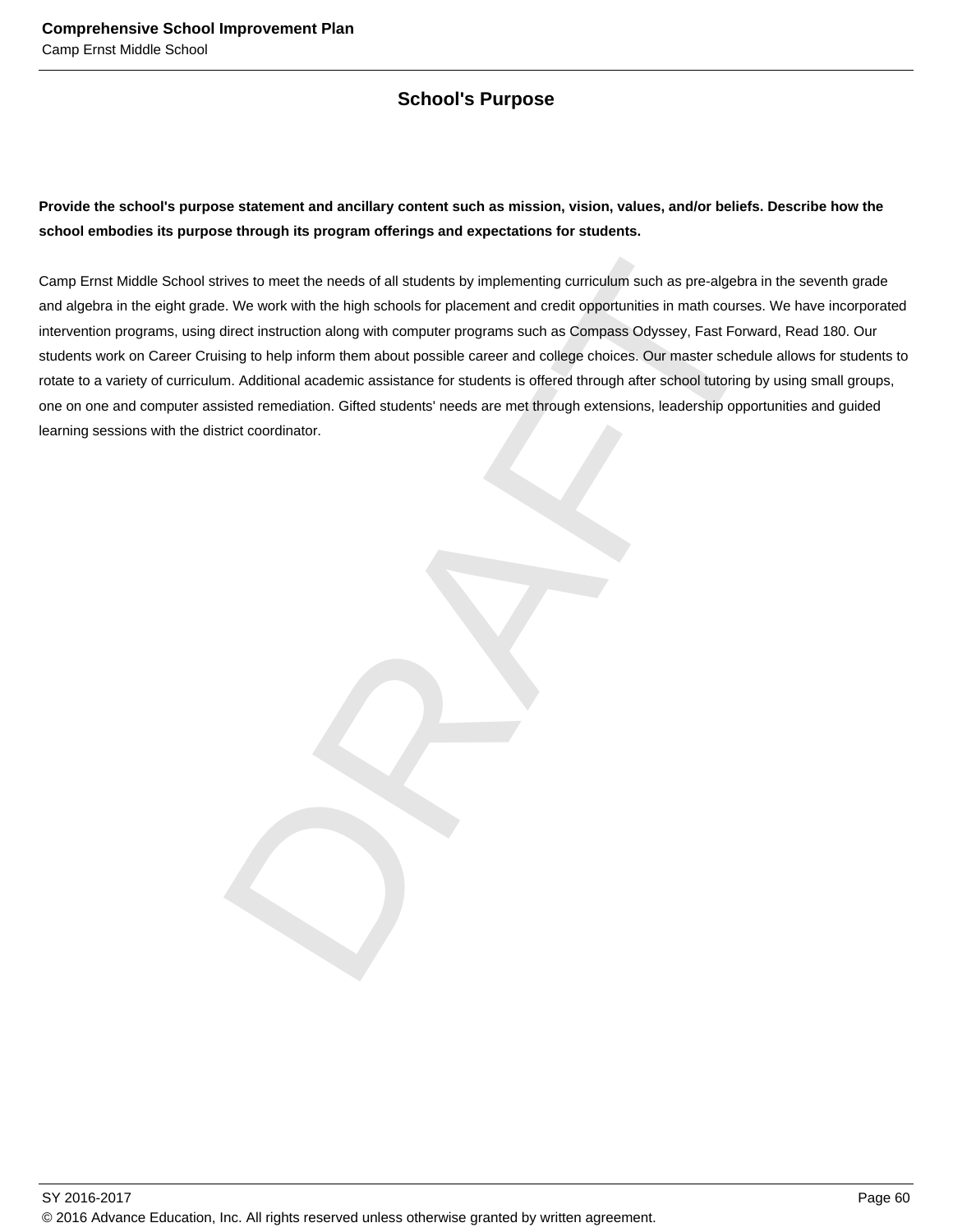# School's Purpose

**Provide the school's purpose statement and ancillary content such as mission, vision, values, and/or beliefs. Describe how the school embodies its purpose through its program offerings and expectations for students.**

Camp Ernst Middle School strives to meet the needs of all students by implementing curriculum such as pre-algebra in the seventh grade and algebra in the eight grade. We work with the high schools for placement and credit opportunities in math courses. We have incorporated intervention programs, using direct instruction along with computer programs such as Compass Odyssey, Fast Forward, Read 180. Our students work on Career Cruising to help inform them about possible career and college choices. Our master schedule allows for students to rotate to a variety of curriculum. Additional academic assistance for students is offered through after school tutoring by using small groups, one on one and computer assisted remediation. Gifted students' needs are met through extensions, leadership opportunities and guided learning sessions with the district coordinator.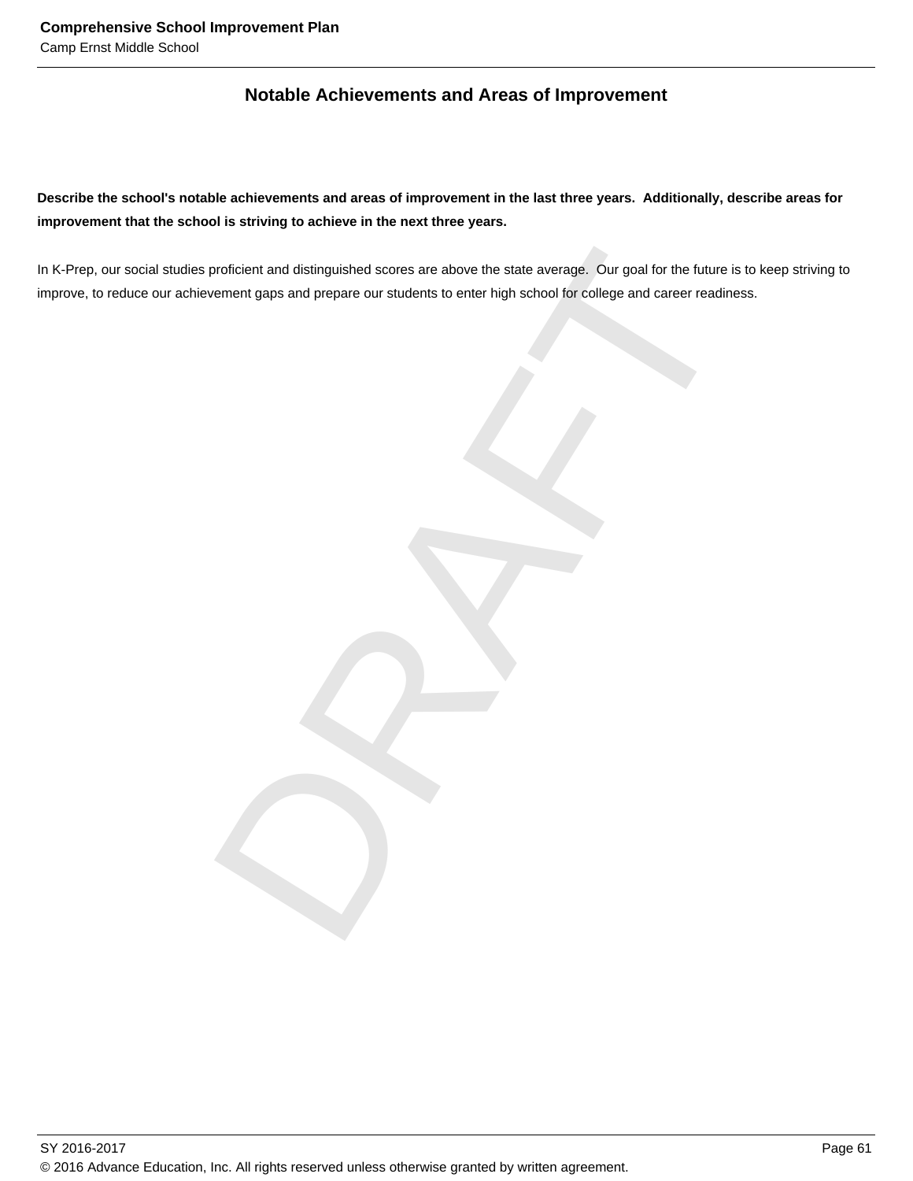## Notable Achievements and Areas of Improvement

**Describe the school's notable achievements and areas of improvement in the last three years. Additionally, describe areas for improvement that the school is striving to achieve in the next three years.**

In K-Prep, our social studies proficient and distinguished scores are above the state average. Our goal for the future is to keep striving to improve, to reduce our achievement gaps and prepare our students to enter high school for college and career readiness.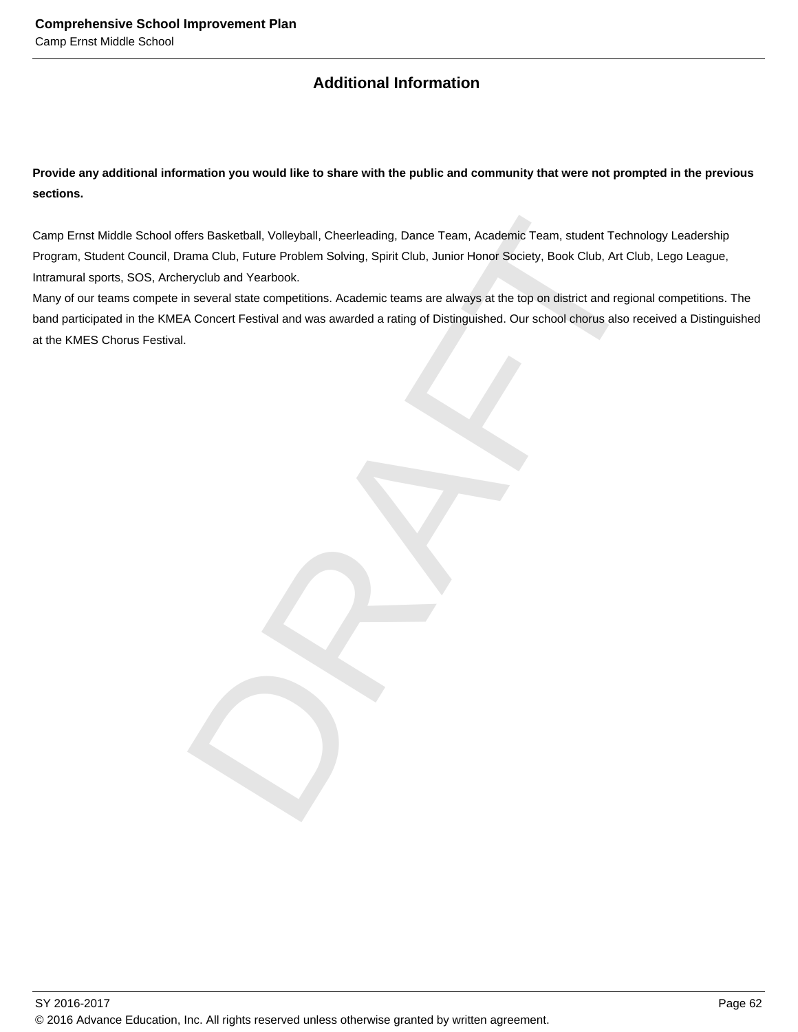## Additional Information

**Provide any additional information you would like to share with the public and community that were not prompted in the previous sections.**

Camp Ernst Middle School offers Basketball, Volleyball, Cheerleading, Dance Team, Academic Team, student Technology Leadership Program, Student Council, Drama Club, Future Problem Solving, Spirit Club, Junior Honor Society, Book Club, Art Club, Lego League, Intramural sports, SOS, Archeryclub and Yearbook.
Many of our teams compete in several state competitions. Academic teams are always at the top on district and regional competitions. The band participated in the KMEA Concert Festival and was awarded a rating of Distinguished. Our school chorus also received a Distinguished at the KMES Chorus Festival.